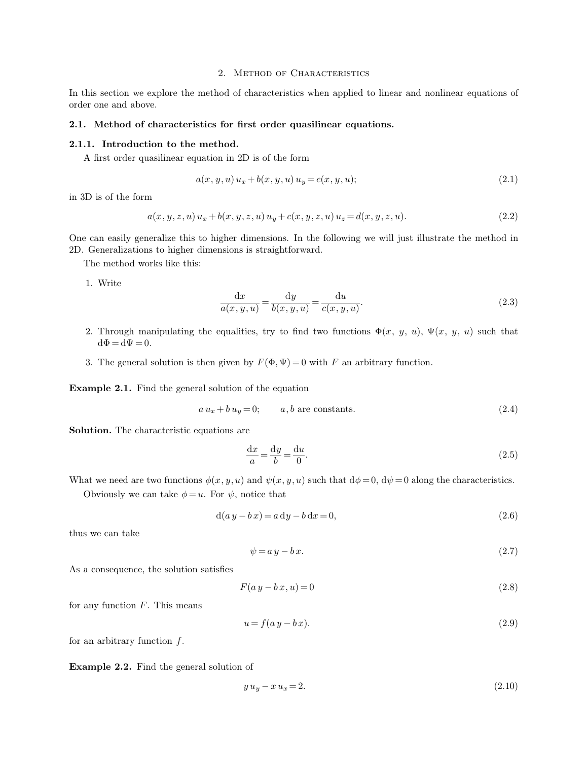# 2. Method of Characteristics

In this section we explore the method of characteristics when applied to linear and nonlinear equations of order one and above.

## 2.1. Method of characteristics for first order quasilinear equations.

### 2.1.1. Introduction to the method.

A first order quasilinear equation in 2D is of the form

$$a(x, y, u)\, u_x + b(x, y, u)\, u_y = c(x, y, u); \tag{2.1}$$

in 3D is of the form

$$a(x, y, z, u)\, u_x + b(x, y, z, u)\, u_y + c(x, y, z, u)\, u_z = d(x, y, z, u). \tag{2.2}$$

One can easily generalize this to higher dimensions. In the following we will just illustrate the method in 2D. Generalizations to higher dimensions is straightforward.

The method works like this:

1. Write
$$\frac{\mathrm{d}x}{a(x, y, u)} = \frac{\mathrm{d}y}{b(x, y, u)} = \frac{\mathrm{d}u}{c(x, y, u)}. \tag{2.3}$$

2. Through manipulating the equalities, try to find two functions $\Phi(x,\ y,\ u)$, $\Psi(x,\ y,\ u)$ such that $\mathrm{d}\Phi = \mathrm{d}\Psi = 0$.

3. The general solution is then given by $F(\Phi, \Psi) = 0$ with $F$ an arbitrary function.

**Example 2.1.** Find the general solution of the equation

$$a\, u_x + b\, u_y = 0; \qquad a, b \text{ are constants.} \tag{2.4}$$

**Solution.** The characteristic equations are

$$\frac{\mathrm{d}x}{a} = \frac{\mathrm{d}y}{b} = \frac{\mathrm{d}u}{0}. \tag{2.5}$$

What we need are two functions $\phi(x, y, u)$ and $\psi(x, y, u)$ such that $\mathrm{d}\phi = 0$, $\mathrm{d}\psi = 0$ along the characteristics.

Obviously we can take $\phi = u$. For $\psi$, notice that

$$\mathrm{d}(a\, y - b\, x) = a\, \mathrm{d}y - b\, \mathrm{d}x = 0, \tag{2.6}$$

thus we can take

$$\psi = a\, y - b\, x. \tag{2.7}$$

As a consequence, the solution satisfies

$$F(a\, y - b\, x, u) = 0 \tag{2.8}$$

for any function $F$. This means

$$u = f(a\, y - b\, x). \tag{2.9}$$

for an arbitrary function $f$.

**Example 2.2.** Find the general solution of

$$y\, u_y - x\, u_x = 2. \tag{2.10}$$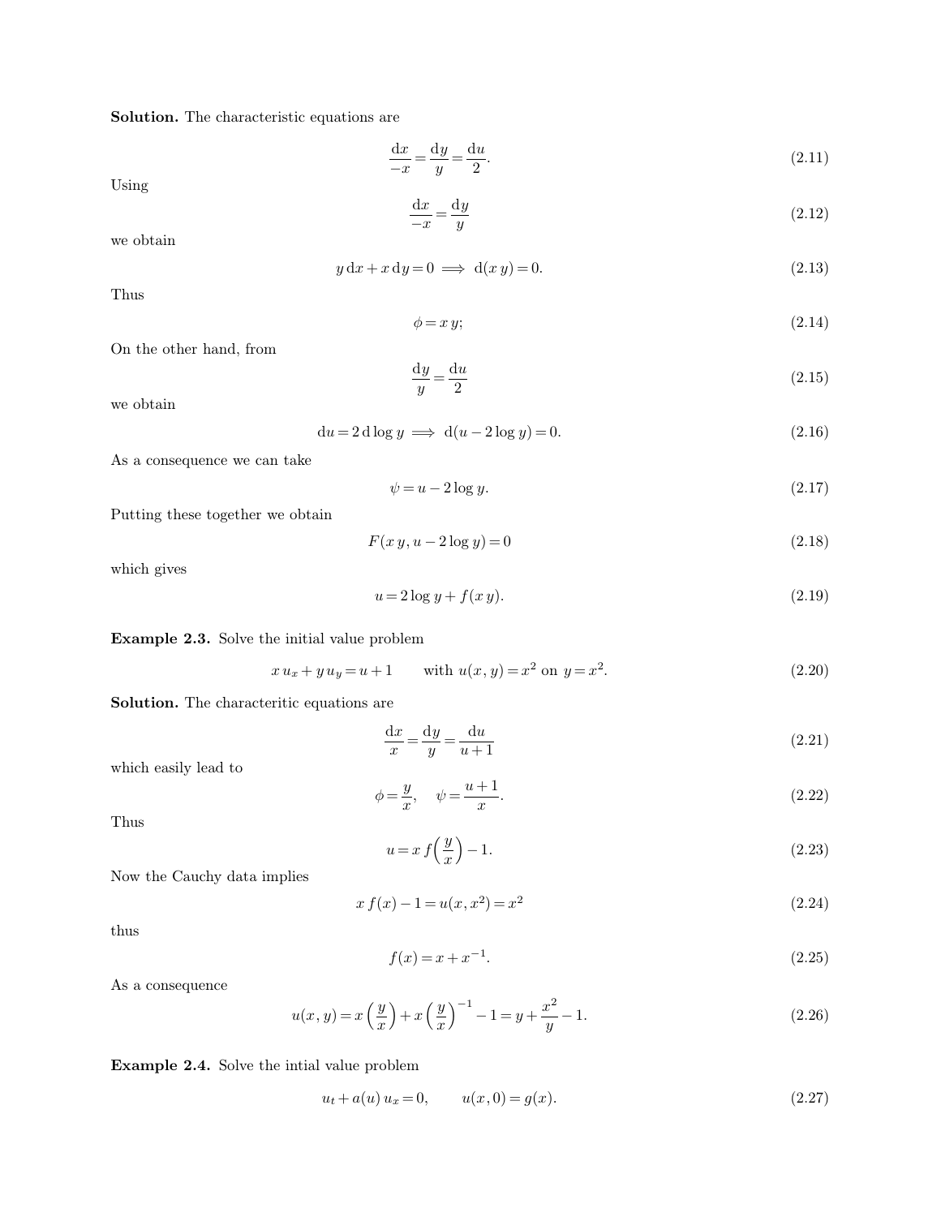**Solution.** The characteristic equations are

$$\frac{\mathrm{d}x}{-x}=\frac{\mathrm{d}y}{y}=\frac{\mathrm{d}u}{2}. \tag{2.11}$$

Using

$$\frac{\mathrm{d}x}{-x}=\frac{\mathrm{d}y}{y} \tag{2.12}$$

we obtain

$$y\,\mathrm{d}x+x\,\mathrm{d}y=0 \implies \mathrm{d}(x\,y)=0. \tag{2.13}$$

Thus

$$\phi=x\,y; \tag{2.14}$$

On the other hand, from

$$\frac{\mathrm{d}y}{y}=\frac{\mathrm{d}u}{2} \tag{2.15}$$

we obtain

$$\mathrm{d}u=2\,\mathrm{d}\log y \implies \mathrm{d}(u-2\log y)=0. \tag{2.16}$$

As a consequence we can take

$$\psi=u-2\log y. \tag{2.17}$$

Putting these together we obtain

$$F(x\,y,u-2\log y)=0 \tag{2.18}$$

which gives

$$u=2\log y+f(x\,y). \tag{2.19}$$

**Example 2.3.** Solve the initial value problem

$$x\,u_x+y\,u_y=u+1 \qquad \text{with } u(x,y)=x^2 \text{ on } y=x^2. \tag{2.20}$$

**Solution.** The characteritic equations are

$$\frac{\mathrm{d}x}{x}=\frac{\mathrm{d}y}{y}=\frac{\mathrm{d}u}{u+1} \tag{2.21}$$

which easily lead to

$$\phi=\frac{y}{x}, \quad \psi=\frac{u+1}{x}. \tag{2.22}$$

Thus

$$u=x\,f\Big(\frac{y}{x}\Big)-1. \tag{2.23}$$

Now the Cauchy data implies

$$x\,f(x)-1=u(x,x^2)=x^2 \tag{2.24}$$

thus

$$f(x)=x+x^{-1}. \tag{2.25}$$

As a consequence

$$u(x,y)=x\left(\frac{y}{x}\right)+x\left(\frac{y}{x}\right)^{-1}-1=y+\frac{x^2}{y}-1. \tag{2.26}$$

**Example 2.4.** Solve the intial value problem

$$u_t+a(u)\,u_x=0, \qquad u(x,0)=g(x). \tag{2.27}$$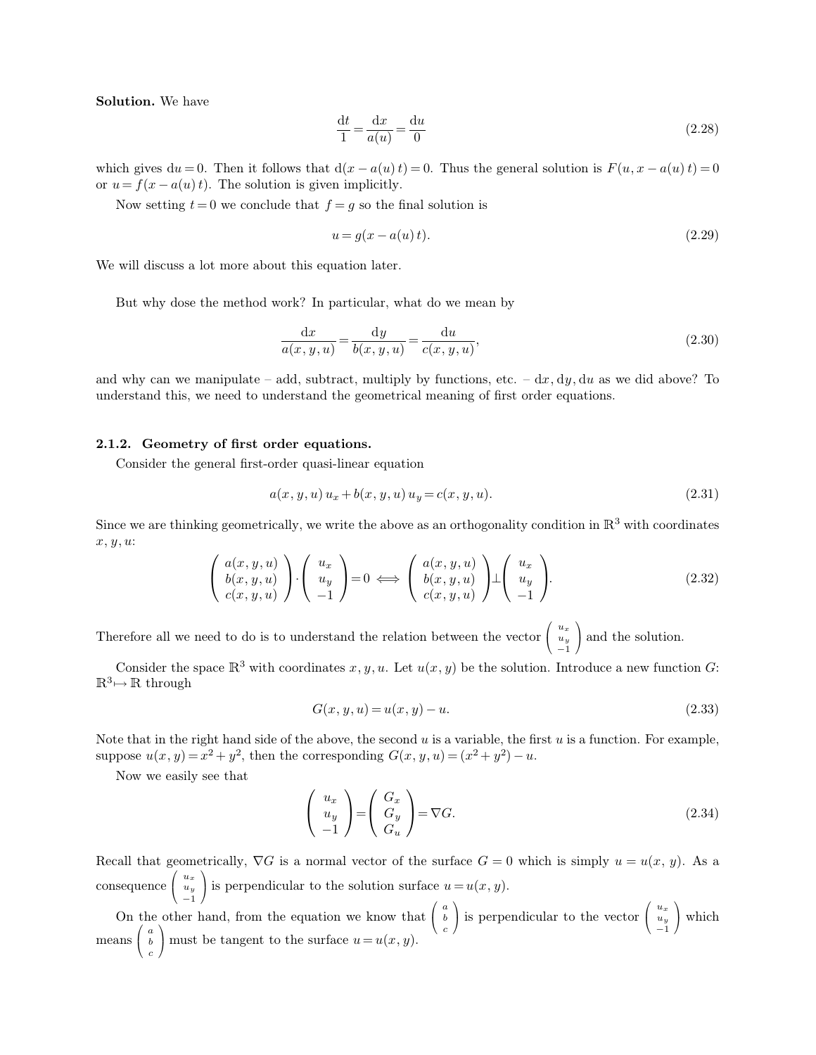**Solution.** We have

$$\frac{\mathrm{d}t}{1} = \frac{\mathrm{d}x}{a(u)} = \frac{\mathrm{d}u}{0} \tag{2.28}$$

which gives $\mathrm{d}u = 0$. Then it follows that $\mathrm{d}(x - a(u)\,t) = 0$. Thus the general solution is $F(u, x - a(u)\,t) = 0$ or $u = f(x - a(u)\,t)$. The solution is given implicitly.

Now setting $t = 0$ we conclude that $f = g$ so the final solution is

$$u = g(x - a(u)\,t). \tag{2.29}$$

We will discuss a lot more about this equation later.

But why dose the method work? In particular, what do we mean by

$$\frac{\mathrm{d}x}{a(x, y, u)} = \frac{\mathrm{d}y}{b(x, y, u)} = \frac{\mathrm{d}u}{c(x, y, u)}, \tag{2.30}$$

and why can we manipulate – add, subtract, multiply by functions, etc. – $\mathrm{d}x, \mathrm{d}y, \mathrm{d}u$ as we did above? To understand this, we need to understand the geometrical meaning of first order equations.

### 2.1.2. Geometry of first order equations.

Consider the general first-order quasi-linear equation

$$a(x, y, u)\,u_x + b(x, y, u)\,u_y = c(x, y, u). \tag{2.31}$$

Since we are thinking geometrically, we write the above as an orthogonality condition in $\mathbb{R}^3$ with coordinates $x, y, u$:

$$\begin{pmatrix} a(x, y, u) \\ b(x, y, u) \\ c(x, y, u) \end{pmatrix} \cdot \begin{pmatrix} u_x \\ u_y \\ -1 \end{pmatrix} = 0 \Longleftrightarrow \begin{pmatrix} a(x, y, u) \\ b(x, y, u) \\ c(x, y, u) \end{pmatrix} \perp \begin{pmatrix} u_x \\ u_y \\ -1 \end{pmatrix}. \tag{2.32}$$

Therefore all we need to do is to understand the relation between the vector $\begin{pmatrix} u_x \\ u_y \\ -1 \end{pmatrix}$ and the solution.

Consider the space $\mathbb{R}^3$ with coordinates $x, y, u$. Let $u(x, y)$ be the solution. Introduce a new function $G$: $\mathbb{R}^3 \mapsto \mathbb{R}$ through

$$G(x, y, u) = u(x, y) - u. \tag{2.33}$$

Note that in the right hand side of the above, the second $u$ is a variable, the first $u$ is a function. For example, suppose $u(x, y) = x^2 + y^2$, then the corresponding $G(x, y, u) = (x^2 + y^2) - u$.

Now we easily see that

$$\begin{pmatrix} u_x \\ u_y \\ -1 \end{pmatrix} = \begin{pmatrix} G_x \\ G_y \\ G_u \end{pmatrix} = \nabla G. \tag{2.34}$$

Recall that geometrically, $\nabla G$ is a normal vector of the surface $G = 0$ which is simply $u = u(x, y)$. As a consequence $\begin{pmatrix} u_x \\ u_y \\ -1 \end{pmatrix}$ is perpendicular to the solution surface $u = u(x, y)$.

On the other hand, from the equation we know that $\begin{pmatrix} a \\ b \\ c \end{pmatrix}$ is perpendicular to the vector $\begin{pmatrix} u_x \\ u_y \\ -1 \end{pmatrix}$ which means $\begin{pmatrix} a \\ b \\ c \end{pmatrix}$ must be tangent to the surface $u = u(x, y)$.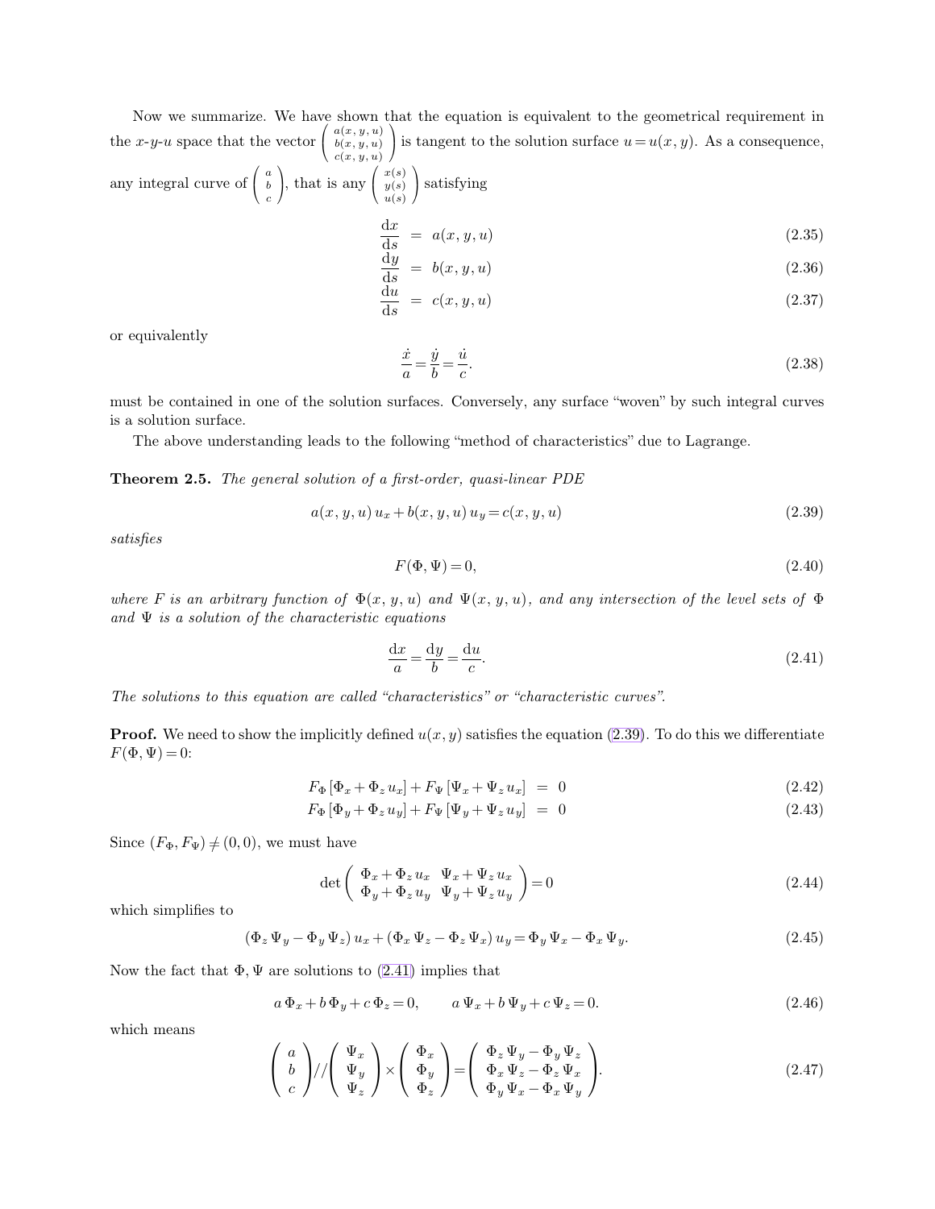Now we summarize. We have shown that the equation is equivalent to the geometrical requirement in the $x$-$y$-$u$ space that the vector $\begin{pmatrix} a(x,y,u) \\ b(x,y,u) \\ c(x,y,u) \end{pmatrix}$ is tangent to the solution surface $u = u(x,y)$. As a consequence, any integral curve of $\begin{pmatrix} a \\ b \\ c \end{pmatrix}$, that is any $\begin{pmatrix} x(s) \\ y(s) \\ u(s) \end{pmatrix}$ satisfying

$$\frac{\mathrm{d}x}{\mathrm{d}s} = a(x,y,u) \tag{2.35}$$

$$\frac{\mathrm{d}y}{\mathrm{d}s} = b(x,y,u) \tag{2.36}$$

$$\frac{\mathrm{d}u}{\mathrm{d}s} = c(x,y,u) \tag{2.37}$$

or equivalently

$$\frac{\dot{x}}{a} = \frac{\dot{y}}{b} = \frac{\dot{u}}{c}. \tag{2.38}$$

must be contained in one of the solution surfaces. Conversely, any surface "woven" by such integral curves is a solution surface.

The above understanding leads to the following "method of characteristics" due to Lagrange.

**Theorem 2.5.** *The general solution of a first-order, quasi-linear PDE*

$$a(x,y,u)\, u_x + b(x,y,u)\, u_y = c(x,y,u) \tag{2.39}$$

*satisfies*

$$F(\Phi, \Psi) = 0, \tag{2.40}$$

*where $F$ is an arbitrary function of $\Phi(x,y,u)$ and $\Psi(x,y,u)$, and any intersection of the level sets of $\Phi$ and $\Psi$ is a solution of the characteristic equations*

$$\frac{\mathrm{d}x}{a} = \frac{\mathrm{d}y}{b} = \frac{\mathrm{d}u}{c}. \tag{2.41}$$

*The solutions to this equation are called "characteristics" or "characteristic curves".*

**Proof.** We need to show the implicitly defined $u(x,y)$ satisfies the equation (2.39). To do this we differentiate $F(\Phi, \Psi) = 0$:

$$F_\Phi\, [\Phi_x + \Phi_z\, u_x] + F_\Psi\, [\Psi_x + \Psi_z\, u_x] = 0 \tag{2.42}$$

$$F_\Phi\, [\Phi_y + \Phi_z\, u_y] + F_\Psi\, [\Psi_y + \Psi_z\, u_y] = 0 \tag{2.43}$$

Since $(F_\Phi, F_\Psi) \neq (0,0)$, we must have

$$\det \begin{pmatrix} \Phi_x + \Phi_z\, u_x & \Psi_x + \Psi_z\, u_x \\ \Phi_y + \Phi_z\, u_y & \Psi_y + \Psi_z\, u_y \end{pmatrix} = 0 \tag{2.44}$$

which simplifies to

$$(\Phi_z\, \Psi_y - \Phi_y\, \Psi_z)\, u_x + (\Phi_x\, \Psi_z - \Phi_z\, \Psi_x)\, u_y = \Phi_y\, \Psi_x - \Phi_x\, \Psi_y. \tag{2.45}$$

Now the fact that $\Phi, \Psi$ are solutions to (2.41) implies that

$$a\, \Phi_x + b\, \Phi_y + c\, \Phi_z = 0, \qquad a\, \Psi_x + b\, \Psi_y + c\, \Psi_z = 0. \tag{2.46}$$

which means

$$\begin{pmatrix} a \\ b \\ c \end{pmatrix} // \begin{pmatrix} \Psi_x \\ \Psi_y \\ \Psi_z \end{pmatrix} \times \begin{pmatrix} \Phi_x \\ \Phi_y \\ \Phi_z \end{pmatrix} = \begin{pmatrix} \Phi_z\, \Psi_y - \Phi_y\, \Psi_z \\ \Phi_x\, \Psi_z - \Phi_z\, \Psi_x \\ \Phi_y\, \Psi_x - \Phi_x\, \Psi_y \end{pmatrix}. \tag{2.47}$$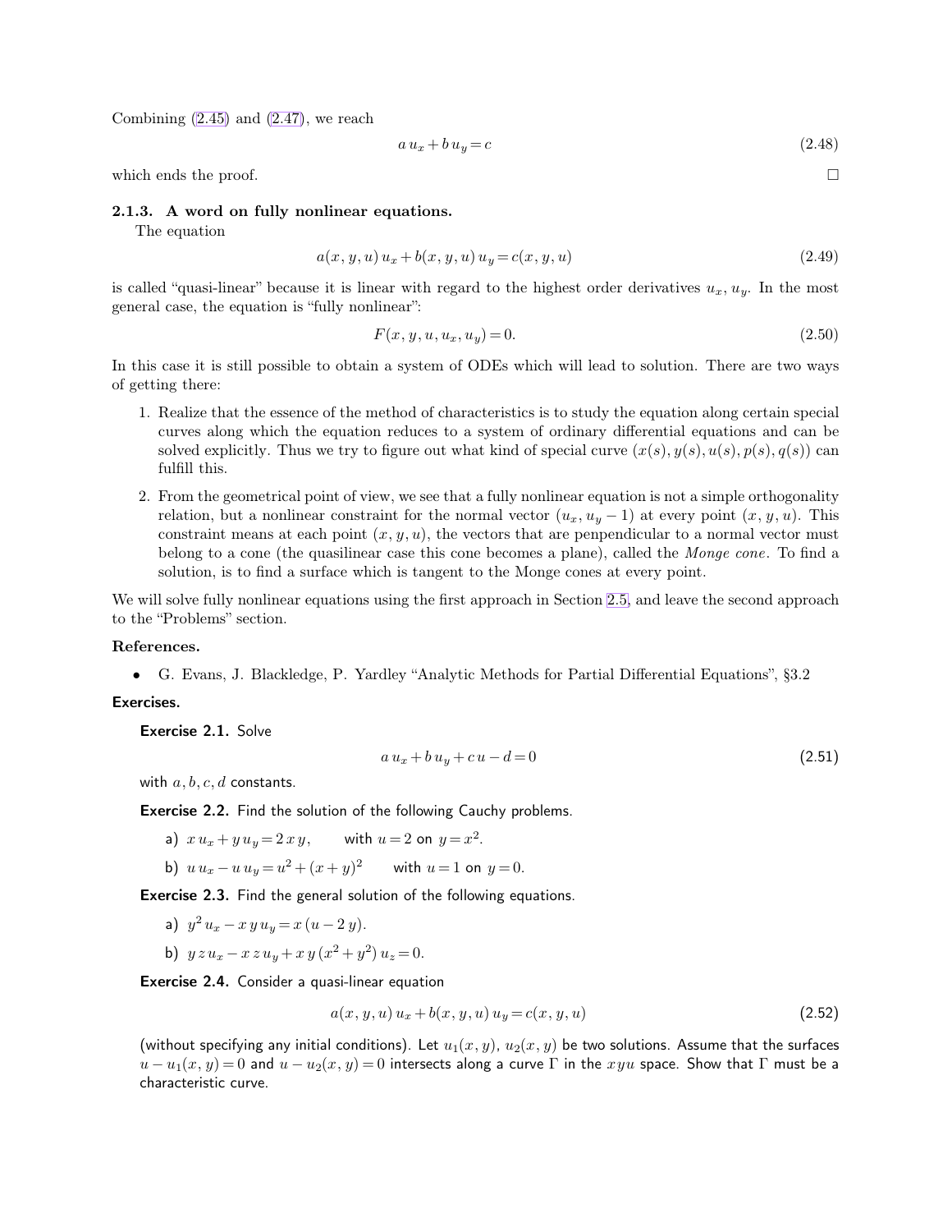Combining (2.45) and (2.47), we reach

$$a\,u_x + b\,u_y = c \tag{2.48}$$

which ends the proof. □

### 2.1.3. A word on fully nonlinear equations.

The equation

$$a(x, y, u)\,u_x + b(x, y, u)\,u_y = c(x, y, u) \tag{2.49}$$

is called "quasi-linear" because it is linear with regard to the highest order derivatives $u_x$, $u_y$. In the most general case, the equation is "fully nonlinear":

$$F(x, y, u, u_x, u_y) = 0. \tag{2.50}$$

In this case it is still possible to obtain a system of ODEs which will lead to solution. There are two ways of getting there:

1. Realize that the essence of the method of characteristics is to study the equation along certain special curves along which the equation reduces to a system of ordinary differential equations and can be solved explicitly. Thus we try to figure out what kind of special curve $(x(s), y(s), u(s), p(s), q(s))$ can fulfill this.
2. From the geometrical point of view, we see that a fully nonlinear equation is not a simple orthogonality relation, but a nonlinear constraint for the normal vector $(u_x, u_y - 1)$ at every point $(x, y, u)$. This constraint means at each point $(x, y, u)$, the vectors that are perpendicular to a normal vector must belong to a cone (the quasilinear case this cone becomes a plane), called the *Monge cone*. To find a solution, is to find a surface which is tangent to the Monge cones at every point.

We will solve fully nonlinear equations using the first approach in Section 2.5, and leave the second approach to the "Problems" section.

**References.**

- G. Evans, J. Blackledge, P. Yardley "Analytic Methods for Partial Differential Equations", §3.2

**Exercises.**

**Exercise 2.1.** Solve

$$a\,u_x + b\,u_y + c\,u - d = 0 \tag{2.51}$$

with $a, b, c, d$ constants.

**Exercise 2.2.** Find the solution of the following Cauchy problems.

a) $x\,u_x + y\,u_y = 2\,x\,y$, with $u = 2$ on $y = x^2$.

b) $u\,u_x - u\,u_y = u^2 + (x + y)^2$ with $u = 1$ on $y = 0$.

**Exercise 2.3.** Find the general solution of the following equations.

a) $y^2\,u_x - x\,y\,u_y = x\,(u - 2\,y)$.

b) $y\,z\,u_x - x\,z\,u_y + x\,y\,(x^2 + y^2)\,u_z = 0$.

**Exercise 2.4.** Consider a quasi-linear equation

$$a(x, y, u)\,u_x + b(x, y, u)\,u_y = c(x, y, u) \tag{2.52}$$

(without specifying any initial conditions). Let $u_1(x, y)$, $u_2(x, y)$ be two solutions. Assume that the surfaces $u - u_1(x, y) = 0$ and $u - u_2(x, y) = 0$ intersects along a curve $\Gamma$ in the $xyu$ space. Show that $\Gamma$ must be a characteristic curve.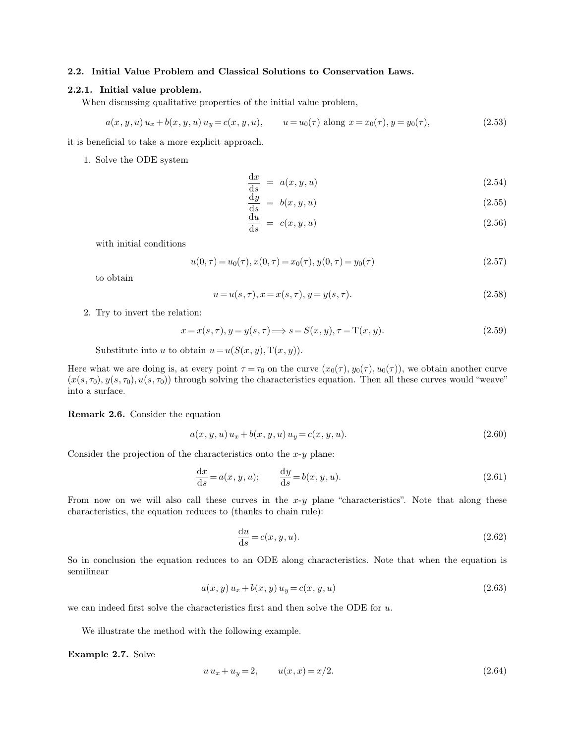### 2.2. Initial Value Problem and Classical Solutions to Conservation Laws.

#### 2.2.1. Initial value problem.

When discussing qualitative properties of the initial value problem,

$$a(x, y, u)\, u_x + b(x, y, u)\, u_y = c(x, y, u), \qquad u = u_0(\tau) \text{ along } x = x_0(\tau), y = y_0(\tau), \tag{2.53}$$

it is beneficial to take a more explicit approach.

1. Solve the ODE system

$$\frac{\mathrm{d}x}{\mathrm{d}s} = a(x, y, u) \tag{2.54}$$

$$\frac{\mathrm{d}y}{\mathrm{d}s} = b(x, y, u) \tag{2.55}$$

$$\frac{\mathrm{d}u}{\mathrm{d}s} = c(x, y, u) \tag{2.56}$$

with initial conditions

$$u(0, \tau) = u_0(\tau), x(0, \tau) = x_0(\tau), y(0, \tau) = y_0(\tau) \tag{2.57}$$

to obtain

$$u = u(s, \tau), x = x(s, \tau), y = y(s, \tau). \tag{2.58}$$

2. Try to invert the relation:

$$x = x(s, \tau), y = y(s, \tau) \Longrightarrow s = S(x, y), \tau = \mathrm{T}(x, y). \tag{2.59}$$

Substitute into $u$ to obtain $u = u(S(x, y), \mathrm{T}(x, y))$.

Here what we are doing is, at every point $\tau = \tau_0$ on the curve $(x_0(\tau), y_0(\tau), u_0(\tau))$, we obtain another curve $(x(s, \tau_0), y(s, \tau_0), u(s, \tau_0))$ through solving the characteristics equation. Then all these curves would "weave" into a surface.

**Remark 2.6.** Consider the equation

$$a(x, y, u)\, u_x + b(x, y, u)\, u_y = c(x, y, u). \tag{2.60}$$

Consider the projection of the characteristics onto the $x$-$y$ plane:

$$\frac{\mathrm{d}x}{\mathrm{d}s} = a(x, y, u); \qquad \frac{\mathrm{d}y}{\mathrm{d}s} = b(x, y, u). \tag{2.61}$$

From now on we will also call these curves in the $x$-$y$ plane "characteristics". Note that along these characteristics, the equation reduces to (thanks to chain rule):

$$\frac{\mathrm{d}u}{\mathrm{d}s} = c(x, y, u). \tag{2.62}$$

So in conclusion the equation reduces to an ODE along characteristics. Note that when the equation is semilinear

$$a(x, y)\, u_x + b(x, y)\, u_y = c(x, y, u) \tag{2.63}$$

we can indeed first solve the characteristics first and then solve the ODE for $u$.

We illustrate the method with the following example.

**Example 2.7.** Solve

$$u\, u_x + u_y = 2, \qquad u(x, x) = x/2. \tag{2.64}$$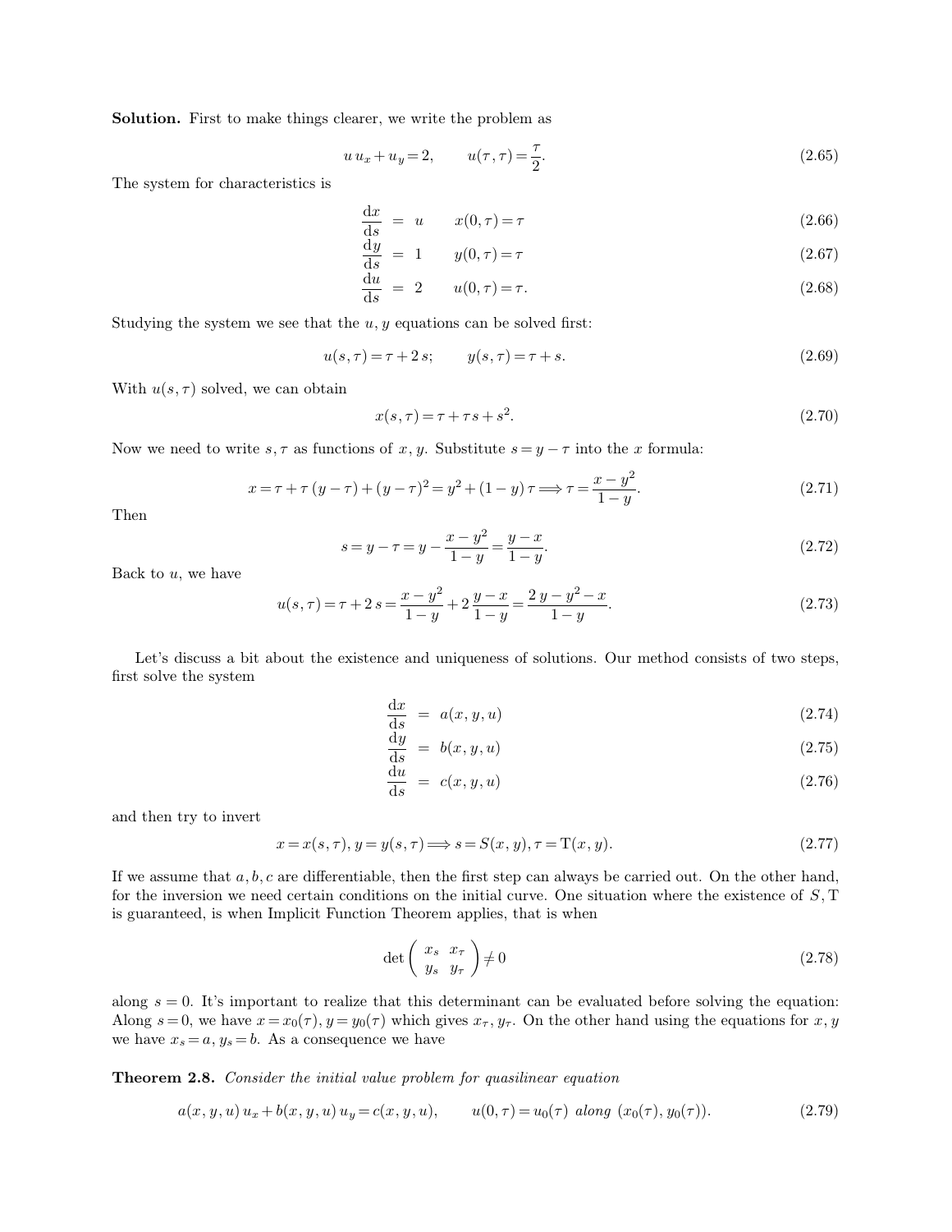**Solution.** First to make things clearer, we write the problem as

$$u\,u_x + u_y = 2, \qquad u(\tau,\tau) = \frac{\tau}{2}. \tag{2.65}$$

The system for characteristics is

$$\frac{\mathrm{d}x}{\mathrm{d}s} = u \qquad x(0,\tau) = \tau \tag{2.66}$$

$$\frac{\mathrm{d}y}{\mathrm{d}s} = 1 \qquad y(0,\tau) = \tau \tag{2.67}$$

$$\frac{\mathrm{d}u}{\mathrm{d}s} = 2 \qquad u(0,\tau) = \tau. \tag{2.68}$$

Studying the system we see that the $u, y$ equations can be solved first:

$$u(s,\tau) = \tau + 2\,s; \qquad y(s,\tau) = \tau + s. \tag{2.69}$$

With $u(s,\tau)$ solved, we can obtain

$$x(s,\tau) = \tau + \tau s + s^2. \tag{2.70}$$

Now we need to write $s, \tau$ as functions of $x, y$. Substitute $s = y - \tau$ into the $x$ formula:

$$x = \tau + \tau\,(y - \tau) + (y - \tau)^2 = y^2 + (1 - y)\,\tau \Longrightarrow \tau = \frac{x - y^2}{1 - y}. \tag{2.71}$$

Then

$$s = y - \tau = y - \frac{x - y^2}{1 - y} = \frac{y - x}{1 - y}. \tag{2.72}$$

Back to $u$, we have

$$u(s,\tau) = \tau + 2\,s = \frac{x - y^2}{1 - y} + 2\,\frac{y - x}{1 - y} = \frac{2\,y - y^2 - x}{1 - y}. \tag{2.73}$$

Let's discuss a bit about the existence and uniqueness of solutions. Our method consists of two steps, first solve the system

$$\frac{\mathrm{d}x}{\mathrm{d}s} = a(x,y,u) \tag{2.74}$$

$$\frac{\mathrm{d}y}{\mathrm{d}s} = b(x,y,u) \tag{2.75}$$

$$\frac{\mathrm{d}u}{\mathrm{d}s} = c(x,y,u) \tag{2.76}$$

and then try to invert

$$x = x(s,\tau), y = y(s,\tau) \Longrightarrow s = S(x,y), \tau = \mathrm{T}(x,y). \tag{2.77}$$

If we assume that $a, b, c$ are differentiable, then the first step can always be carried out. On the other hand, for the inversion we need certain conditions on the initial curve. One situation where the existence of $S, \mathrm{T}$ is guaranteed, is when Implicit Function Theorem applies, that is when

$$\det\begin{pmatrix} x_s & x_\tau \\ y_s & y_\tau \end{pmatrix} \neq 0 \tag{2.78}$$

along $s = 0$. It's important to realize that this determinant can be evaluated before solving the equation: Along $s = 0$, we have $x = x_0(\tau), y = y_0(\tau)$ which gives $x_\tau, y_\tau$. On the other hand using the equations for $x, y$ we have $x_s = a$, $y_s = b$. As a consequence we have

**Theorem 2.8.** *Consider the initial value problem for quasilinear equation*

$$a(x,y,u)\,u_x + b(x,y,u)\,u_y = c(x,y,u), \qquad u(0,\tau) = u_0(\tau) \text{ along } (x_0(\tau), y_0(\tau)). \tag{2.79}$$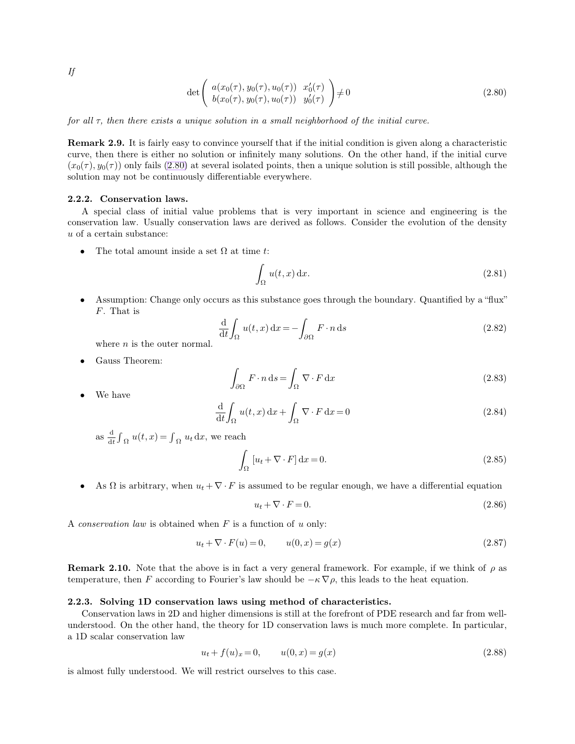*If*

$$\det \begin{pmatrix} a(x_0(\tau), y_0(\tau), u_0(\tau)) & x_0'(\tau) \\ b(x_0(\tau), y_0(\tau), u_0(\tau)) & y_0'(\tau) \end{pmatrix} \neq 0 \tag{2.80}$$

*for all $\tau$, then there exists a unique solution in a small neighborhood of the initial curve.*

**Remark 2.9.** It is fairly easy to convince yourself that if the initial condition is given along a characteristic curve, then there is either no solution or infinitely many solutions. On the other hand, if the initial curve $(x_0(\tau), y_0(\tau))$ only fails (2.80) at several isolated points, then a unique solution is still possible, although the solution may not be continuously differentiable everywhere.

### 2.2.2. Conservation laws.

A special class of initial value problems that is very important in science and engineering is the conservation law. Usually conservation laws are derived as follows. Consider the evolution of the density $u$ of a certain substance:

- The total amount inside a set $\Omega$ at time $t$:

$$\int_\Omega u(t, x)\,\mathrm{d}x. \tag{2.81}$$

- Assumption: Change only occurs as this substance goes through the boundary. Quantified by a "flux" $F$. That is

$$\frac{\mathrm{d}}{\mathrm{d}t}\int_\Omega u(t, x)\,\mathrm{d}x = -\int_{\partial\Omega} F \cdot n\,\mathrm{d}s \tag{2.82}$$

  where $n$ is the outer normal.

- Gauss Theorem:

$$\int_{\partial\Omega} F \cdot n\,\mathrm{d}s = \int_\Omega \nabla \cdot F\,\mathrm{d}x \tag{2.83}$$

- We have

$$\frac{\mathrm{d}}{\mathrm{d}t}\int_\Omega u(t, x)\,\mathrm{d}x + \int_\Omega \nabla \cdot F\,\mathrm{d}x = 0 \tag{2.84}$$

  as $\frac{\mathrm{d}}{\mathrm{d}t}\int_\Omega u(t, x) = \int_\Omega u_t\,\mathrm{d}x$, we reach

$$\int_\Omega [u_t + \nabla \cdot F]\,\mathrm{d}x = 0. \tag{2.85}$$

- As $\Omega$ is arbitrary, when $u_t + \nabla \cdot F$ is assumed to be regular enough, we have a differential equation

$$u_t + \nabla \cdot F = 0. \tag{2.86}$$

A *conservation law* is obtained when $F$ is a function of $u$ only:

$$u_t + \nabla \cdot F(u) = 0, \qquad u(0, x) = g(x) \tag{2.87}$$

**Remark 2.10.** Note that the above is in fact a very general framework. For example, if we think of $\rho$ as temperature, then $F$ according to Fourier's law should be $-\kappa \nabla \rho$, this leads to the heat equation.

### 2.2.3. Solving 1D conservation laws using method of characteristics.

Conservation laws in 2D and higher dimensions is still at the forefront of PDE research and far from well-understood. On the other hand, the theory for 1D conservation laws is much more complete. In particular, a 1D scalar conservation law

$$u_t + f(u)_x = 0, \qquad u(0, x) = g(x) \tag{2.88}$$

is almost fully understood. We will restrict ourselves to this case.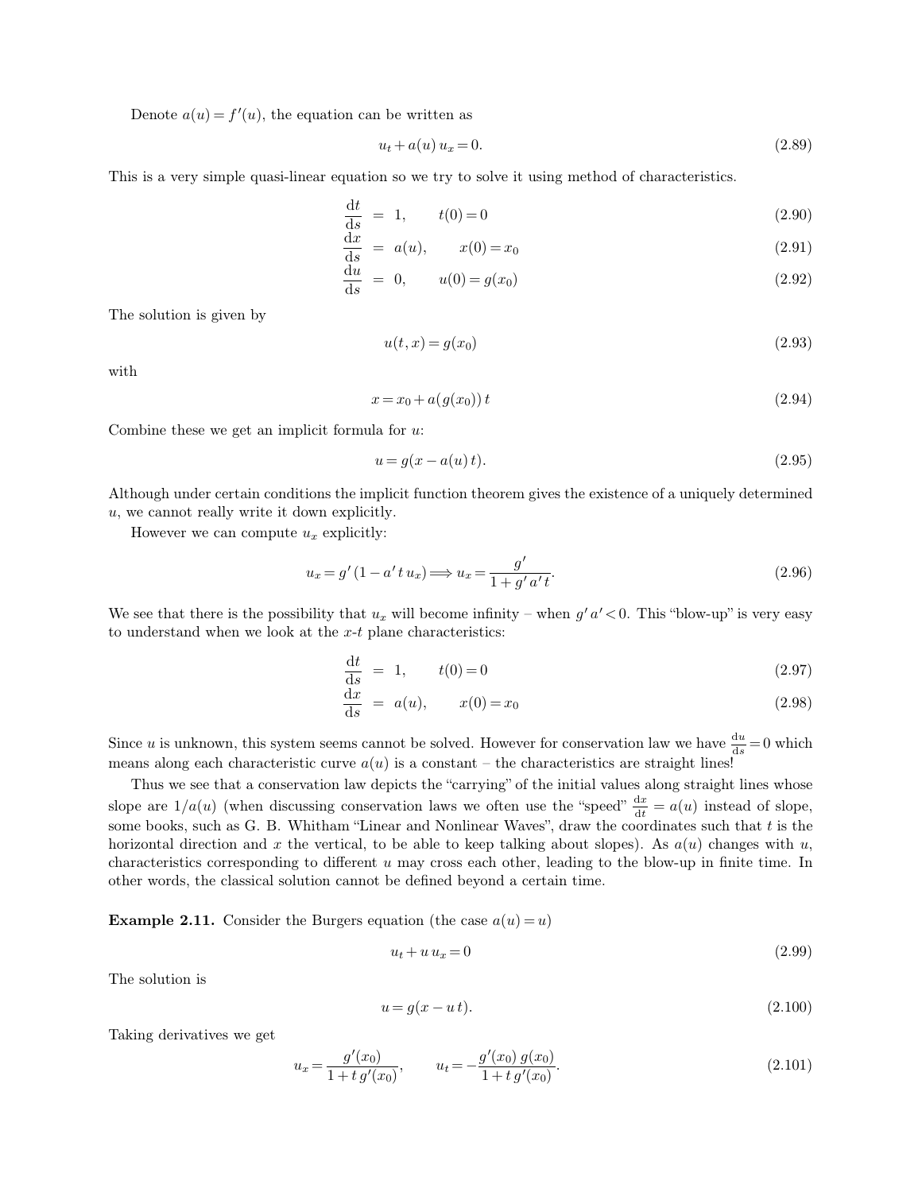Denote $a(u) = f'(u)$, the equation can be written as

$$u_t + a(u)\, u_x = 0. \tag{2.89}$$

This is a very simple quasi-linear equation so we try to solve it using method of characteristics.

$$\frac{\mathrm{d}t}{\mathrm{d}s} = 1, \qquad t(0) = 0 \tag{2.90}$$

$$\frac{\mathrm{d}x}{\mathrm{d}s} = a(u), \qquad x(0) = x_0 \tag{2.91}$$

$$\frac{\mathrm{d}u}{\mathrm{d}s} = 0, \qquad u(0) = g(x_0) \tag{2.92}$$

The solution is given by

$$u(t, x) = g(x_0) \tag{2.93}$$

with

$$x = x_0 + a(g(x_0))\, t \tag{2.94}$$

Combine these we get an implicit formula for $u$:

$$u = g(x - a(u)\, t). \tag{2.95}$$

Although under certain conditions the implicit function theorem gives the existence of a uniquely determined $u$, we cannot really write it down explicitly.

However we can compute $u_x$ explicitly:

$$u_x = g' \,(1 - a'\, t\, u_x) \Longrightarrow u_x = \frac{g'}{1 + g'\, a'\, t}. \tag{2.96}$$

We see that there is the possibility that $u_x$ will become infinity – when $g'\, a' < 0$. This "blow-up" is very easy to understand when we look at the $x$-$t$ plane characteristics:

$$\frac{\mathrm{d}t}{\mathrm{d}s} = 1, \qquad t(0) = 0 \tag{2.97}$$

$$\frac{\mathrm{d}x}{\mathrm{d}s} = a(u), \qquad x(0) = x_0 \tag{2.98}$$

Since $u$ is unknown, this system seems cannot be solved. However for conservation law we have $\frac{\mathrm{d}u}{\mathrm{d}s} = 0$ which means along each characteristic curve $a(u)$ is a constant – the characteristics are straight lines!

Thus we see that a conservation law depicts the "carrying" of the initial values along straight lines whose slope are $1/a(u)$ (when discussing conservation laws we often use the "speed" $\frac{\mathrm{d}x}{\mathrm{d}t} = a(u)$ instead of slope, some books, such as G. B. Whitham "Linear and Nonlinear Waves", draw the coordinates such that $t$ is the horizontal direction and $x$ the vertical, to be able to keep talking about slopes). As $a(u)$ changes with $u$, characteristics corresponding to different $u$ may cross each other, leading to the blow-up in finite time. In other words, the classical solution cannot be defined beyond a certain time.

**Example 2.11.** Consider the Burgers equation (the case $a(u) = u$)

$$u_t + u\, u_x = 0 \tag{2.99}$$

The solution is

$$u = g(x - u\, t). \tag{2.100}$$

Taking derivatives we get

$$u_x = \frac{g'(x_0)}{1 + t\, g'(x_0)}, \qquad u_t = -\frac{g'(x_0)\, g(x_0)}{1 + t\, g'(x_0)}. \tag{2.101}$$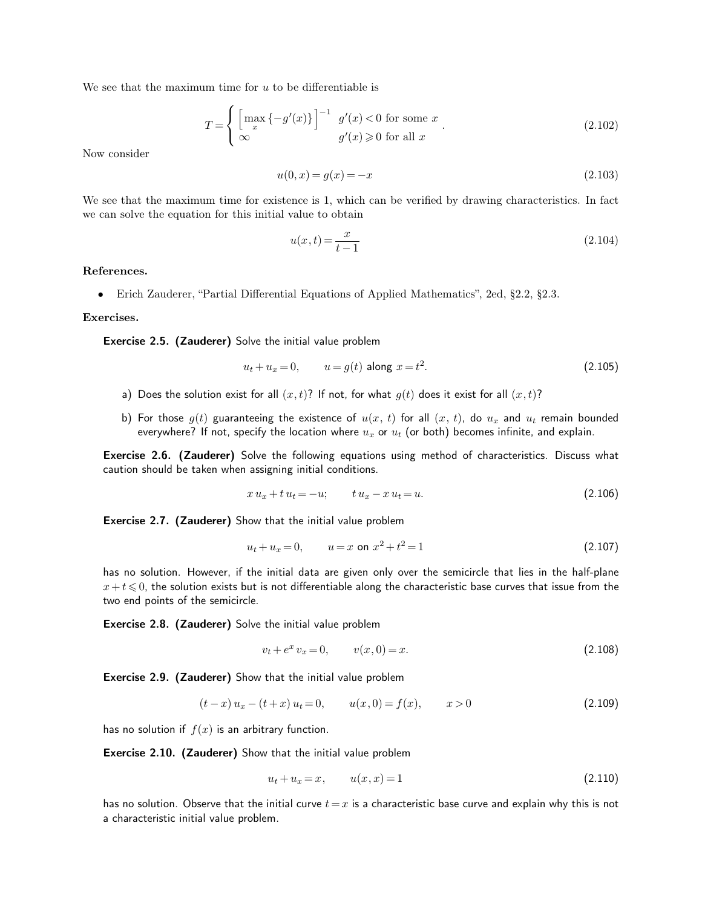We see that the maximum time for $u$ to be differentiable is

$$T = \begin{cases} \left[\max_x \{-g'(x)\}\right]^{-1} & g'(x) < 0 \text{ for some } x \\ \infty & g'(x) \geqslant 0 \text{ for all } x \end{cases}. \tag{2.102}$$

Now consider

$$u(0, x) = g(x) = -x \tag{2.103}$$

We see that the maximum time for existence is 1, which can be verified by drawing characteristics. In fact we can solve the equation for this initial value to obtain

$$u(x, t) = \frac{x}{t - 1} \tag{2.104}$$

**References.**

- Erich Zauderer, "Partial Differential Equations of Applied Mathematics", 2ed, §2.2, §2.3.

**Exercises.**

**Exercise 2.5. (Zauderer)** Solve the initial value problem

$$u_t + u_x = 0, \qquad u = g(t) \text{ along } x = t^2. \tag{2.105}$$

a) Does the solution exist for all $(x, t)$? If not, for what $g(t)$ does it exist for all $(x, t)$?

b) For those $g(t)$ guaranteeing the existence of $u(x, t)$ for all $(x, t)$, do $u_x$ and $u_t$ remain bounded everywhere? If not, specify the location where $u_x$ or $u_t$ (or both) becomes infinite, and explain.

**Exercise 2.6. (Zauderer)** Solve the following equations using method of characteristics. Discuss what caution should be taken when assigning initial conditions.

$$x\, u_x + t\, u_t = -u; \qquad t\, u_x - x\, u_t = u. \tag{2.106}$$

**Exercise 2.7. (Zauderer)** Show that the initial value problem

$$u_t + u_x = 0, \qquad u = x \text{ on } x^2 + t^2 = 1 \tag{2.107}$$

has no solution. However, if the initial data are given only over the semicircle that lies in the half-plane $x + t \leqslant 0$, the solution exists but is not differentiable along the characteristic base curves that issue from the two end points of the semicircle.

**Exercise 2.8. (Zauderer)** Solve the initial value problem

$$v_t + e^x\, v_x = 0, \qquad v(x, 0) = x. \tag{2.108}$$

**Exercise 2.9. (Zauderer)** Show that the initial value problem

$$(t - x)\, u_x - (t + x)\, u_t = 0, \qquad u(x, 0) = f(x), \qquad x > 0 \tag{2.109}$$

has no solution if $f(x)$ is an arbitrary function.

**Exercise 2.10. (Zauderer)** Show that the initial value problem

$$u_t + u_x = x, \qquad u(x, x) = 1 \tag{2.110}$$

has no solution. Observe that the initial curve $t = x$ is a characteristic base curve and explain why this is not a characteristic initial value problem.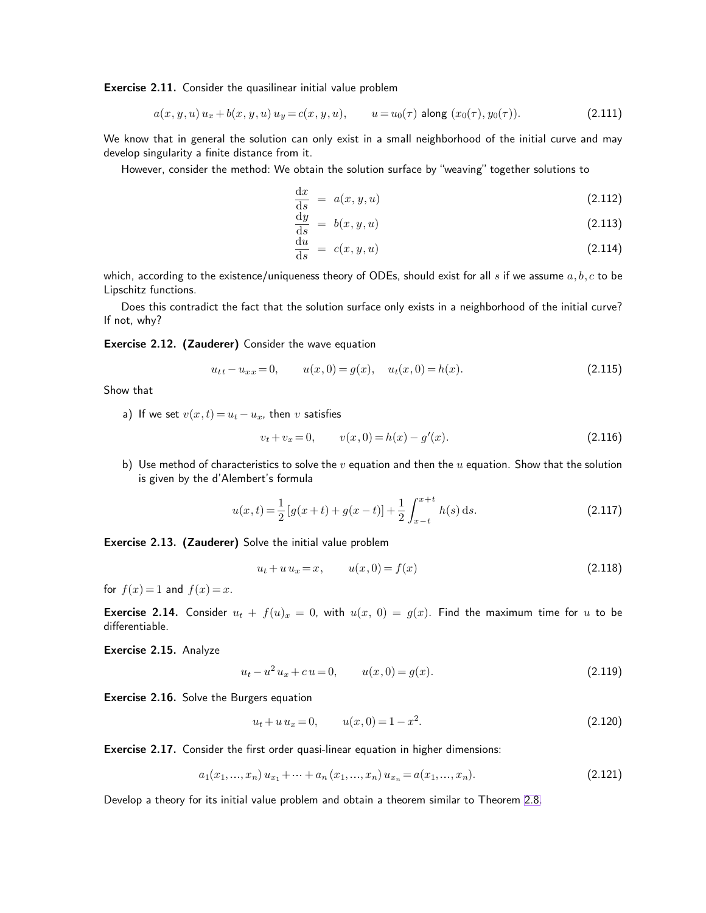**Exercise 2.11.** Consider the quasilinear initial value problem

$$a(x,y,u)\,u_x + b(x,y,u)\,u_y = c(x,y,u), \qquad u = u_0(\tau) \text{ along } (x_0(\tau), y_0(\tau)). \tag{2.111}$$

We know that in general the solution can only exist in a small neighborhood of the initial curve and may develop singularity a finite distance from it.

However, consider the method: We obtain the solution surface by "weaving" together solutions to

$$\frac{\mathrm{d}x}{\mathrm{d}s} = a(x,y,u) \tag{2.112}$$

$$\frac{\mathrm{d}y}{\mathrm{d}s} = b(x,y,u) \tag{2.113}$$

$$\frac{\mathrm{d}u}{\mathrm{d}s} = c(x,y,u) \tag{2.114}$$

which, according to the existence/uniqueness theory of ODEs, should exist for all $s$ if we assume $a, b, c$ to be Lipschitz functions.

Does this contradict the fact that the solution surface only exists in a neighborhood of the initial curve? If not, why?

**Exercise 2.12. (Zauderer)** Consider the wave equation

$$u_{tt} - u_{xx} = 0, \qquad u(x,0) = g(x), \quad u_t(x,0) = h(x). \tag{2.115}$$

Show that

a) If we set $v(x,t) = u_t - u_x$, then $v$ satisfies

$$v_t + v_x = 0, \qquad v(x,0) = h(x) - g'(x). \tag{2.116}$$

b) Use method of characteristics to solve the $v$ equation and then the $u$ equation. Show that the solution is given by the d'Alembert's formula

$$u(x,t) = \frac{1}{2}\left[g(x+t) + g(x-t)\right] + \frac{1}{2}\int_{x-t}^{x+t} h(s)\,\mathrm{d}s. \tag{2.117}$$

**Exercise 2.13. (Zauderer)** Solve the initial value problem

$$u_t + u\,u_x = x, \qquad u(x,0) = f(x) \tag{2.118}$$

for $f(x) = 1$ and $f(x) = x$.

**Exercise 2.14.** Consider $u_t + f(u)_x = 0$, with $u(x,0) = g(x)$. Find the maximum time for $u$ to be differentiable.

**Exercise 2.15.** Analyze

$$u_t - u^2\,u_x + c\,u = 0, \qquad u(x,0) = g(x). \tag{2.119}$$

**Exercise 2.16.** Solve the Burgers equation

$$u_t + u\,u_x = 0, \qquad u(x,0) = 1 - x^2. \tag{2.120}$$

**Exercise 2.17.** Consider the first order quasi-linear equation in higher dimensions:

$$a_1(x_1,\ldots,x_n)\,u_{x_1} + \cdots + a_n(x_1,\ldots,x_n)\,u_{x_n} = a(x_1,\ldots,x_n). \tag{2.121}$$

Develop a theory for its initial value problem and obtain a theorem similar to Theorem 2.8.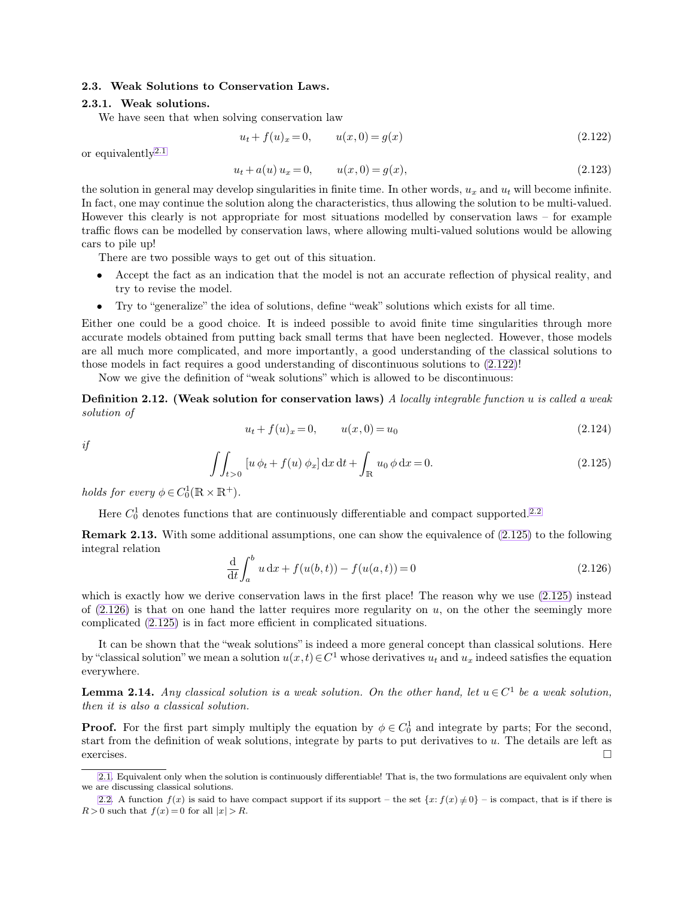### 2.3. Weak Solutions to Conservation Laws.

#### 2.3.1. Weak solutions.

We have seen that when solving conservation law

$$u_t + f(u)_x = 0, \qquad u(x,0) = g(x) \tag{2.122}$$

or equivalently[2.1]

$$u_t + a(u)\, u_x = 0, \qquad u(x,0) = g(x), \tag{2.123}$$

the solution in general may develop singularities in finite time. In other words, $u_x$ and $u_t$ will become infinite. In fact, one may continue the solution along the characteristics, thus allowing the solution to be multi-valued. However this clearly is not appropriate for most situations modelled by conservation laws – for example traffic flows can be modelled by conservation laws, where allowing multi-valued solutions would be allowing cars to pile up!

There are two possible ways to get out of this situation.

- Accept the fact as an indication that the model is not an accurate reflection of physical reality, and try to revise the model.
- Try to "generalize" the idea of solutions, define "weak" solutions which exists for all time.

Either one could be a good choice. It is indeed possible to avoid finite time singularities through more accurate models obtained from putting back small terms that have been neglected. However, those models are all much more complicated, and more importantly, a good understanding of the classical solutions to those models in fact requires a good understanding of discontinuous solutions to (2.122)!

Now we give the definition of "weak solutions" which is allowed to be discontinuous:

**Definition 2.12. (Weak solution for conservation laws)** *A locally integrable function $u$ is called a weak solution of*

$$u_t + f(u)_x = 0, \qquad u(x,0) = u_0 \tag{2.124}$$

*if*

$$\iint_{t>0} [u\,\phi_t + f(u)\,\phi_x]\,\mathrm{d}x\,\mathrm{d}t + \int_{\mathbb{R}} u_0\,\phi\,\mathrm{d}x = 0. \tag{2.125}$$

*holds for every $\phi \in C_0^1(\mathbb{R} \times \mathbb{R}^+)$.*

Here $C_0^1$ denotes functions that are continuously differentiable and compact supported.[2.2]

**Remark 2.13.** With some additional assumptions, one can show the equivalence of (2.125) to the following integral relation

$$\frac{\mathrm{d}}{\mathrm{d}t}\int_a^b u\,\mathrm{d}x + f(u(b,t)) - f(u(a,t)) = 0 \tag{2.126}$$

which is exactly how we derive conservation laws in the first place! The reason why we use (2.125) instead of (2.126) is that on one hand the latter requires more regularity on $u$, on the other the seemingly more complicated (2.125) is in fact more efficient in complicated situations.

It can be shown that the "weak solutions" is indeed a more general concept than classical solutions. Here by "classical solution" we mean a solution $u(x,t) \in C^1$ whose derivatives $u_t$ and $u_x$ indeed satisfies the equation everywhere.

**Lemma 2.14.** *Any classical solution is a weak solution. On the other hand, let $u \in C^1$ be a weak solution, then it is also a classical solution.*

**Proof.** For the first part simply multiply the equation by $\phi \in C_0^1$ and integrate by parts; For the second, start from the definition of weak solutions, integrate by parts to put derivatives to $u$. The details are left as exercises. □

---

[2.1] Equivalent only when the solution is continuously differentiable! That is, the two formulations are equivalent only when we are discussing classical solutions.

[2.2] A function $f(x)$ is said to have compact support if its support – the set $\{x: f(x) \neq 0\}$ – is compact, that is if there is $R > 0$ such that $f(x) = 0$ for all $|x| > R$.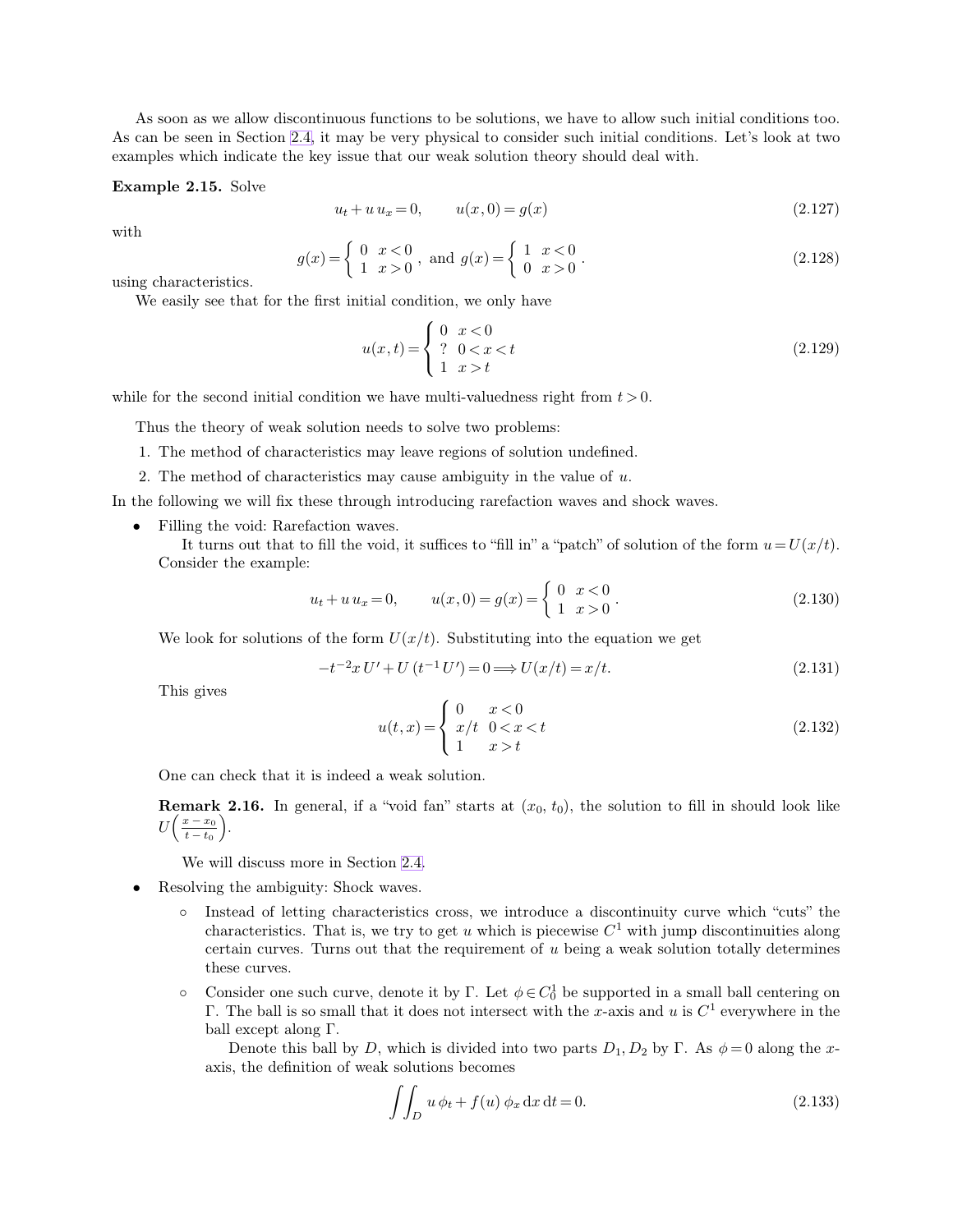As soon as we allow discontinuous functions to be solutions, we have to allow such initial conditions too. As can be seen in Section 2.4, it may be very physical to consider such initial conditions. Let's look at two examples which indicate the key issue that our weak solution theory should deal with.

**Example 2.15.** Solve

$$u_t + u\, u_x = 0, \qquad u(x,0) = g(x) \tag{2.127}$$

with

$$g(x) = \begin{cases} 0 & x<0 \\ 1 & x>0 \end{cases}, \text{ and } g(x) = \begin{cases} 1 & x<0 \\ 0 & x>0 \end{cases}. \tag{2.128}$$

using characteristics.

We easily see that for the first initial condition, we only have

$$u(x,t) = \begin{cases} 0 & x<0 \\ ? & 0<x<t \\ 1 & x>t \end{cases} \tag{2.129}$$

while for the second initial condition we have multi-valuedness right from $t>0$.

Thus the theory of weak solution needs to solve two problems:

1. The method of characteristics may leave regions of solution undefined.
2. The method of characteristics may cause ambiguity in the value of $u$.

In the following we will fix these through introducing rarefaction waves and shock waves.

- Filling the void: Rarefaction waves.

  It turns out that to fill the void, it suffices to "fill in" a "patch" of solution of the form $u = U(x/t)$. Consider the example:

  $$u_t + u\, u_x = 0, \qquad u(x,0) = g(x) = \begin{cases} 0 & x<0 \\ 1 & x>0 \end{cases}. \tag{2.130}$$

  We look for solutions of the form $U(x/t)$. Substituting into the equation we get

  $$-t^{-2} x\, U' + U\, (t^{-1} U') = 0 \Longrightarrow U(x/t) = x/t. \tag{2.131}$$

  This gives

  $$u(t,x) = \begin{cases} 0 & x<0 \\ x/t & 0<x<t \\ 1 & x>t \end{cases} \tag{2.132}$$

  One can check that it is indeed a weak solution.

  **Remark 2.16.** In general, if a "void fan" starts at $(x_0, t_0)$, the solution to fill in should look like $U\left(\frac{x-x_0}{t-t_0}\right)$.

  We will discuss more in Section 2.4.

- Resolving the ambiguity: Shock waves.
  - Instead of letting characteristics cross, we introduce a discontinuity curve which "cuts" the characteristics. That is, we try to get $u$ which is piecewise $C^1$ with jump discontinuities along certain curves. Turns out that the requirement of $u$ being a weak solution totally determines these curves.
  - Consider one such curve, denote it by $\Gamma$. Let $\phi \in C_0^1$ be supported in a small ball centering on $\Gamma$. The ball is so small that it does not intersect with the $x$-axis and $u$ is $C^1$ everywhere in the ball except along $\Gamma$.

    Denote this ball by $D$, which is divided into two parts $D_1, D_2$ by $\Gamma$. As $\phi = 0$ along the $x$-axis, the definition of weak solutions becomes

    $$\int\int_D u\, \phi_t + f(u)\, \phi_x \,\mathrm{d}x\, \mathrm{d}t = 0. \tag{2.133}$$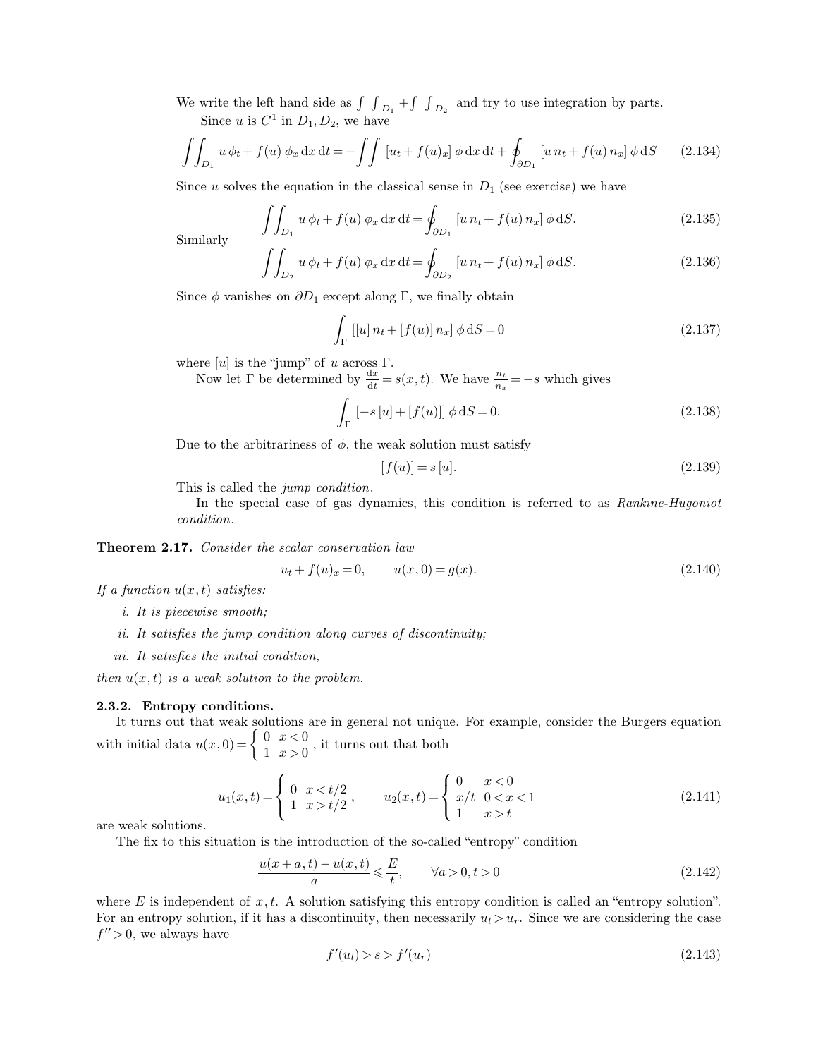We write the left hand side as $\int\int_{D_1} + \int\int_{D_2}$ and try to use integration by parts.

Since $u$ is $C^1$ in $D_1, D_2$, we have

$$\int\int_{D_1} u\,\phi_t + f(u)\,\phi_x\,\mathrm{d}x\,\mathrm{d}t = -\int\int [u_t + f(u)_x]\,\phi\,\mathrm{d}x\,\mathrm{d}t + \oint_{\partial D_1} [u\,n_t + f(u)\,n_x]\,\phi\,\mathrm{d}S \tag{2.134}$$

Since $u$ solves the equation in the classical sense in $D_1$ (see exercise) we have

$$\int\int_{D_1} u\,\phi_t + f(u)\,\phi_x\,\mathrm{d}x\,\mathrm{d}t = \oint_{\partial D_1} [u\,n_t + f(u)\,n_x]\,\phi\,\mathrm{d}S. \tag{2.135}$$

Similarly

$$\int\int_{D_2} u\,\phi_t + f(u)\,\phi_x\,\mathrm{d}x\,\mathrm{d}t = \oint_{\partial D_2} [u\,n_t + f(u)\,n_x]\,\phi\,\mathrm{d}S. \tag{2.136}$$

Since $\phi$ vanishes on $\partial D_1$ except along $\Gamma$, we finally obtain

$$\int_\Gamma [[u]\,n_t + [f(u)]\,n_x]\,\phi\,\mathrm{d}S = 0 \tag{2.137}$$

where $[u]$ is the "jump" of $u$ across $\Gamma$.

Now let $\Gamma$ be determined by $\frac{\mathrm{d}x}{\mathrm{d}t} = s(x,t)$. We have $\frac{n_t}{n_x} = -s$ which gives

$$\int_\Gamma [-s\,[u] + [f(u)]]\,\phi\,\mathrm{d}S = 0. \tag{2.138}$$

Due to the arbitrariness of $\phi$, the weak solution must satisfy

$$[f(u)] = s\,[u]. \tag{2.139}$$

This is called the *jump condition*.

In the special case of gas dynamics, this condition is referred to as *Rankine-Hugoniot condition*.

**Theorem 2.17.** *Consider the scalar conservation law*

$$u_t + f(u)_x = 0, \qquad u(x,0) = g(x). \tag{2.140}$$

*If a function $u(x,t)$ satisfies:*

- *i. It is piecewise smooth;*
- *ii. It satisfies the jump condition along curves of discontinuity;*
- *iii. It satisfies the initial condition,*

*then $u(x,t)$ is a weak solution to the problem.*

### 2.3.2. Entropy conditions.

It turns out that weak solutions are in general not unique. For example, consider the Burgers equation with initial data $u(x,0) = \begin{cases} 0 & x<0 \\ 1 & x>0 \end{cases}$, it turns out that both

$$u_1(x,t) = \begin{cases} 0 & x < t/2 \\ 1 & x > t/2 \end{cases}, \qquad u_2(x,t) = \begin{cases} 0 & x<0 \\ x/t & 0<x<1 \\ 1 & x>t \end{cases} \tag{2.141}$$

are weak solutions.

The fix to this situation is the introduction of the so-called "entropy" condition

$$\frac{u(x+a,t) - u(x,t)}{a} \leqslant \frac{E}{t}, \qquad \forall a>0, t>0 \tag{2.142}$$

where $E$ is independent of $x, t$. A solution satisfying this entropy condition is called an "entropy solution". For an entropy solution, if it has a discontinuity, then necessarily $u_l > u_r$. Since we are considering the case $f'' > 0$, we always have

$$f'(u_l) > s > f'(u_r) \tag{2.143}$$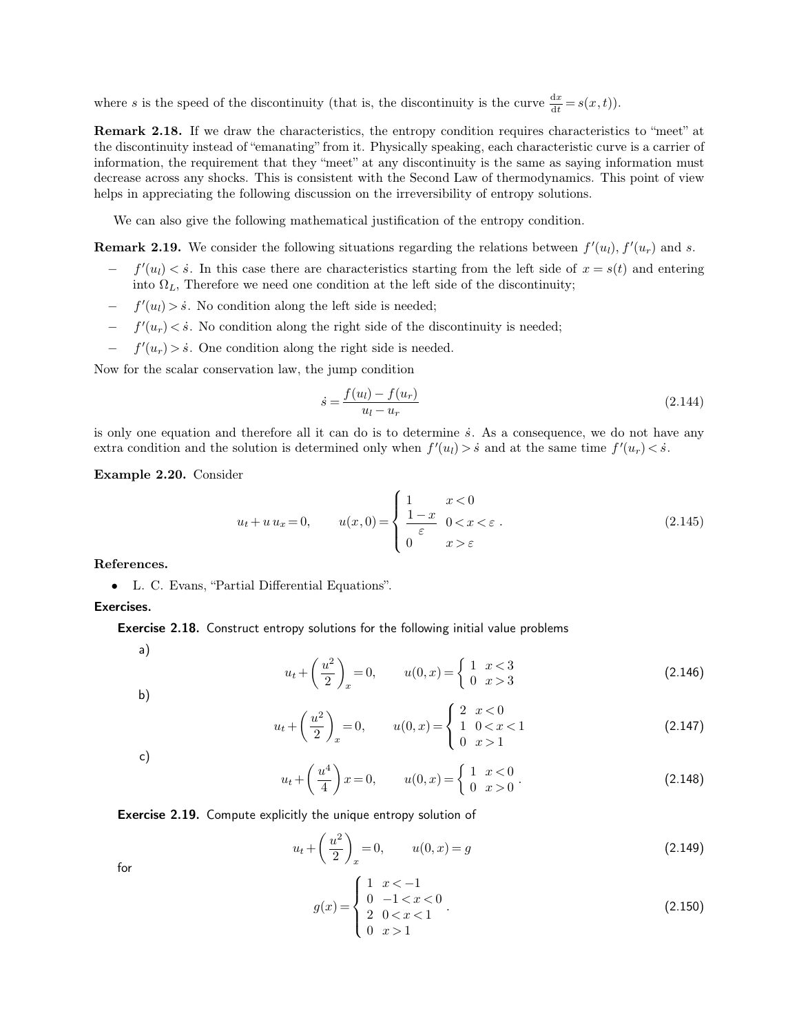where $s$ is the speed of the discontinuity (that is, the discontinuity is the curve $\frac{\mathrm{d}x}{\mathrm{d}t} = s(x, t)$).

**Remark 2.18.** If we draw the characteristics, the entropy condition requires characteristics to "meet" at the discontinuity instead of "emanating" from it. Physically speaking, each characteristic curve is a carrier of information, the requirement that they "meet" at any discontinuity is the same as saying information must decrease across any shocks. This is consistent with the Second Law of thermodynamics. This point of view helps in appreciating the following discussion on the irreversibility of entropy solutions.

We can also give the following mathematical justification of the entropy condition.

**Remark 2.19.** We consider the following situations regarding the relations between $f'(u_l)$, $f'(u_r)$ and $s$.

- $f'(u_l) < \dot{s}$. In this case there are characteristics starting from the left side of $x = s(t)$ and entering into $\Omega_L$, Therefore we need one condition at the left side of the discontinuity;
- $f'(u_l) > \dot{s}$. No condition along the left side is needed;
- $f'(u_r) < \dot{s}$. No condition along the right side of the discontinuity is needed;
- $f'(u_r) > \dot{s}$. One condition along the right side is needed.

Now for the scalar conservation law, the jump condition

$$\dot{s} = \frac{f(u_l) - f(u_r)}{u_l - u_r} \tag{2.144}$$

is only one equation and therefore all it can do is to determine $\dot{s}$. As a consequence, we do not have any extra condition and the solution is determined only when $f'(u_l) > \dot{s}$ and at the same time $f'(u_r) < \dot{s}$.

**Example 2.20.** Consider

$$u_t + u\, u_x = 0, \qquad u(x, 0) = \begin{cases} 1 & x < 0 \\ \dfrac{1 - x}{\varepsilon} & 0 < x < \varepsilon \\ 0 & x > \varepsilon \end{cases}. \tag{2.145}$$

**References.**

- L. C. Evans, "Partial Differential Equations".

**Exercises.**

**Exercise 2.18.** Construct entropy solutions for the following initial value problems

a)

$$u_t + \left(\frac{u^2}{2}\right)_x = 0, \qquad u(0, x) = \begin{cases} 1 & x < 3 \\ 0 & x > 3 \end{cases} \tag{2.146}$$

b)

$$u_t + \left(\frac{u^2}{2}\right)_x = 0, \qquad u(0, x) = \begin{cases} 2 & x < 0 \\ 1 & 0 < x < 1 \\ 0 & x > 1 \end{cases} \tag{2.147}$$

c)

$$u_t + \left(\frac{u^4}{4}\right) x = 0, \qquad u(0, x) = \begin{cases} 1 & x < 0 \\ 0 & x > 0 \end{cases}. \tag{2.148}$$

**Exercise 2.19.** Compute explicitly the unique entropy solution of

$$u_t + \left(\frac{u^2}{2}\right)_x = 0, \qquad u(0, x) = g \tag{2.149}$$

for

$$g(x) = \begin{cases} 1 & x < -1 \\ 0 & -1 < x < 0 \\ 2 & 0 < x < 1 \\ 0 & x > 1 \end{cases}. \tag{2.150}$$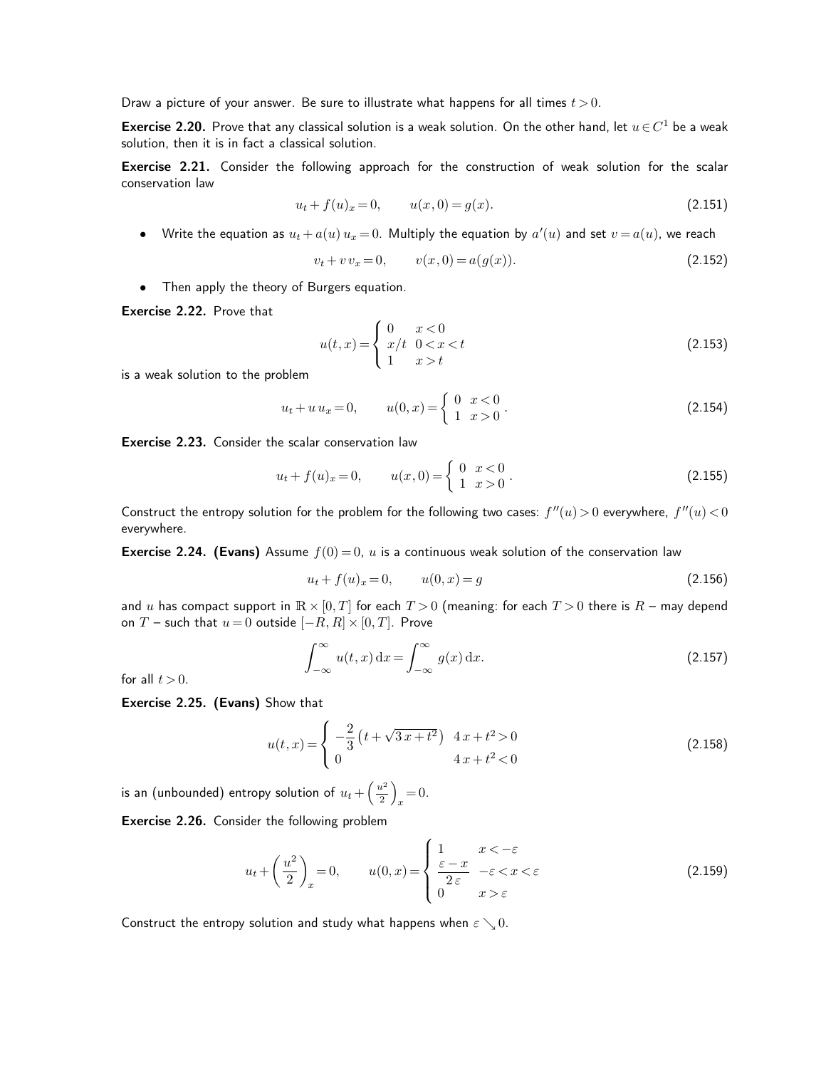Draw a picture of your answer. Be sure to illustrate what happens for all times $t > 0$.

**Exercise 2.20.** Prove that any classical solution is a weak solution. On the other hand, let $u \in C^1$ be a weak solution, then it is in fact a classical solution.

**Exercise 2.21.** Consider the following approach for the construction of weak solution for the scalar conservation law

$$u_t + f(u)_x = 0, \qquad u(x, 0) = g(x). \tag{2.151}$$

- Write the equation as $u_t + a(u)\, u_x = 0$. Multiply the equation by $a'(u)$ and set $v = a(u)$, we reach

$$v_t + v\, v_x = 0, \qquad v(x, 0) = a(g(x)). \tag{2.152}$$

- Then apply the theory of Burgers equation.

**Exercise 2.22.** Prove that

$$u(t, x) = \begin{cases} 0 & x < 0 \\ x/t & 0 < x < t \\ 1 & x > t \end{cases} \tag{2.153}$$

is a weak solution to the problem

$$u_t + u\, u_x = 0, \qquad u(0, x) = \begin{cases} 0 & x < 0 \\ 1 & x > 0 \end{cases}. \tag{2.154}$$

**Exercise 2.23.** Consider the scalar conservation law

$$u_t + f(u)_x = 0, \qquad u(x, 0) = \begin{cases} 0 & x < 0 \\ 1 & x > 0 \end{cases}. \tag{2.155}$$

Construct the entropy solution for the problem for the following two cases: $f''(u) > 0$ everywhere, $f''(u) < 0$ everywhere.

**Exercise 2.24. (Evans)** Assume $f(0) = 0$, $u$ is a continuous weak solution of the conservation law

$$u_t + f(u)_x = 0, \qquad u(0, x) = g \tag{2.156}$$

and $u$ has compact support in $\mathbb{R} \times [0, T]$ for each $T > 0$ (meaning: for each $T > 0$ there is $R$ – may depend on $T$ – such that $u = 0$ outside $[-R, R] \times [0, T]$. Prove

$$\int_{-\infty}^{\infty} u(t, x)\, \mathrm{d}x = \int_{-\infty}^{\infty} g(x)\, \mathrm{d}x. \tag{2.157}$$

for all $t > 0$.

**Exercise 2.25. (Evans)** Show that

$$u(t, x) = \begin{cases} -\dfrac{2}{3}\left(t + \sqrt{3\,x + t^2}\right) & 4\,x + t^2 > 0 \\ 0 & 4\,x + t^2 < 0 \end{cases} \tag{2.158}$$

is an (unbounded) entropy solution of $u_t + \left(\frac{u^2}{2}\right)_x = 0$.

**Exercise 2.26.** Consider the following problem

$$u_t + \left(\frac{u^2}{2}\right)_x = 0, \qquad u(0, x) = \begin{cases} 1 & x < -\varepsilon \\ \dfrac{\varepsilon - x}{2\,\varepsilon} & -\varepsilon < x < \varepsilon \\ 0 & x > \varepsilon \end{cases} \tag{2.159}$$

Construct the entropy solution and study what happens when $\varepsilon \searrow 0$.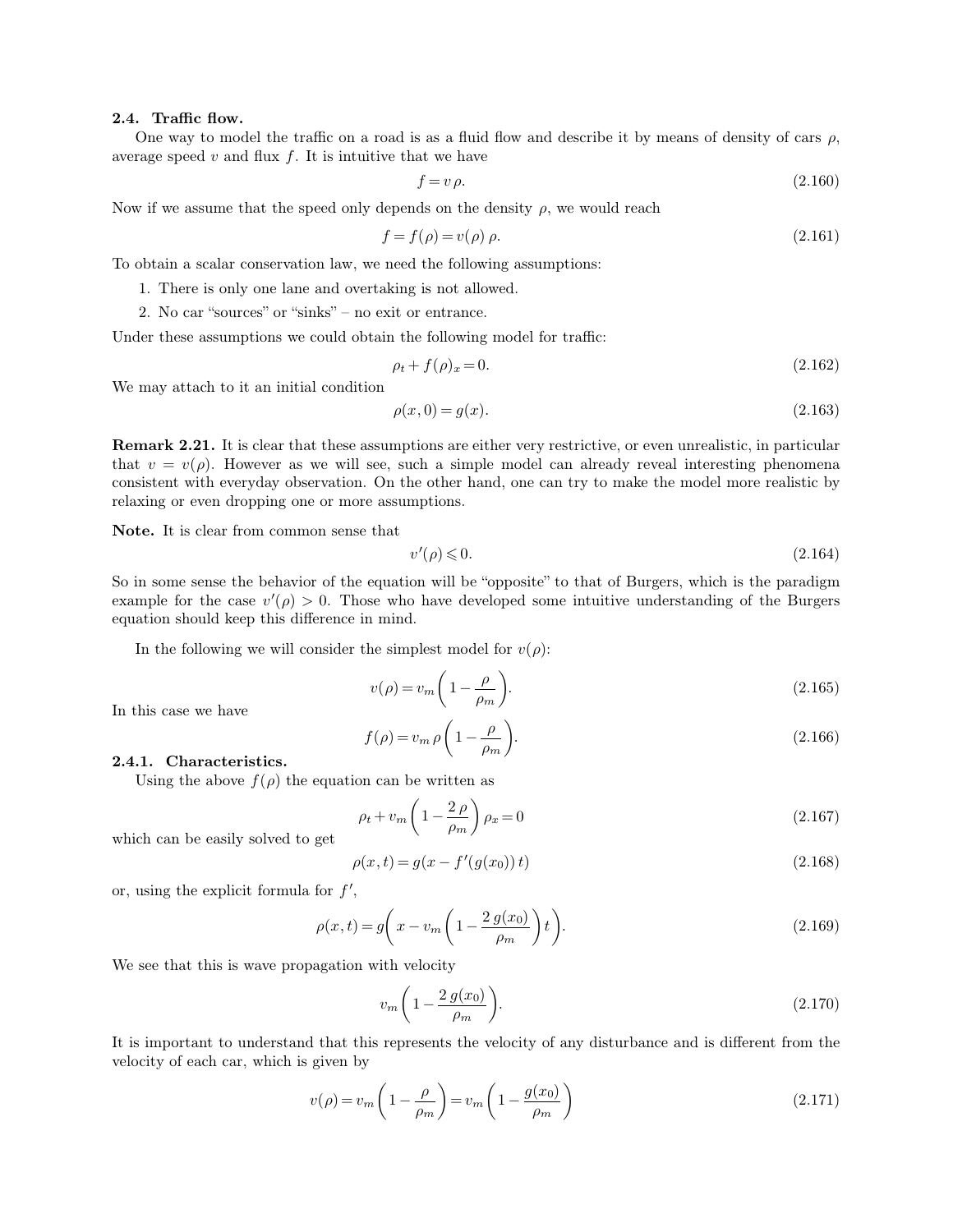### 2.4. Traffic flow.

One way to model the traffic on a road is as a fluid flow and describe it by means of density of cars $\rho$, average speed $v$ and flux $f$. It is intuitive that we have

$$f = v\,\rho. \tag{2.160}$$

Now if we assume that the speed only depends on the density $\rho$, we would reach

$$f = f(\rho) = v(\rho)\,\rho. \tag{2.161}$$

To obtain a scalar conservation law, we need the following assumptions:

1. There is only one lane and overtaking is not allowed.
2. No car "sources" or "sinks" – no exit or entrance.

Under these assumptions we could obtain the following model for traffic:

$$\rho_t + f(\rho)_x = 0. \tag{2.162}$$

We may attach to it an initial condition

$$\rho(x,0) = g(x). \tag{2.163}$$

**Remark 2.21.** It is clear that these assumptions are either very restrictive, or even unrealistic, in particular that $v = v(\rho)$. However as we will see, such a simple model can already reveal interesting phenomena consistent with everyday observation. On the other hand, one can try to make the model more realistic by relaxing or even dropping one or more assumptions.

**Note.** It is clear from common sense that

$$v'(\rho) \leqslant 0. \tag{2.164}$$

So in some sense the behavior of the equation will be "opposite" to that of Burgers, which is the paradigm example for the case $v'(\rho) > 0$. Those who have developed some intuitive understanding of the Burgers equation should keep this difference in mind.

In the following we will consider the simplest model for $v(\rho)$:

$$v(\rho) = v_m\left(1 - \frac{\rho}{\rho_m}\right). \tag{2.165}$$

In this case we have

$$f(\rho) = v_m\,\rho\left(1 - \frac{\rho}{\rho_m}\right). \tag{2.166}$$

#### 2.4.1. Characteristics.

Using the above $f(\rho)$ the equation can be written as

$$\rho_t + v_m\left(1 - \frac{2\,\rho}{\rho_m}\right)\rho_x = 0 \tag{2.167}$$

which can be easily solved to get

$$\rho(x,t) = g(x - f'(g(x_0))\,t) \tag{2.168}$$

or, using the explicit formula for $f'$,

$$\rho(x,t) = g\!\left(x - v_m\left(1 - \frac{2\,g(x_0)}{\rho_m}\right)t\right). \tag{2.169}$$

We see that this is wave propagation with velocity

$$v_m\left(1 - \frac{2\,g(x_0)}{\rho_m}\right). \tag{2.170}$$

It is important to understand that this represents the velocity of any disturbance and is different from the velocity of each car, which is given by

$$v(\rho) = v_m\left(1 - \frac{\rho}{\rho_m}\right) = v_m\left(1 - \frac{g(x_0)}{\rho_m}\right) \tag{2.171}$$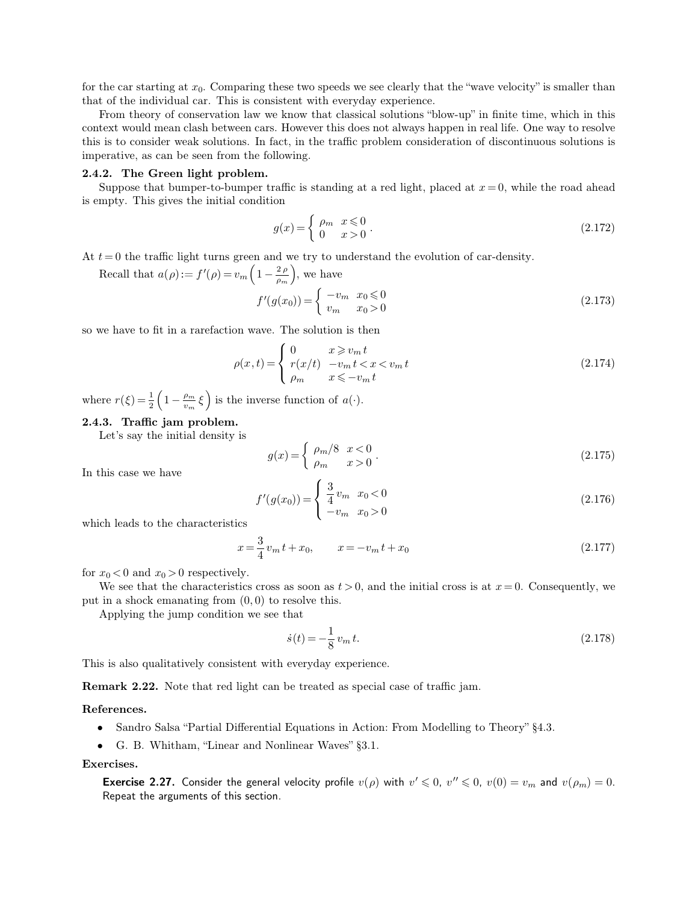for the car starting at $x_0$. Comparing these two speeds we see clearly that the "wave velocity" is smaller than that of the individual car. This is consistent with everyday experience.

From theory of conservation law we know that classical solutions "blow-up" in finite time, which in this context would mean clash between cars. However this does not always happen in real life. One way to resolve this is to consider weak solutions. In fact, in the traffic problem consideration of discontinuous solutions is imperative, as can be seen from the following.

### 2.4.2. The Green light problem.

Suppose that bumper-to-bumper traffic is standing at a red light, placed at $x=0$, while the road ahead is empty. This gives the initial condition

$$g(x)=\begin{cases}\rho_m & x\leqslant 0\\ 0 & x>0\end{cases}. \tag{2.172}$$

At $t=0$ the traffic light turns green and we try to understand the evolution of car-density.

Recall that $a(\rho):=f'(\rho)=v_m\left(1-\frac{2\,\rho}{\rho_m}\right)$, we have

$$f'(g(x_0))=\begin{cases}-v_m & x_0\leqslant 0\\ v_m & x_0>0\end{cases} \tag{2.173}$$

so we have to fit in a rarefaction wave. The solution is then

$$\rho(x,t)=\begin{cases}0 & x\geqslant v_m\,t\\ r(x/t) & -v_m\,t<x<v_m\,t\\ \rho_m & x\leqslant -v_m\,t\end{cases} \tag{2.174}$$

where $r(\xi)=\frac{1}{2}\left(1-\frac{\rho_m}{v_m}\,\xi\right)$ is the inverse function of $a(\cdot)$.

### 2.4.3. Traffic jam problem.

Let's say the initial density is

$$g(x)=\begin{cases}\rho_m/8 & x<0\\ \rho_m & x>0\end{cases}. \tag{2.175}$$

In this case we have

$$f'(g(x_0))=\begin{cases}\dfrac{3}{4}\,v_m & x_0<0\\ -v_m & x_0>0\end{cases} \tag{2.176}$$

which leads to the characteristics

$$x=\frac{3}{4}\,v_m\,t+x_0,\qquad x=-v_m\,t+x_0 \tag{2.177}$$

for $x_0<0$ and $x_0>0$ respectively.

We see that the characteristics cross as soon as $t>0$, and the initial cross is at $x=0$. Consequently, we put in a shock emanating from $(0,0)$ to resolve this.

Applying the jump condition we see that

$$\dot{s}(t)=-\frac{1}{8}\,v_m\,t. \tag{2.178}$$

This is also qualitatively consistent with everyday experience.

**Remark 2.22.** Note that red light can be treated as special case of traffic jam.

**References.**

- Sandro Salsa "Partial Differential Equations in Action: From Modelling to Theory" §4.3.
- G. B. Whitham, "Linear and Nonlinear Waves" §3.1.

**Exercises.**

**Exercise 2.27.** Consider the general velocity profile $v(\rho)$ with $v'\leqslant 0$, $v''\leqslant 0$, $v(0)=v_m$ and $v(\rho_m)=0$. Repeat the arguments of this section.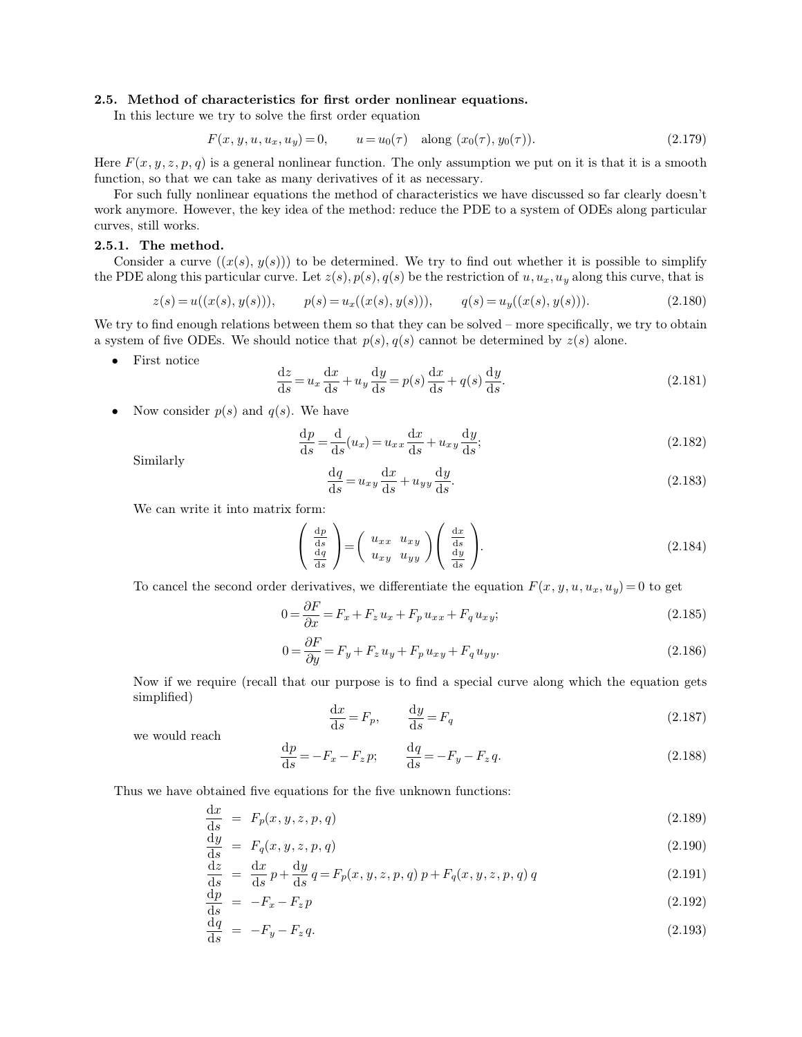### 2.5. Method of characteristics for first order nonlinear equations.

In this lecture we try to solve the first order equation

$$F(x, y, u, u_x, u_y) = 0, \qquad u = u_0(\tau) \quad \text{along } (x_0(\tau), y_0(\tau)). \tag{2.179}$$

Here $F(x, y, z, p, q)$ is a general nonlinear function. The only assumption we put on it is that it is a smooth function, so that we can take as many derivatives of it as necessary.

For such fully nonlinear equations the method of characteristics we have discussed so far clearly doesn't work anymore. However, the key idea of the method: reduce the PDE to a system of ODEs along particular curves, still works.

#### 2.5.1. The method.

Consider a curve $((x(s), y(s)))$ to be determined. We try to find out whether it is possible to simplify the PDE along this particular curve. Let $z(s), p(s), q(s)$ be the restriction of $u, u_x, u_y$ along this curve, that is

$$z(s) = u((x(s), y(s))), \qquad p(s) = u_x((x(s), y(s))), \qquad q(s) = u_y((x(s), y(s))). \tag{2.180}$$

We try to find enough relations between them so that they can be solved – more specifically, we try to obtain a system of five ODEs. We should notice that $p(s), q(s)$ cannot be determined by $z(s)$ alone.

- First notice

$$\frac{\mathrm{d}z}{\mathrm{d}s} = u_x \frac{\mathrm{d}x}{\mathrm{d}s} + u_y \frac{\mathrm{d}y}{\mathrm{d}s} = p(s) \frac{\mathrm{d}x}{\mathrm{d}s} + q(s) \frac{\mathrm{d}y}{\mathrm{d}s}. \tag{2.181}$$

- Now consider $p(s)$ and $q(s)$. We have

$$\frac{\mathrm{d}p}{\mathrm{d}s} = \frac{\mathrm{d}}{\mathrm{d}s}(u_x) = u_{xx} \frac{\mathrm{d}x}{\mathrm{d}s} + u_{xy} \frac{\mathrm{d}y}{\mathrm{d}s}; \tag{2.182}$$

  Similarly

$$\frac{\mathrm{d}q}{\mathrm{d}s} = u_{xy} \frac{\mathrm{d}x}{\mathrm{d}s} + u_{yy} \frac{\mathrm{d}y}{\mathrm{d}s}. \tag{2.183}$$

  We can write it into matrix form:

$$\begin{pmatrix} \frac{\mathrm{d}p}{\mathrm{d}s} \\ \frac{\mathrm{d}q}{\mathrm{d}s} \end{pmatrix} = \begin{pmatrix} u_{xx} & u_{xy} \\ u_{xy} & u_{yy} \end{pmatrix} \begin{pmatrix} \frac{\mathrm{d}x}{\mathrm{d}s} \\ \frac{\mathrm{d}y}{\mathrm{d}s} \end{pmatrix}. \tag{2.184}$$

  To cancel the second order derivatives, we differentiate the equation $F(x, y, u, u_x, u_y) = 0$ to get

$$0 = \frac{\partial F}{\partial x} = F_x + F_z u_x + F_p u_{xx} + F_q u_{xy}; \tag{2.185}$$

$$0 = \frac{\partial F}{\partial y} = F_y + F_z u_y + F_p u_{xy} + F_q u_{yy}. \tag{2.186}$$

  Now if we require (recall that our purpose is to find a special curve along which the equation gets simplified)

$$\frac{\mathrm{d}x}{\mathrm{d}s} = F_p, \qquad \frac{\mathrm{d}y}{\mathrm{d}s} = F_q \tag{2.187}$$

  we would reach

$$\frac{\mathrm{d}p}{\mathrm{d}s} = -F_x - F_z p; \qquad \frac{\mathrm{d}q}{\mathrm{d}s} = -F_y - F_z q. \tag{2.188}$$

Thus we have obtained five equations for the five unknown functions:

$$\frac{\mathrm{d}x}{\mathrm{d}s} = F_p(x, y, z, p, q) \tag{2.189}$$

$$\frac{\mathrm{d}y}{\mathrm{d}s} = F_q(x, y, z, p, q) \tag{2.190}$$

$$\frac{\mathrm{d}z}{\mathrm{d}s} = \frac{\mathrm{d}x}{\mathrm{d}s} p + \frac{\mathrm{d}y}{\mathrm{d}s} q = F_p(x, y, z, p, q)\, p + F_q(x, y, z, p, q)\, q \tag{2.191}$$

$$\frac{\mathrm{d}p}{\mathrm{d}s} = -F_x - F_z p \tag{2.192}$$

$$\frac{\mathrm{d}q}{\mathrm{d}s} = -F_y - F_z q. \tag{2.193}$$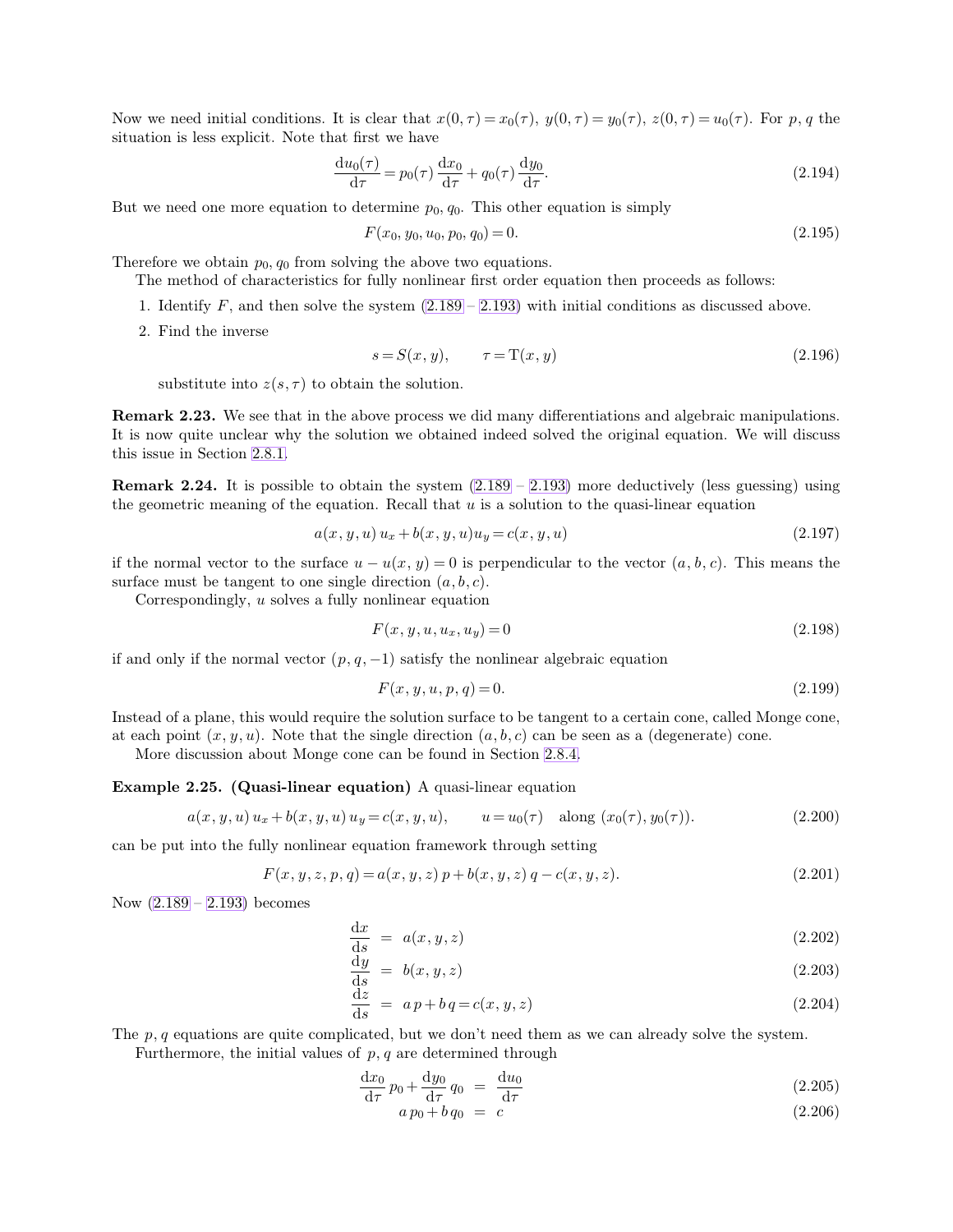Now we need initial conditions. It is clear that $x(0,\tau)=x_0(\tau)$, $y(0,\tau)=y_0(\tau)$, $z(0,\tau)=u_0(\tau)$. For $p,q$ the situation is less explicit. Note that first we have

$$\frac{\mathrm{d}u_0(\tau)}{\mathrm{d}\tau}=p_0(\tau)\,\frac{\mathrm{d}x_0}{\mathrm{d}\tau}+q_0(\tau)\,\frac{\mathrm{d}y_0}{\mathrm{d}\tau}. \tag{2.194}$$

But we need one more equation to determine $p_0, q_0$. This other equation is simply

$$F(x_0,y_0,u_0,p_0,q_0)=0. \tag{2.195}$$

Therefore we obtain $p_0, q_0$ from solving the above two equations.

The method of characteristics for fully nonlinear first order equation then proceeds as follows:

1. Identify $F$, and then solve the system (2.189 – 2.193) with initial conditions as discussed above.
2. Find the inverse

$$s=S(x,y), \qquad \tau=\mathrm{T}(x,y) \tag{2.196}$$

substitute into $z(s,\tau)$ to obtain the solution.

**Remark 2.23.** We see that in the above process we did many differentiations and algebraic manipulations. It is now quite unclear why the solution we obtained indeed solved the original equation. We will discuss this issue in Section 2.8.1.

**Remark 2.24.** It is possible to obtain the system (2.189 – 2.193) more deductively (less guessing) using the geometric meaning of the equation. Recall that $u$ is a solution to the quasi-linear equation

$$a(x,y,u)\,u_x+b(x,y,u)u_y=c(x,y,u) \tag{2.197}$$

if the normal vector to the surface $u-u(x,y)=0$ is perpendicular to the vector $(a,b,c)$. This means the surface must be tangent to one single direction $(a,b,c)$.

Correspondingly, $u$ solves a fully nonlinear equation

$$F(x,y,u,u_x,u_y)=0 \tag{2.198}$$

if and only if the normal vector $(p,q,-1)$ satisfy the nonlinear algebraic equation

$$F(x,y,u,p,q)=0. \tag{2.199}$$

Instead of a plane, this would require the solution surface to be tangent to a certain cone, called Monge cone, at each point $(x,y,u)$. Note that the single direction $(a,b,c)$ can be seen as a (degenerate) cone.

More discussion about Monge cone can be found in Section 2.8.4.

**Example 2.25. (Quasi-linear equation)** A quasi-linear equation

$$a(x,y,u)\,u_x+b(x,y,u)\,u_y=c(x,y,u), \qquad u=u_0(\tau) \quad \text{along } (x_0(\tau),y_0(\tau)). \tag{2.200}$$

can be put into the fully nonlinear equation framework through setting

$$F(x,y,z,p,q)=a(x,y,z)\,p+b(x,y,z)\,q-c(x,y,z). \tag{2.201}$$

Now (2.189 – 2.193) becomes

$$\frac{\mathrm{d}x}{\mathrm{d}s} = a(x,y,z) \tag{2.202}$$

$$\frac{\mathrm{d}y}{\mathrm{d}s} = b(x,y,z) \tag{2.203}$$

$$\frac{\mathrm{d}z}{\mathrm{d}s} = a\,p+b\,q=c(x,y,z) \tag{2.204}$$

The $p,q$ equations are quite complicated, but we don't need them as we can already solve the system.

Furthermore, the initial values of $p,q$ are determined through

$$\frac{\mathrm{d}x_0}{\mathrm{d}\tau}\,p_0+\frac{\mathrm{d}y_0}{\mathrm{d}\tau}\,q_0 = \frac{\mathrm{d}u_0}{\mathrm{d}\tau} \tag{2.205}$$

$$a\,p_0+b\,q_0 = c \tag{2.206}$$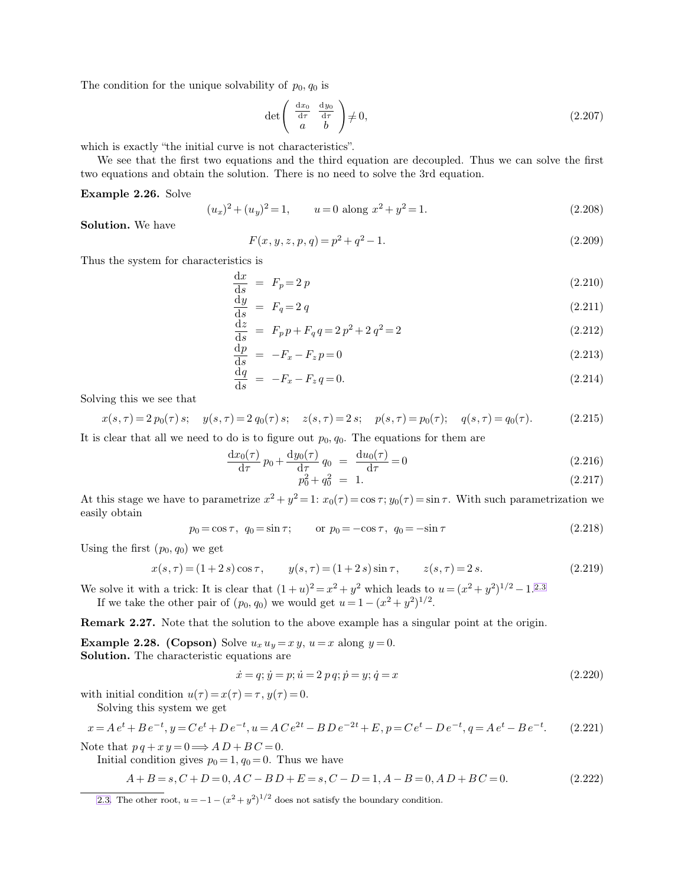The condition for the unique solvability of $p_0, q_0$ is

$$\det\begin{pmatrix} \frac{\mathrm{d}x_0}{\mathrm{d}\tau} & \frac{\mathrm{d}y_0}{\mathrm{d}\tau} \\ a & b \end{pmatrix} \neq 0, \tag{2.207}$$

which is exactly "the initial curve is not characteristics".

We see that the first two equations and the third equation are decoupled. Thus we can solve the first two equations and obtain the solution. There is no need to solve the 3rd equation.

**Example 2.26.** Solve

$$(u_x)^2 + (u_y)^2 = 1, \qquad u = 0 \text{ along } x^2 + y^2 = 1. \tag{2.208}$$

**Solution.** We have

$$F(x, y, z, p, q) = p^2 + q^2 - 1. \tag{2.209}$$

Thus the system for characteristics is

$$\frac{\mathrm{d}x}{\mathrm{d}s} = F_p = 2\,p \tag{2.210}$$

$$\frac{\mathrm{d}y}{\mathrm{d}s} = F_q = 2\,q \tag{2.211}$$

$$\frac{\mathrm{d}z}{\mathrm{d}s} = F_p\,p + F_q\,q = 2\,p^2 + 2\,q^2 = 2 \tag{2.212}$$

$$\frac{\mathrm{d}p}{\mathrm{d}s} = -F_x - F_z\,p = 0 \tag{2.213}$$

$$\frac{\mathrm{d}q}{\mathrm{d}s} = -F_x - F_z\,q = 0. \tag{2.214}$$

Solving this we see that

$$x(s,\tau) = 2\,p_0(\tau)\,s; \quad y(s,\tau) = 2\,q_0(\tau)\,s; \quad z(s,\tau) = 2\,s; \quad p(s,\tau) = p_0(\tau); \quad q(s,\tau) = q_0(\tau). \tag{2.215}$$

It is clear that all we need to do is to figure out $p_0, q_0$. The equations for them are

$$\frac{\mathrm{d}x_0(\tau)}{\mathrm{d}\tau}\,p_0 + \frac{\mathrm{d}y_0(\tau)}{\mathrm{d}\tau}\,q_0 = \frac{\mathrm{d}u_0(\tau)}{\mathrm{d}\tau} = 0 \tag{2.216}$$

$$p_0^2 + q_0^2 = 1. \tag{2.217}$$

At this stage we have to parametrize $x^2 + y^2 = 1$: $x_0(\tau) = \cos\tau$; $y_0(\tau) = \sin\tau$. With such parametrization we easily obtain

$$p_0 = \cos\tau,\ q_0 = \sin\tau; \qquad \text{or } p_0 = -\cos\tau,\ q_0 = -\sin\tau \tag{2.218}$$

Using the first $(p_0, q_0)$ we get

$$x(s,\tau) = (1 + 2\,s)\cos\tau, \qquad y(s,\tau) = (1 + 2\,s)\sin\tau, \qquad z(s,\tau) = 2\,s. \tag{2.219}$$

We solve it with a trick: It is clear that $(1 + u)^2 = x^2 + y^2$ which leads to $u = (x^2 + y^2)^{1/2} - 1$.[2.3]

If we take the other pair of $(p_0, q_0)$ we would get $u = 1 - (x^2 + y^2)^{1/2}$.

**Remark 2.27.** Note that the solution to the above example has a singular point at the origin.

**Example 2.28. (Copson)** Solve $u_x\,u_y = x\,y$, $u = x$ along $y = 0$.
**Solution.** The characteristic equations are

$$\dot{x} = q;\ \dot{y} = p;\ \dot{u} = 2\,p\,q;\ \dot{p} = y;\ \dot{q} = x \tag{2.220}$$

with initial condition $u(\tau) = x(\tau) = \tau$, $y(\tau) = 0$.

Solving this system we get

$$x = A\,e^t + B\,e^{-t}, y = C\,e^t + D\,e^{-t}, u = A\,C\,e^{2t} - B\,D\,e^{-2t} + E, p = C\,e^t - D\,e^{-t}, q = A\,e^t - B\,e^{-t}. \tag{2.221}$$

Note that $p\,q + x\,y = 0 \Longrightarrow A\,D + B\,C = 0$.

Initial condition gives $p_0 = 1, q_0 = 0$. Thus we have

$$A + B = s, C + D = 0, A\,C - B\,D + E = s, C - D = 1, A - B = 0, A\,D + B\,C = 0. \tag{2.222}$$

[2.3] The other root, $u = -1 - (x^2 + y^2)^{1/2}$ does not satisfy the boundary condition.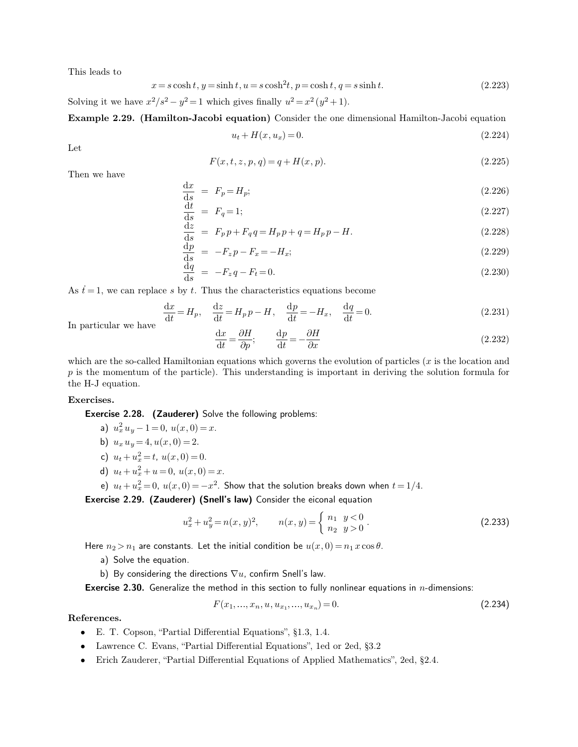This leads to

$$x = s\cosh t,\ y = \sinh t,\ u = s\cosh^2 t,\ p = \cosh t,\ q = s\sinh t. \tag{2.223}$$

Solving it we have $x^2/s^2 - y^2 = 1$ which gives finally $u^2 = x^2\,(y^2+1)$.

**Example 2.29. (Hamilton-Jacobi equation)** Consider the one dimensional Hamilton-Jacobi equation

$$u_t + H(x, u_x) = 0. \tag{2.224}$$

Let

$$F(x, t, z, p, q) = q + H(x, p). \tag{2.225}$$

Then we have

$$\frac{\mathrm{d}x}{\mathrm{d}s} = F_p = H_p; \tag{2.226}$$

$$\frac{\mathrm{d}t}{\mathrm{d}s} = F_q = 1; \tag{2.227}$$

$$\frac{\mathrm{d}z}{\mathrm{d}s} = F_p\,p + F_q\,q = H_p\,p + q = H_p\,p - H. \tag{2.228}$$

$$\frac{\mathrm{d}p}{\mathrm{d}s} = -F_z\,p - F_x = -H_x; \tag{2.229}$$

$$\frac{\mathrm{d}q}{\mathrm{d}s} = -F_z\,q - F_t = 0. \tag{2.230}$$

As $\dot{t} = 1$, we can replace $s$ by $t$. Thus the characteristics equations become

$$\frac{\mathrm{d}x}{\mathrm{d}t} = H_p, \quad \frac{\mathrm{d}z}{\mathrm{d}t} = H_p\,p - H, \quad \frac{\mathrm{d}p}{\mathrm{d}t} = -H_x, \quad \frac{\mathrm{d}q}{\mathrm{d}t} = 0. \tag{2.231}$$

In particular we have

$$\frac{\mathrm{d}x}{\mathrm{d}t} = \frac{\partial H}{\partial p}; \qquad \frac{\mathrm{d}p}{\mathrm{d}t} = -\frac{\partial H}{\partial x} \tag{2.232}$$

which are the so-called Hamiltonian equations which governs the evolution of particles ($x$ is the location and $p$ is the momentum of the particle). This understanding is important in deriving the solution formula for the H-J equation.

**Exercises.**

**Exercise 2.28. (Zauderer)** Solve the following problems:

a) $u_x^2\,u_y - 1 = 0,\ u(x, 0) = x$.

b) $u_x\,u_y = 4,\ u(x, 0) = 2$.

c) $u_t + u_x^2 = t,\ u(x, 0) = 0$.

d) $u_t + u_x^2 + u = 0,\ u(x, 0) = x$.

e) $u_t + u_x^2 = 0,\ u(x, 0) = -x^2$. Show that the solution breaks down when $t = 1/4$.

**Exercise 2.29. (Zauderer) (Snell's law)** Consider the eiconal equation

$$u_x^2 + u_y^2 = n(x, y)^2, \qquad n(x, y) = \begin{cases} n_1 & y < 0 \\ n_2 & y > 0 \end{cases}. \tag{2.233}$$

Here $n_2 > n_1$ are constants. Let the initial condition be $u(x, 0) = n_1\,x\cos\theta$.

a) Solve the equation.

b) By considering the directions $\nabla u$, confirm Snell's law.

**Exercise 2.30.** Generalize the method in this section to fully nonlinear equations in $n$-dimensions:

$$F(x_1, \ldots, x_n, u, u_{x_1}, \ldots, u_{x_n}) = 0. \tag{2.234}$$

**References.**

- E. T. Copson, "Partial Differential Equations", §1.3, 1.4.
- Lawrence C. Evans, "Partial Differential Equations", 1ed or 2ed, §3.2
- Erich Zauderer, "Partial Differential Equations of Applied Mathematics", 2ed, §2.4.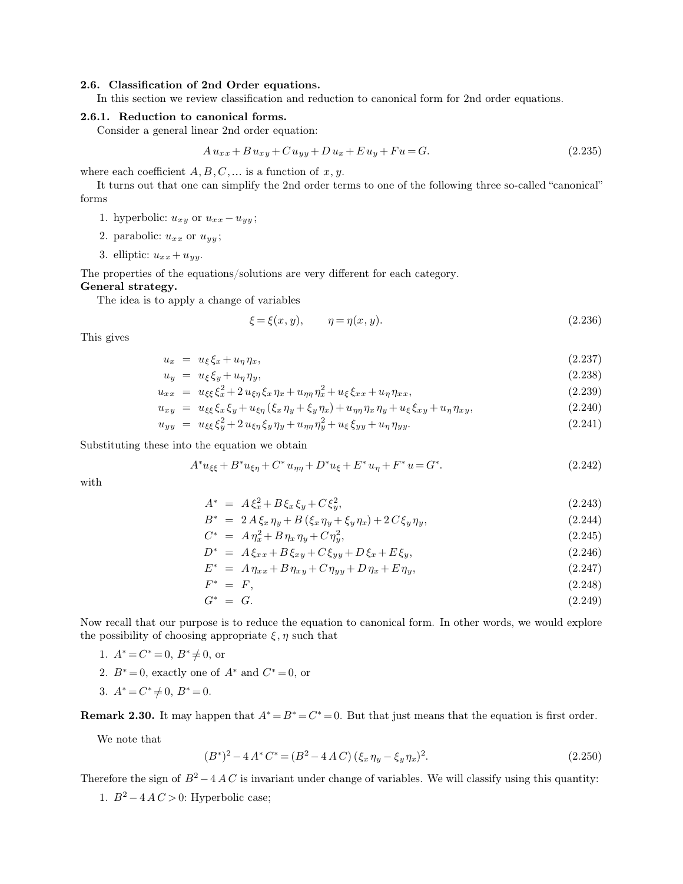### 2.6. Classification of 2nd Order equations.

In this section we review classification and reduction to canonical form for 2nd order equations.

#### 2.6.1. Reduction to canonical forms.

Consider a general linear 2nd order equation:

$$A\,u_{xx} + B\,u_{xy} + C\,u_{yy} + D\,u_x + E\,u_y + F\,u = G. \tag{2.235}$$

where each coefficient $A, B, C, \ldots$ is a function of $x, y$.

It turns out that one can simplify the 2nd order terms to one of the following three so-called "canonical" forms

1. hyperbolic: $u_{xy}$ or $u_{xx} - u_{yy}$;
2. parabolic: $u_{xx}$ or $u_{yy}$;
3. elliptic: $u_{xx} + u_{yy}$.

The properties of the equations/solutions are very different for each category.

**General strategy.**

The idea is to apply a change of variables

$$\xi = \xi(x, y), \qquad \eta = \eta(x, y). \tag{2.236}$$

This gives

$$u_x = u_\xi\,\xi_x + u_\eta\,\eta_x, \tag{2.237}$$

$$u_y = u_\xi\,\xi_y + u_\eta\,\eta_y, \tag{2.238}$$

$$u_{xx} = u_{\xi\xi}\,\xi_x^2 + 2\,u_{\xi\eta}\,\xi_x\,\eta_x + u_{\eta\eta}\,\eta_x^2 + u_\xi\,\xi_{xx} + u_\eta\,\eta_{xx}, \tag{2.239}$$

$$u_{xy} = u_{\xi\xi}\,\xi_x\,\xi_y + u_{\xi\eta}\,(\xi_x\,\eta_y + \xi_y\,\eta_x) + u_{\eta\eta}\,\eta_x\,\eta_y + u_\xi\,\xi_{xy} + u_\eta\,\eta_{xy}, \tag{2.240}$$

$$u_{yy} = u_{\xi\xi}\,\xi_y^2 + 2\,u_{\xi\eta}\,\xi_y\,\eta_y + u_{\eta\eta}\,\eta_y^2 + u_\xi\,\xi_{yy} + u_\eta\,\eta_{yy}. \tag{2.241}$$

Substituting these into the equation we obtain

$$A^* u_{\xi\xi} + B^* u_{\xi\eta} + C^*\,u_{\eta\eta} + D^* u_\xi + E^*\,u_\eta + F^*\,u = G^*. \tag{2.242}$$

with

$$A^* = A\,\xi_x^2 + B\,\xi_x\,\xi_y + C\,\xi_y^2, \tag{2.243}$$

$$B^* = 2\,A\,\xi_x\,\eta_y + B\,(\xi_x\,\eta_y + \xi_y\,\eta_x) + 2\,C\,\xi_y\,\eta_y, \tag{2.244}$$

$$C^* = A\,\eta_x^2 + B\,\eta_x\,\eta_y + C\,\eta_y^2, \tag{2.245}$$

$$D^* = A\,\xi_{xx} + B\,\xi_{xy} + C\,\xi_{yy} + D\,\xi_x + E\,\xi_y, \tag{2.246}$$

$$E^* = A\,\eta_{xx} + B\,\eta_{xy} + C\,\eta_{yy} + D\,\eta_x + E\,\eta_y, \tag{2.247}$$

$$F^* = F, \tag{2.248}$$

$$G^* = G. \tag{2.249}$$

Now recall that our purpose is to reduce the equation to canonical form. In other words, we would explore the possibility of choosing appropriate $\xi, \eta$ such that

1. $A^* = C^* = 0$, $B^* \neq 0$, or
2. $B^* = 0$, exactly one of $A^*$ and $C^* = 0$, or
3. $A^* = C^* \neq 0$, $B^* = 0$.

**Remark 2.30.** It may happen that $A^* = B^* = C^* = 0$. But that just means that the equation is first order.

We note that

$$(B^*)^2 - 4\,A^*\,C^* = (B^2 - 4\,A\,C)\,(\xi_x\,\eta_y - \xi_y\,\eta_x)^2. \tag{2.250}$$

Therefore the sign of $B^2 - 4\,A\,C$ is invariant under change of variables. We will classify using this quantity:

1. $B^2 - 4\,A\,C > 0$: Hyperbolic case;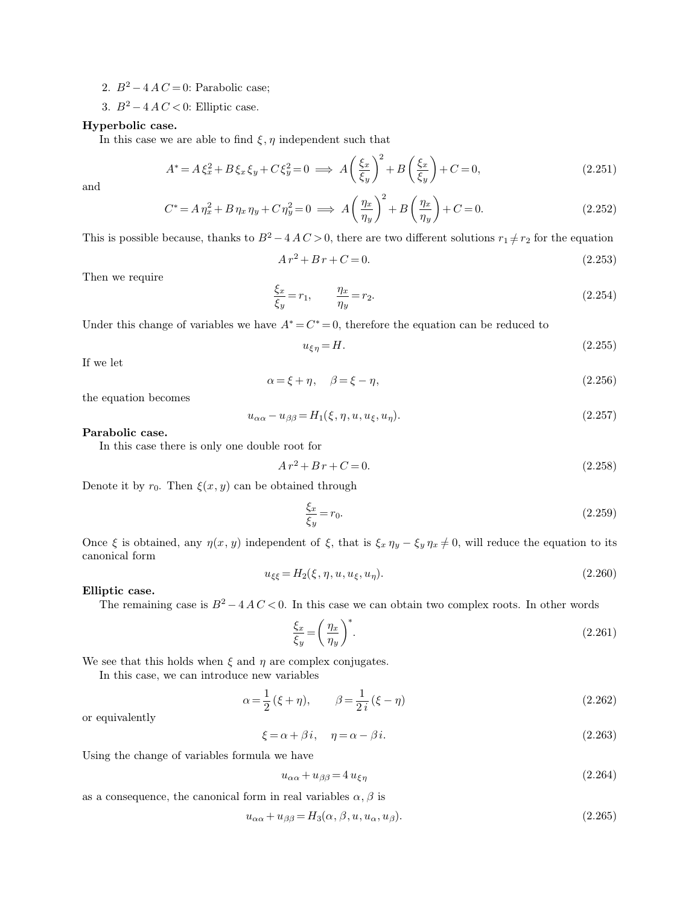2. $B^2 - 4AC = 0$: Parabolic case;
3. $B^2 - 4AC < 0$: Elliptic case.

**Hyperbolic case.**

In this case we are able to find $\xi, \eta$ independent such that

$$A^* = A\xi_x^2 + B\xi_x\xi_y + C\xi_y^2 = 0 \implies A\left(\frac{\xi_x}{\xi_y}\right)^2 + B\left(\frac{\xi_x}{\xi_y}\right) + C = 0, \tag{2.251}$$

and

$$C^* = A\eta_x^2 + B\eta_x\eta_y + C\eta_y^2 = 0 \implies A\left(\frac{\eta_x}{\eta_y}\right)^2 + B\left(\frac{\eta_x}{\eta_y}\right) + C = 0. \tag{2.252}$$

This is possible because, thanks to $B^2 - 4AC > 0$, there are two different solutions $r_1 \neq r_2$ for the equation

$$Ar^2 + Br + C = 0. \tag{2.253}$$

Then we require

$$\frac{\xi_x}{\xi_y} = r_1, \qquad \frac{\eta_x}{\eta_y} = r_2. \tag{2.254}$$

Under this change of variables we have $A^* = C^* = 0$, therefore the equation can be reduced to

$$u_{\xi\eta} = H. \tag{2.255}$$

If we let

$$\alpha = \xi + \eta, \quad \beta = \xi - \eta, \tag{2.256}$$

the equation becomes

$$u_{\alpha\alpha} - u_{\beta\beta} = H_1(\xi, \eta, u, u_\xi, u_\eta). \tag{2.257}$$

**Parabolic case.**

In this case there is only one double root for

$$Ar^2 + Br + C = 0. \tag{2.258}$$

Denote it by $r_0$. Then $\xi(x, y)$ can be obtained through

$$\frac{\xi_x}{\xi_y} = r_0. \tag{2.259}$$

Once $\xi$ is obtained, any $\eta(x, y)$ independent of $\xi$, that is $\xi_x\eta_y - \xi_y\eta_x \neq 0$, will reduce the equation to its canonical form

$$u_{\xi\xi} = H_2(\xi, \eta, u, u_\xi, u_\eta). \tag{2.260}$$

**Elliptic case.**

The remaining case is $B^2 - 4AC < 0$. In this case we can obtain two complex roots. In other words

$$\frac{\xi_x}{\xi_y} = \left(\frac{\eta_x}{\eta_y}\right)^*. \tag{2.261}$$

We see that this holds when $\xi$ and $\eta$ are complex conjugates.

In this case, we can introduce new variables

$$\alpha = \frac{1}{2}(\xi + \eta), \qquad \beta = \frac{1}{2i}(\xi - \eta) \tag{2.262}$$

or equivalently

$$\xi = \alpha + \beta i, \quad \eta = \alpha - \beta i. \tag{2.263}$$

Using the change of variables formula we have

$$u_{\alpha\alpha} + u_{\beta\beta} = 4u_{\xi\eta} \tag{2.264}$$

as a consequence, the canonical form in real variables $\alpha, \beta$ is

$$u_{\alpha\alpha} + u_{\beta\beta} = H_3(\alpha, \beta, u, u_\alpha, u_\beta). \tag{2.265}$$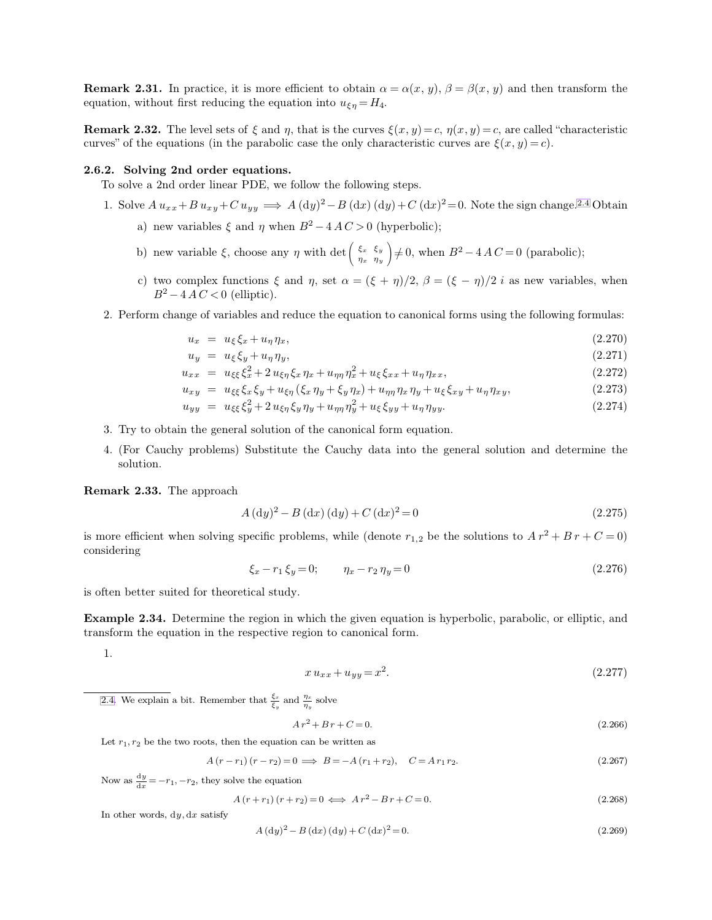**Remark 2.31.** In practice, it is more efficient to obtain $\alpha = \alpha(x, y)$, $\beta = \beta(x, y)$ and then transform the equation, without first reducing the equation into $u_{\xi\eta} = H_4$.

**Remark 2.32.** The level sets of $\xi$ and $\eta$, that is the curves $\xi(x, y) = c$, $\eta(x, y) = c$, are called "characteristic curves" of the equations (in the parabolic case the only characteristic curves are $\xi(x, y) = c$).

### 2.6.2. Solving 2nd order equations.

To solve a 2nd order linear PDE, we follow the following steps.

1. Solve $A\, u_{xx} + B\, u_{xy} + C\, u_{yy} \Longrightarrow A\, (\mathrm{d}y)^2 - B\, (\mathrm{d}x)\, (\mathrm{d}y) + C\, (\mathrm{d}x)^2 = 0$. Note the sign change.[2.4] Obtain

   a) new variables $\xi$ and $\eta$ when $B^2 - 4\, A\, C > 0$ (hyperbolic);

   b) new variable $\xi$, choose any $\eta$ with $\det \begin{pmatrix} \xi_x & \xi_y \\ \eta_x & \eta_y \end{pmatrix} \neq 0$, when $B^2 - 4\, A\, C = 0$ (parabolic);

   c) two complex functions $\xi$ and $\eta$, set $\alpha = (\xi + \eta)/2$, $\beta = (\xi - \eta)/2\, i$ as new variables, when $B^2 - 4\, A\, C < 0$ (elliptic).

2. Perform change of variables and reduce the equation to canonical forms using the following formulas:

$$
\begin{aligned}
u_x &= u_\xi\, \xi_x + u_\eta\, \eta_x, && (2.270)\\
u_y &= u_\xi\, \xi_y + u_\eta\, \eta_y, && (2.271)\\
u_{xx} &= u_{\xi\xi}\, \xi_x^2 + 2\, u_{\xi\eta}\, \xi_x\, \eta_x + u_{\eta\eta}\, \eta_x^2 + u_\xi\, \xi_{xx} + u_\eta\, \eta_{xx}, && (2.272)\\
u_{xy} &= u_{\xi\xi}\, \xi_x\, \xi_y + u_{\xi\eta}\, (\xi_x\, \eta_y + \xi_y\, \eta_x) + u_{\eta\eta}\, \eta_x\, \eta_y + u_\xi\, \xi_{xy} + u_\eta\, \eta_{xy}, && (2.273)\\
u_{yy} &= u_{\xi\xi}\, \xi_y^2 + 2\, u_{\xi\eta}\, \xi_y\, \eta_y + u_{\eta\eta}\, \eta_y^2 + u_\xi\, \xi_{yy} + u_\eta\, \eta_{yy}. && (2.274)
\end{aligned}
$$

3. Try to obtain the general solution of the canonical form equation.

4. (For Cauchy problems) Substitute the Cauchy data into the general solution and determine the solution.

**Remark 2.33.** The approach

$$A\, (\mathrm{d}y)^2 - B\, (\mathrm{d}x)\, (\mathrm{d}y) + C\, (\mathrm{d}x)^2 = 0 \tag{2.275}$$

is more efficient when solving specific problems, while (denote $r_{1,2}$ be the solutions to $A\, r^2 + B\, r + C = 0$) considering

$$\xi_x - r_1\, \xi_y = 0; \qquad \eta_x - r_2\, \eta_y = 0 \tag{2.276}$$

is often better suited for theoretical study.

**Example 2.34.** Determine the region in which the given equation is hyperbolic, parabolic, or elliptic, and transform the equation in the respective region to canonical form.

1.

$$x\, u_{xx} + u_{yy} = x^2. \tag{2.277}$$

---

[2.4] We explain a bit. Remember that $\frac{\xi_x}{\xi_y}$ and $\frac{\eta_x}{\eta_y}$ solve

$$A\, r^2 + B\, r + C = 0. \tag{2.266}$$

Let $r_1, r_2$ be the two roots, then the equation can be written as

$$A\, (r - r_1)\, (r - r_2) = 0 \Longrightarrow B = -A\, (r_1 + r_2), \quad C = A\, r_1\, r_2. \tag{2.267}$$

Now as $\frac{\mathrm{d}y}{\mathrm{d}x} = -r_1, -r_2$, they solve the equation

$$A\, (r + r_1)\, (r + r_2) = 0 \Longleftrightarrow A\, r^2 - B\, r + C = 0. \tag{2.268}$$

In other words, $\mathrm{d}y, \mathrm{d}x$ satisfy

$$A\, (\mathrm{d}y)^2 - B\, (\mathrm{d}x)\, (\mathrm{d}y) + C\, (\mathrm{d}x)^2 = 0. \tag{2.269}$$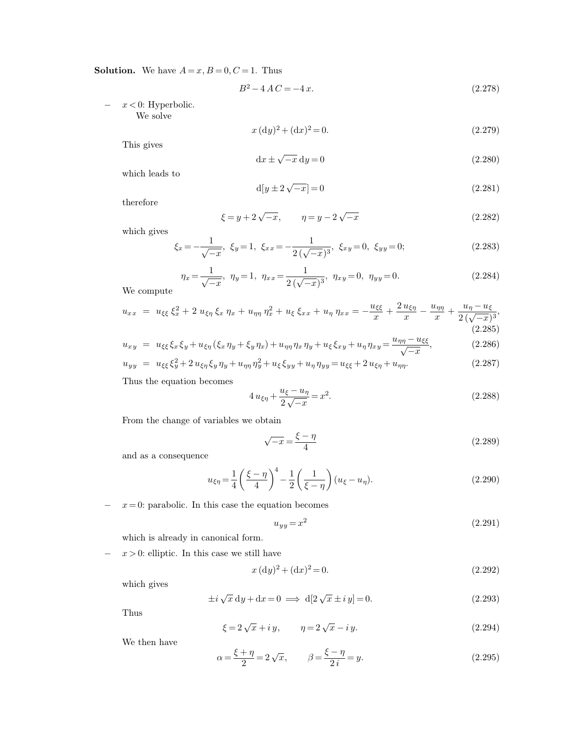**Solution.** We have $A=x, B=0, C=1$. Thus

$$B^2 - 4\,A\,C = -4\,x. \tag{2.278}$$

- $x<0$: Hyperbolic.

  We solve

$$x\,(\mathrm{d}y)^2 + (\mathrm{d}x)^2 = 0. \tag{2.279}$$

This gives

$$\mathrm{d}x \pm \sqrt{-x}\,\mathrm{d}y = 0 \tag{2.280}$$

which leads to

$$\mathrm{d}[y \pm 2\sqrt{-x}] = 0 \tag{2.281}$$

therefore

$$\xi = y + 2\sqrt{-x}, \qquad \eta = y - 2\sqrt{-x} \tag{2.282}$$

which gives

$$\xi_x = -\frac{1}{\sqrt{-x}},\ \ \xi_y = 1,\ \ \xi_{xx} = -\frac{1}{2\,(\sqrt{-x})^3},\ \ \xi_{xy} = 0,\ \ \xi_{yy} = 0; \tag{2.283}$$

$$\eta_x = \frac{1}{\sqrt{-x}},\ \ \eta_y = 1,\ \ \eta_{xx} = \frac{1}{2\,(\sqrt{-x})^3},\ \ \eta_{xy} = 0,\ \ \eta_{yy} = 0. \tag{2.284}$$

We compute

$$u_{xx} = u_{\xi\xi}\,\xi_x^2 + 2\,u_{\xi\eta}\,\xi_x\,\eta_x + u_{\eta\eta}\,\eta_x^2 + u_\xi\,\xi_{xx} + u_\eta\,\eta_{xx} = -\frac{u_{\xi\xi}}{x} + \frac{2\,u_{\xi\eta}}{x} - \frac{u_{\eta\eta}}{x} + \frac{u_\eta - u_\xi}{2\,(\sqrt{-x})^3}, \tag{2.285}$$

$$u_{xy} = u_{\xi\xi}\,\xi_x\,\xi_y + u_{\xi\eta}\,(\xi_x\,\eta_y + \xi_y\,\eta_x) + u_{\eta\eta}\,\eta_x\,\eta_y + u_\xi\,\xi_{xy} + u_\eta\,\eta_{xy} = \frac{u_{\eta\eta} - u_{\xi\xi}}{\sqrt{-x}}, \tag{2.286}$$

$$u_{yy} = u_{\xi\xi}\,\xi_y^2 + 2\,u_{\xi\eta}\,\xi_y\,\eta_y + u_{\eta\eta}\,\eta_y^2 + u_\xi\,\xi_{yy} + u_\eta\,\eta_{yy} = u_{\xi\xi} + 2\,u_{\xi\eta} + u_{\eta\eta}. \tag{2.287}$$

Thus the equation becomes

$$4\,u_{\xi\eta} + \frac{u_\xi - u_\eta}{2\sqrt{-x}} = x^2. \tag{2.288}$$

From the change of variables we obtain

$$\sqrt{-x} = \frac{\xi - \eta}{4} \tag{2.289}$$

and as a consequence

$$u_{\xi\eta} = \frac{1}{4}\left(\frac{\xi - \eta}{4}\right)^4 - \frac{1}{2}\left(\frac{1}{\xi - \eta}\right)(u_\xi - u_\eta). \tag{2.290}$$

- $x=0$: parabolic. In this case the equation becomes

$$u_{yy} = x^2 \tag{2.291}$$

which is already in canonical form.

- $x>0$: elliptic. In this case we still have

$$x\,(\mathrm{d}y)^2 + (\mathrm{d}x)^2 = 0. \tag{2.292}$$

which gives

$$\pm i\sqrt{x}\,\mathrm{d}y + \mathrm{d}x = 0 \implies \mathrm{d}[2\sqrt{x} \pm i\,y] = 0. \tag{2.293}$$

Thus

$$\xi = 2\sqrt{x} + i\,y, \qquad \eta = 2\sqrt{x} - i\,y. \tag{2.294}$$

We then have

$$\alpha = \frac{\xi + \eta}{2} = 2\sqrt{x}, \qquad \beta = \frac{\xi - \eta}{2\,i} = y. \tag{2.295}$$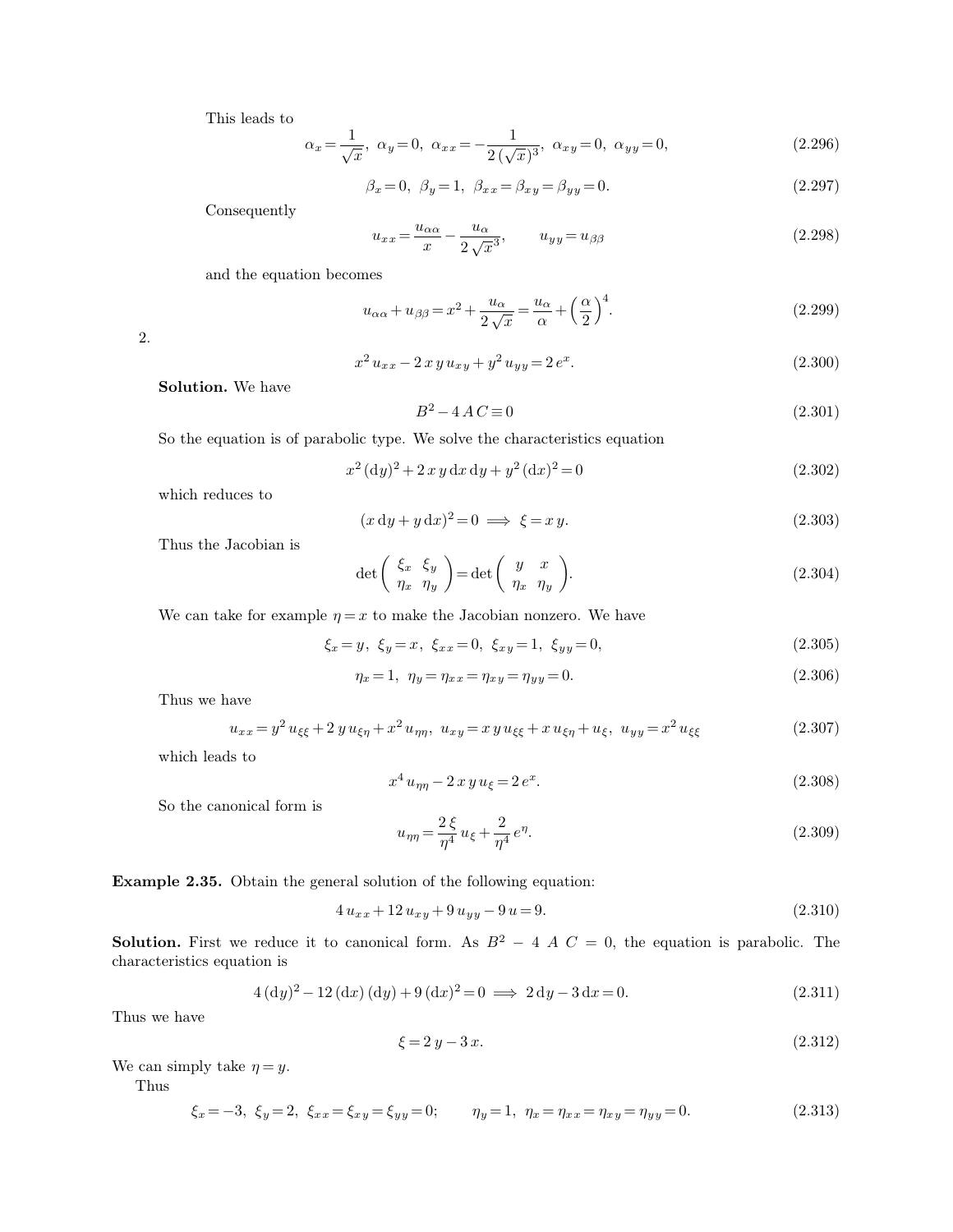This leads to

$$\alpha_x = \frac{1}{\sqrt{x}},\ \ \alpha_y = 0,\ \ \alpha_{xx} = -\frac{1}{2\,(\sqrt{x})^3},\ \ \alpha_{xy} = 0,\ \ \alpha_{yy} = 0, \tag{2.296}$$

$$\beta_x = 0,\ \ \beta_y = 1,\ \ \beta_{xx} = \beta_{xy} = \beta_{yy} = 0. \tag{2.297}$$

Consequently

$$u_{xx} = \frac{u_{\alpha\alpha}}{x} - \frac{u_\alpha}{2\,\sqrt{x}^3}, \qquad u_{yy} = u_{\beta\beta} \tag{2.298}$$

and the equation becomes

$$u_{\alpha\alpha} + u_{\beta\beta} = x^2 + \frac{u_\alpha}{2\,\sqrt{x}} = \frac{u_\alpha}{\alpha} + \left(\frac{\alpha}{2}\right)^4. \tag{2.299}$$

2.

$$x^2\,u_{xx} - 2\,x\,y\,u_{xy} + y^2\,u_{yy} = 2\,e^x. \tag{2.300}$$

**Solution.** We have

$$B^2 - 4\,A\,C \equiv 0 \tag{2.301}$$

So the equation is of parabolic type. We solve the characteristics equation

$$x^2\,(\mathrm{d}y)^2 + 2\,x\,y\,\mathrm{d}x\,\mathrm{d}y + y^2\,(\mathrm{d}x)^2 = 0 \tag{2.302}$$

which reduces to

$$(x\,\mathrm{d}y + y\,\mathrm{d}x)^2 = 0 \implies \xi = x\,y. \tag{2.303}$$

Thus the Jacobian is

$$\det\begin{pmatrix} \xi_x & \xi_y \\ \eta_x & \eta_y \end{pmatrix} = \det\begin{pmatrix} y & x \\ \eta_x & \eta_y \end{pmatrix}. \tag{2.304}$$

We can take for example $\eta = x$ to make the Jacobian nonzero. We have

$$\xi_x = y,\ \ \xi_y = x,\ \ \xi_{xx} = 0,\ \ \xi_{xy} = 1,\ \ \xi_{yy} = 0, \tag{2.305}$$

$$\eta_x = 1,\ \ \eta_y = \eta_{xx} = \eta_{xy} = \eta_{yy} = 0. \tag{2.306}$$

Thus we have

$$u_{xx} = y^2\,u_{\xi\xi} + 2\,y\,u_{\xi\eta} + x^2\,u_{\eta\eta},\ \ u_{xy} = x\,y\,u_{\xi\xi} + x\,u_{\xi\eta} + u_\xi,\ \ u_{yy} = x^2\,u_{\xi\xi} \tag{2.307}$$

which leads to

$$x^4\,u_{\eta\eta} - 2\,x\,y\,u_\xi = 2\,e^x. \tag{2.308}$$

So the canonical form is

$$u_{\eta\eta} = \frac{2\,\xi}{\eta^4}\,u_\xi + \frac{2}{\eta^4}\,e^\eta. \tag{2.309}$$

**Example 2.35.** Obtain the general solution of the following equation:

$$4\,u_{xx} + 12\,u_{xy} + 9\,u_{yy} - 9\,u = 9. \tag{2.310}$$

**Solution.** First we reduce it to canonical form. As $B^2 - 4\ A\ C = 0$, the equation is parabolic. The characteristics equation is

$$4\,(\mathrm{d}y)^2 - 12\,(\mathrm{d}x)\,(\mathrm{d}y) + 9\,(\mathrm{d}x)^2 = 0 \implies 2\,\mathrm{d}y - 3\,\mathrm{d}x = 0. \tag{2.311}$$

Thus we have

$$\xi = 2\,y - 3\,x. \tag{2.312}$$

We can simply take $\eta = y$.

Thus

$$\xi_x = -3,\ \ \xi_y = 2,\ \ \xi_{xx} = \xi_{xy} = \xi_{yy} = 0; \qquad \eta_y = 1,\ \ \eta_x = \eta_{xx} = \eta_{xy} = \eta_{yy} = 0. \tag{2.313}$$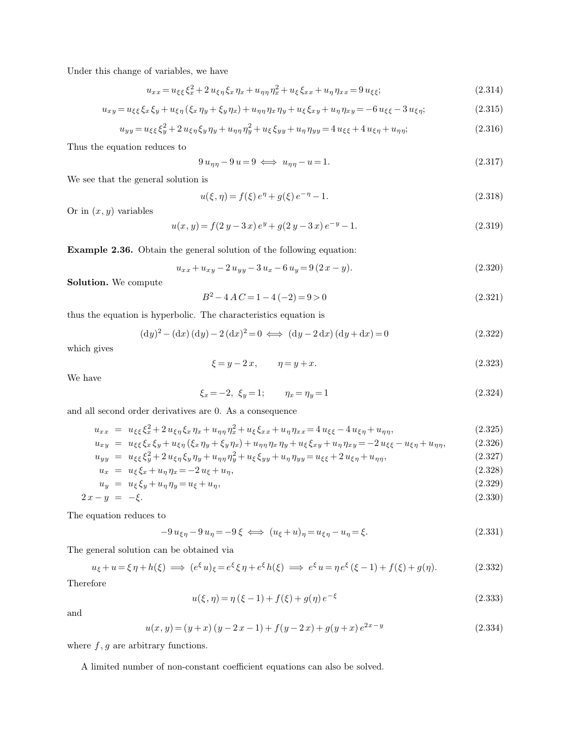Under this change of variables, we have

$$u_{xx} = u_{\xi\xi}\,\xi_x^2 + 2\,u_{\xi\eta}\,\xi_x\,\eta_x + u_{\eta\eta}\,\eta_x^2 + u_\xi\,\xi_{xx} + u_\eta\,\eta_{xx} = 9\,u_{\xi\xi}; \tag{2.314}$$

$$u_{xy} = u_{\xi\xi}\,\xi_x\,\xi_y + u_{\xi\eta}\,(\xi_x\,\eta_y + \xi_y\,\eta_x) + u_{\eta\eta}\,\eta_x\,\eta_y + u_\xi\,\xi_{xy} + u_\eta\,\eta_{xy} = -6\,u_{\xi\xi} - 3\,u_{\xi\eta}; \tag{2.315}$$

$$u_{yy} = u_{\xi\xi}\,\xi_y^2 + 2\,u_{\xi\eta}\,\xi_y\,\eta_y + u_{\eta\eta}\,\eta_y^2 + u_\xi\,\xi_{yy} + u_\eta\,\eta_{yy} = 4\,u_{\xi\xi} + 4\,u_{\xi\eta} + u_{\eta\eta}; \tag{2.316}$$

Thus the equation reduces to

$$9\,u_{\eta\eta} - 9\,u = 9 \iff u_{\eta\eta} - u = 1. \tag{2.317}$$

We see that the general solution is

$$u(\xi,\eta) = f(\xi)\,e^{\eta} + g(\xi)\,e^{-\eta} - 1. \tag{2.318}$$

Or in $(x,y)$ variables

$$u(x,y) = f(2\,y - 3\,x)\,e^{y} + g(2\,y - 3\,x)\,e^{-y} - 1. \tag{2.319}$$

**Example 2.36.** Obtain the general solution of the following equation:

$$u_{xx} + u_{xy} - 2\,u_{yy} - 3\,u_x - 6\,u_y = 9\,(2\,x - y). \tag{2.320}$$

**Solution.** We compute

$$B^2 - 4\,A\,C = 1 - 4\,(-2) = 9 > 0 \tag{2.321}$$

thus the equation is hyperbolic. The characteristics equation is

$$(\mathrm{d}y)^2 - (\mathrm{d}x)\,(\mathrm{d}y) - 2\,(\mathrm{d}x)^2 = 0 \iff (\mathrm{d}y - 2\,\mathrm{d}x)\,(\mathrm{d}y + \mathrm{d}x) = 0 \tag{2.322}$$

which gives

$$\xi = y - 2\,x, \qquad \eta = y + x. \tag{2.323}$$

We have

$$\xi_x = -2,\;\; \xi_y = 1; \qquad \eta_x = \eta_y = 1 \tag{2.324}$$

and all second order derivatives are 0. As a consequence

$$u_{xx} = u_{\xi\xi}\,\xi_x^2 + 2\,u_{\xi\eta}\,\xi_x\,\eta_x + u_{\eta\eta}\,\eta_x^2 + u_\xi\,\xi_{xx} + u_\eta\,\eta_{xx} = 4\,u_{\xi\xi} - 4\,u_{\xi\eta} + u_{\eta\eta}, \tag{2.325}$$

$$u_{xy} = u_{\xi\xi}\,\xi_x\,\xi_y + u_{\xi\eta}\,(\xi_x\,\eta_y + \xi_y\,\eta_x) + u_{\eta\eta}\,\eta_x\,\eta_y + u_\xi\,\xi_{xy} + u_\eta\,\eta_{xy} = -2\,u_{\xi\xi} - u_{\xi\eta} + u_{\eta\eta}, \tag{2.326}$$

$$u_{yy} = u_{\xi\xi}\,\xi_y^2 + 2\,u_{\xi\eta}\,\xi_y\,\eta_y + u_{\eta\eta}\,\eta_y^2 + u_\xi\,\xi_{yy} + u_\eta\,\eta_{yy} = u_{\xi\xi} + 2\,u_{\xi\eta} + u_{\eta\eta}, \tag{2.327}$$

$$u_x = u_\xi\,\xi_x + u_\eta\,\eta_x = -2\,u_\xi + u_\eta, \tag{2.328}$$

$$u_y = u_\xi\,\xi_y + u_\eta\,\eta_y = u_\xi + u_\eta, \tag{2.329}$$

$$2\,x - y = -\xi. \tag{2.330}$$

The equation reduces to

$$-9\,u_{\xi\eta} - 9\,u_\eta = -9\,\xi \iff (u_\xi + u)_\eta = u_{\xi\eta} - u_\eta = \xi. \tag{2.331}$$

The general solution can be obtained via

$$u_\xi + u = \xi\,\eta + h(\xi) \implies (e^{\xi}\,u)_\xi = e^{\xi}\,\xi\,\eta + e^{\xi}\,h(\xi) \implies e^{\xi}\,u = \eta\,e^{\xi}\,(\xi - 1) + f(\xi) + g(\eta). \tag{2.332}$$

Therefore

$$u(\xi,\eta) = \eta\,(\xi - 1) + f(\xi) + g(\eta)\,e^{-\xi} \tag{2.333}$$

and

$$u(x,y) = (y + x)\,(y - 2\,x - 1) + f(y - 2\,x) + g(y + x)\,e^{2x - y} \tag{2.334}$$

where $f, g$ are arbitrary functions.

A limited number of non-constant coefficient equations can also be solved.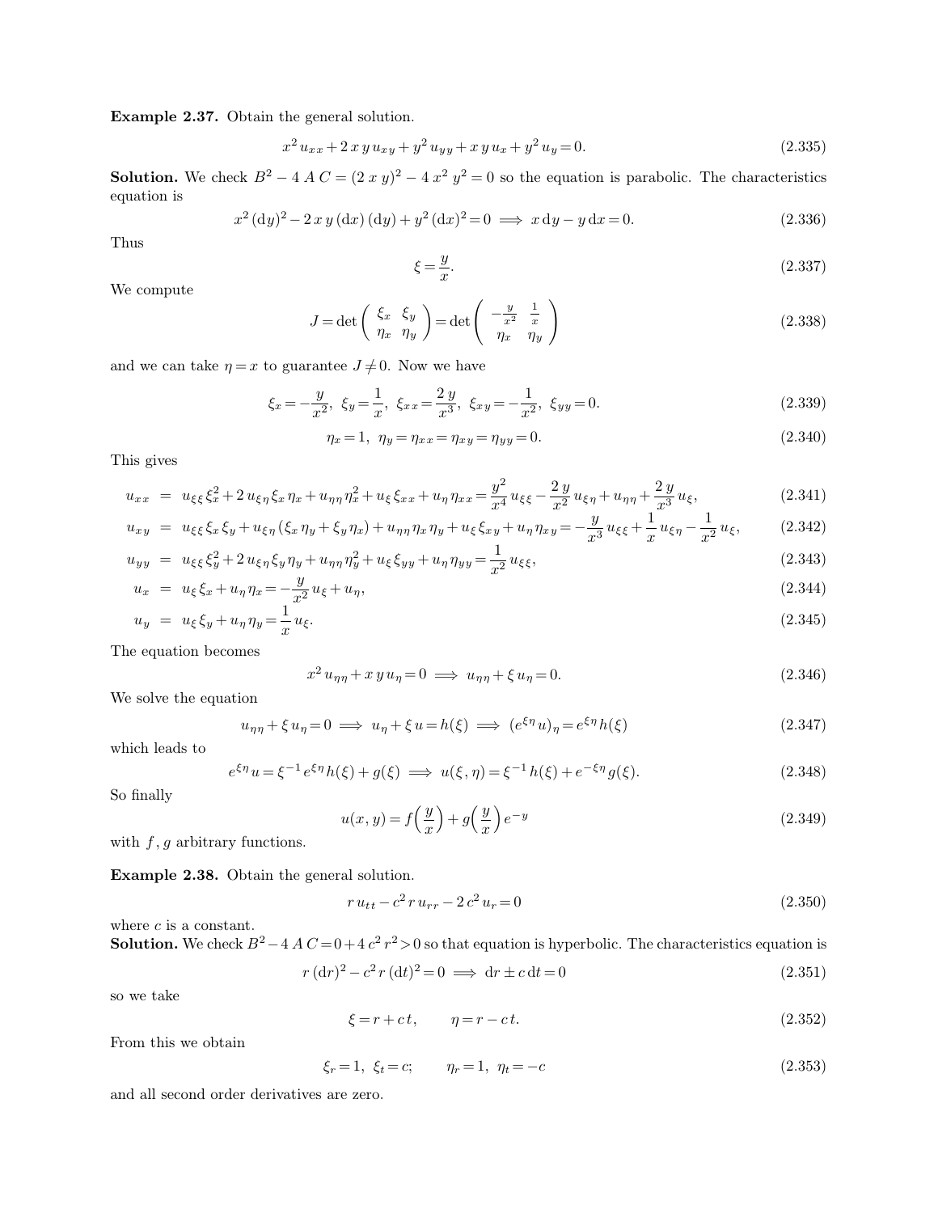**Example 2.37.** Obtain the general solution.

$$x^2 u_{xx} + 2\,x\,y\,u_{xy} + y^2 u_{yy} + x\,y\,u_x + y^2 u_y = 0. \tag{2.335}$$

**Solution.** We check $B^2 - 4\,A\,C = (2\,x\,y)^2 - 4\,x^2\,y^2 = 0$ so the equation is parabolic. The characteristics equation is

$$x^2 (\mathrm{d}y)^2 - 2\,x\,y\,(\mathrm{d}x)\,(\mathrm{d}y) + y^2 (\mathrm{d}x)^2 = 0 \implies x\,\mathrm{d}y - y\,\mathrm{d}x = 0. \tag{2.336}$$

Thus

$$\xi = \frac{y}{x}. \tag{2.337}$$

We compute

$$J = \det \begin{pmatrix} \xi_x & \xi_y \\ \eta_x & \eta_y \end{pmatrix} = \det \begin{pmatrix} -\frac{y}{x^2} & \frac{1}{x} \\ \eta_x & \eta_y \end{pmatrix} \tag{2.338}$$

and we can take $\eta = x$ to guarantee $J \neq 0$. Now we have

$$\xi_x = -\frac{y}{x^2},\ \ \xi_y = \frac{1}{x},\ \ \xi_{xx} = \frac{2\,y}{x^3},\ \ \xi_{xy} = -\frac{1}{x^2},\ \ \xi_{yy} = 0. \tag{2.339}$$

$$\eta_x = 1,\ \ \eta_y = \eta_{xx} = \eta_{xy} = \eta_{yy} = 0. \tag{2.340}$$

This gives

$$u_{xx} = u_{\xi\xi}\,\xi_x^2 + 2\,u_{\xi\eta}\,\xi_x\,\eta_x + u_{\eta\eta}\,\eta_x^2 + u_\xi\,\xi_{xx} + u_\eta\,\eta_{xx} = \frac{y^2}{x^4}\,u_{\xi\xi} - \frac{2\,y}{x^2}\,u_{\xi\eta} + u_{\eta\eta} + \frac{2\,y}{x^3}\,u_\xi, \tag{2.341}$$

$$u_{xy} = u_{\xi\xi}\,\xi_x\,\xi_y + u_{\xi\eta}\,(\xi_x\,\eta_y + \xi_y\,\eta_x) + u_{\eta\eta}\,\eta_x\,\eta_y + u_\xi\,\xi_{xy} + u_\eta\,\eta_{xy} = -\frac{y}{x^3}\,u_{\xi\xi} + \frac{1}{x}\,u_{\xi\eta} - \frac{1}{x^2}\,u_\xi, \tag{2.342}$$

$$u_{yy} = u_{\xi\xi}\,\xi_y^2 + 2\,u_{\xi\eta}\,\xi_y\,\eta_y + u_{\eta\eta}\,\eta_y^2 + u_\xi\,\xi_{yy} + u_\eta\,\eta_{yy} = \frac{1}{x^2}\,u_{\xi\xi}, \tag{2.343}$$

$$u_x = u_\xi\,\xi_x + u_\eta\,\eta_x = -\frac{y}{x^2}\,u_\xi + u_\eta, \tag{2.344}$$

$$u_y = u_\xi\,\xi_y + u_\eta\,\eta_y = \frac{1}{x}\,u_\xi. \tag{2.345}$$

The equation becomes

$$x^2\,u_{\eta\eta} + x\,y\,u_\eta = 0 \implies u_{\eta\eta} + \xi\,u_\eta = 0. \tag{2.346}$$

We solve the equation

$$u_{\eta\eta} + \xi\,u_\eta = 0 \implies u_\eta + \xi\,u = h(\xi) \implies (e^{\xi\eta}\,u)_\eta = e^{\xi\eta}\,h(\xi) \tag{2.347}$$

which leads to

$$e^{\xi\eta}\,u = \xi^{-1}\,e^{\xi\eta}\,h(\xi) + g(\xi) \implies u(\xi,\eta) = \xi^{-1}\,h(\xi) + e^{-\xi\eta}\,g(\xi). \tag{2.348}$$

So finally

$$u(x,y) = f\!\left(\frac{y}{x}\right) + g\!\left(\frac{y}{x}\right) e^{-y} \tag{2.349}$$

with $f, g$ arbitrary functions.

**Example 2.38.** Obtain the general solution.

$$r\,u_{tt} - c^2\,r\,u_{rr} - 2\,c^2\,u_r = 0 \tag{2.350}$$

where $c$ is a constant.

**Solution.** We check $B^2 - 4\,A\,C = 0 + 4\,c^2\,r^2 > 0$ so that equation is hyperbolic. The characteristics equation is

$$r\,(\mathrm{d}r)^2 - c^2\,r\,(\mathrm{d}t)^2 = 0 \implies \mathrm{d}r \pm c\,\mathrm{d}t = 0 \tag{2.351}$$

so we take

$$\xi = r + c\,t, \qquad \eta = r - c\,t. \tag{2.352}$$

From this we obtain

$$\xi_r = 1,\ \ \xi_t = c; \qquad \eta_r = 1,\ \ \eta_t = -c \tag{2.353}$$

and all second order derivatives are zero.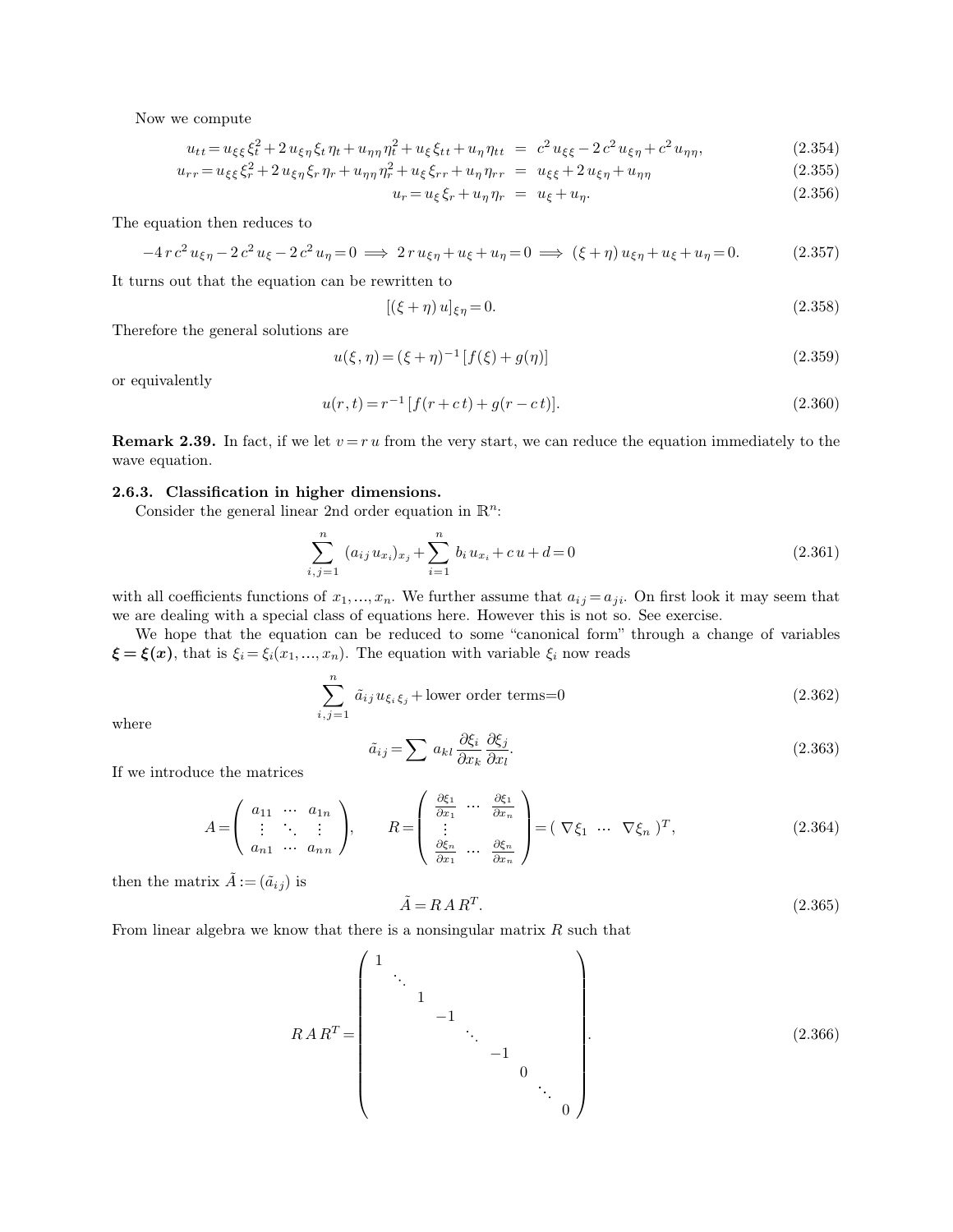Now we compute

$$
\begin{aligned}
u_{tt} = u_{\xi\xi}\,\xi_t^2 + 2\,u_{\xi\eta}\,\xi_t\,\eta_t + u_{\eta\eta}\,\eta_t^2 + u_\xi\,\xi_{tt} + u_\eta\,\eta_{tt} &= c^2\,u_{\xi\xi} - 2\,c^2\,u_{\xi\eta} + c^2\,u_{\eta\eta}, && (2.354)\\
u_{rr} = u_{\xi\xi}\,\xi_r^2 + 2\,u_{\xi\eta}\,\xi_r\,\eta_r + u_{\eta\eta}\,\eta_r^2 + u_\xi\,\xi_{rr} + u_\eta\,\eta_{rr} &= u_{\xi\xi} + 2\,u_{\xi\eta} + u_{\eta\eta} && (2.355)\\
u_r = u_\xi\,\xi_r + u_\eta\,\eta_r &= u_\xi + u_\eta. && (2.356)
\end{aligned}
$$

The equation then reduces to

$$
-4\,r\,c^2\,u_{\xi\eta} - 2\,c^2\,u_\xi - 2\,c^2\,u_\eta = 0 \implies 2\,r\,u_{\xi\eta} + u_\xi + u_\eta = 0 \implies (\xi+\eta)\,u_{\xi\eta} + u_\xi + u_\eta = 0. \tag{2.357}
$$

It turns out that the equation can be rewritten to

$$
[(\xi+\eta)\,u]_{\xi\eta} = 0. \tag{2.358}
$$

Therefore the general solutions are

$$
u(\xi,\eta) = (\xi+\eta)^{-1}\,[f(\xi) + g(\eta)] \tag{2.359}
$$

or equivalently

$$
u(r,t) = r^{-1}\,[f(r+c\,t) + g(r-c\,t)]. \tag{2.360}
$$

**Remark 2.39.** In fact, if we let $v = r\,u$ from the very start, we can reduce the equation immediately to the wave equation.

### 2.6.3. Classification in higher dimensions.

Consider the general linear 2nd order equation in $\mathbb{R}^n$:

$$
\sum_{i,j=1}^{n} (a_{ij}\,u_{x_i})_{x_j} + \sum_{i=1}^{n} b_i\,u_{x_i} + c\,u + d = 0 \tag{2.361}
$$

with all coefficients functions of $x_1, \ldots, x_n$. We further assume that $a_{ij} = a_{ji}$. On first look it may seem that we are dealing with a special class of equations here. However this is not so. See exercise.

We hope that the equation can be reduced to some "canonical form" through a change of variables $\boldsymbol{\xi} = \boldsymbol{\xi}(\boldsymbol{x})$, that is $\xi_i = \xi_i(x_1, \ldots, x_n)$. The equation with variable $\xi_i$ now reads

$$
\sum_{i,j=1}^{n} \tilde{a}_{ij}\,u_{\xi_i\xi_j} + \text{lower order terms} = 0 \tag{2.362}
$$

where

$$
\tilde{a}_{ij} = \sum a_{kl}\,\frac{\partial \xi_i}{\partial x_k}\,\frac{\partial \xi_j}{\partial x_l}. \tag{2.363}
$$

If we introduce the matrices

$$
A = \begin{pmatrix} a_{11} & \cdots & a_{1n} \\ \vdots & \ddots & \vdots \\ a_{n1} & \cdots & a_{nn} \end{pmatrix}, \qquad R = \begin{pmatrix} \frac{\partial \xi_1}{\partial x_1} & \cdots & \frac{\partial \xi_1}{\partial x_n} \\ \vdots & & \\ \frac{\partial \xi_n}{\partial x_1} & \cdots & \frac{\partial \xi_n}{\partial x_n} \end{pmatrix} = (\ \nabla \xi_1\ \cdots\ \nabla \xi_n\ )^T, \tag{2.364}
$$

then the matrix $\tilde{A} := (\tilde{a}_{ij})$ is

$$
\tilde{A} = R\,A\,R^T. \tag{2.365}
$$

From linear algebra we know that there is a nonsingular matrix $R$ such that

$$
R\,A\,R^T = \begin{pmatrix} 1 & & & & & & & & \\ & \ddots & & & & & & & \\ & & 1 & & & & & & \\ & & & -1 & & & & & \\ & & & & \ddots & & & & \\ & & & & & -1 & & & \\ & & & & & & 0 & & \\ & & & & & & & \ddots & \\ & & & & & & & & 0 \end{pmatrix}. \tag{2.366}
$$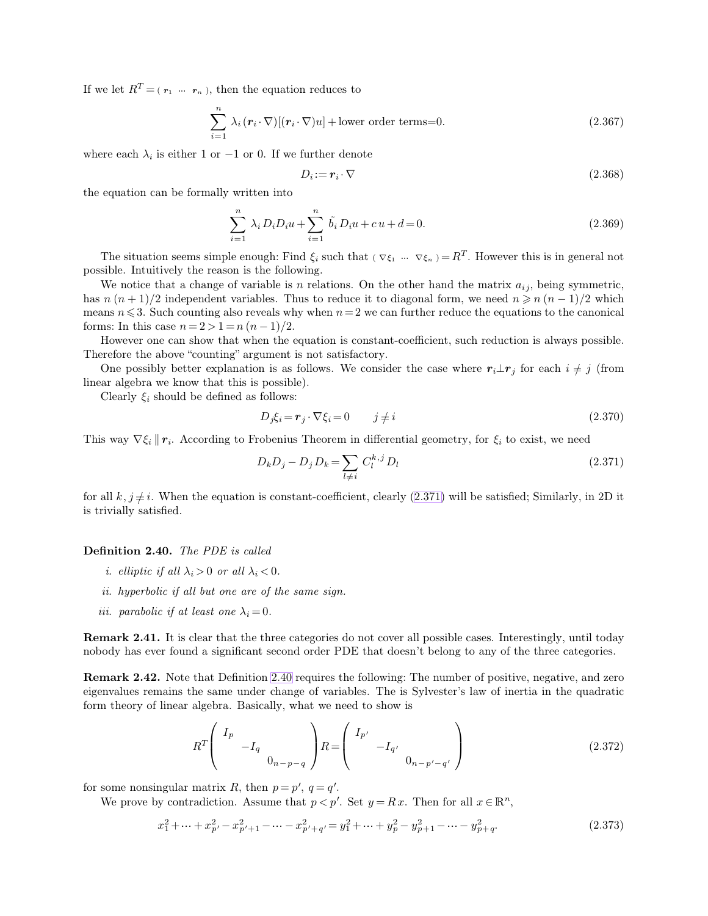If we let $R^T = (\, \boldsymbol{r}_1 \; \cdots \; \boldsymbol{r}_n \,)$, then the equation reduces to

$$\sum_{i=1}^{n} \lambda_i \, (\boldsymbol{r}_i \cdot \nabla)[(\boldsymbol{r}_i \cdot \nabla) u] + \text{lower order terms} = 0. \tag{2.367}$$

where each $\lambda_i$ is either 1 or $-1$ or 0. If we further denote

$$D_i := \boldsymbol{r}_i \cdot \nabla \tag{2.368}$$

the equation can be formally written into

$$\sum_{i=1}^{n} \lambda_i \, D_i D_i u + \sum_{i=1}^{n} \tilde{b}_i \, D_i u + c\, u + d = 0. \tag{2.369}$$

The situation seems simple enough: Find $\xi_i$ such that $(\, \nabla\xi_1 \; \cdots \; \nabla\xi_n \,) = R^T$. However this is in general not possible. Intuitively the reason is the following.

We notice that a change of variable is $n$ relations. On the other hand the matrix $a_{ij}$, being symmetric, has $n\,(n+1)/2$ independent variables. Thus to reduce it to diagonal form, we need $n \geqslant n\,(n-1)/2$ which means $n \leqslant 3$. Such counting also reveals why when $n = 2$ we can further reduce the equations to the canonical forms: In this case $n = 2 > 1 = n\,(n-1)/2$.

However one can show that when the equation is constant-coefficient, such reduction is always possible. Therefore the above "counting" argument is not satisfactory.

One possibly better explanation is as follows. We consider the case where $\boldsymbol{r}_i \perp \boldsymbol{r}_j$ for each $i \neq j$ (from linear algebra we know that this is possible).

Clearly $\xi_i$ should be defined as follows:

$$D_j \xi_i = \boldsymbol{r}_j \cdot \nabla \xi_i = 0 \qquad j \neq i \tag{2.370}$$

This way $\nabla \xi_i \parallel \boldsymbol{r}_i$. According to Frobenius Theorem in differential geometry, for $\xi_i$ to exist, we need

$$D_k D_j - D_j D_k = \sum_{l \neq i} C_l^{k,j} D_l \tag{2.371}$$

for all $k, j \neq i$. When the equation is constant-coefficient, clearly (2.371) will be satisfied; Similarly, in 2D it is trivially satisfied.

**Definition 2.40.** *The PDE is called*

*i. elliptic if all $\lambda_i > 0$ or all $\lambda_i < 0$.*

*ii. hyperbolic if all but one are of the same sign.*

*iii. parabolic if at least one $\lambda_i = 0$.*

**Remark 2.41.** It is clear that the three categories do not cover all possible cases. Interestingly, until today nobody has ever found a significant second order PDE that doesn't belong to any of the three categories.

**Remark 2.42.** Note that Definition 2.40 requires the following: The number of positive, negative, and zero eigenvalues remains the same under change of variables. The is Sylvester's law of inertia in the quadratic form theory of linear algebra. Basically, what we need to show is

$$R^T \begin{pmatrix} I_p & & \\ & -I_q & \\ & & 0_{n-p-q} \end{pmatrix} R = \begin{pmatrix} I_{p'} & & \\ & -I_{q'} & \\ & & 0_{n-p'-q'} \end{pmatrix} \tag{2.372}$$

for some nonsingular matrix $R$, then $p = p'$, $q = q'$.

We prove by contradiction. Assume that $p < p'$. Set $y = R\, x$. Then for all $x \in \mathbb{R}^n$,

$$x_1^2 + \cdots + x_{p'}^2 - x_{p'+1}^2 - \cdots - x_{p'+q'}^2 = y_1^2 + \cdots + y_p^2 - y_{p+1}^2 - \cdots - y_{p+q}^2. \tag{2.373}$$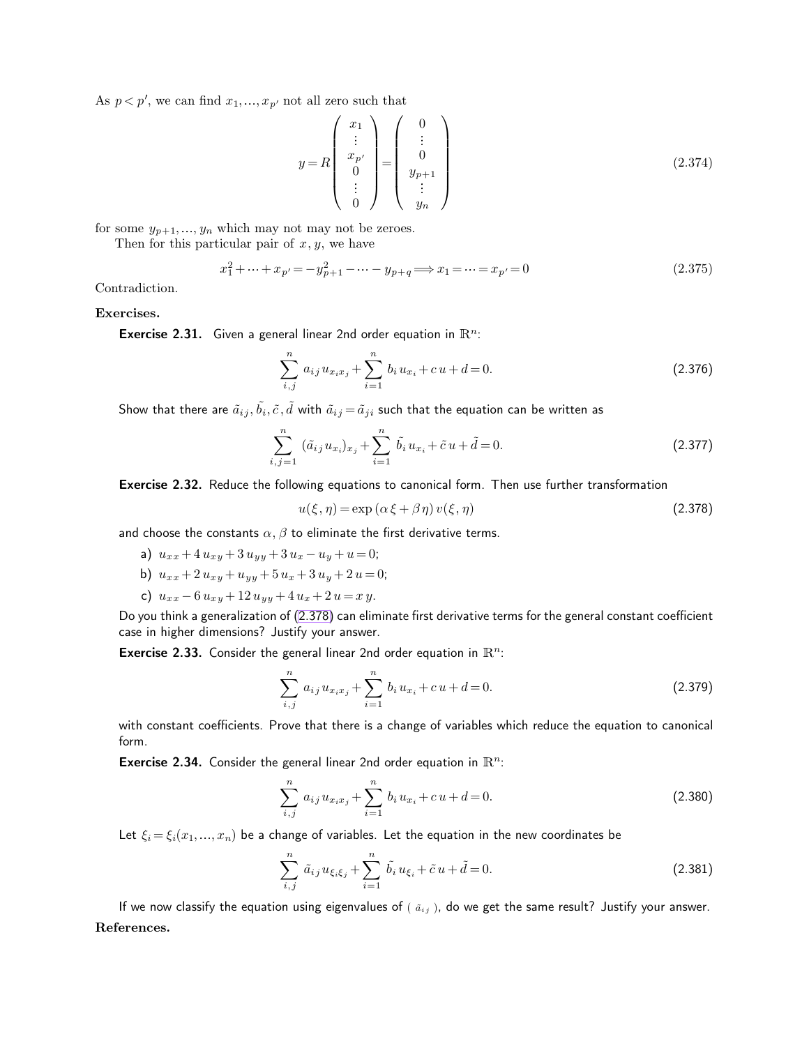As $p < p'$, we can find $x_1, \ldots, x_{p'}$ not all zero such that

$$y = R \begin{pmatrix} x_1 \\ \vdots \\ x_{p'} \\ 0 \\ \vdots \\ 0 \end{pmatrix} = \begin{pmatrix} 0 \\ \vdots \\ 0 \\ y_{p+1} \\ \vdots \\ y_n \end{pmatrix} \tag{2.374}$$

for some $y_{p+1}, \ldots, y_n$ which may not may not be zeroes.

Then for this particular pair of $x, y$, we have

$$x_1^2 + \cdots + x_{p'} = -y_{p+1}^2 - \cdots - y_{p+q} \Longrightarrow x_1 = \cdots = x_{p'} = 0 \tag{2.375}$$

Contradiction.

**Exercises.**

**Exercise 2.31.** Given a general linear 2nd order equation in $\mathbb{R}^n$:

$$\sum_{i,j}^{n} a_{ij} u_{x_i x_j} + \sum_{i=1}^{n} b_i u_{x_i} + c\, u + d = 0. \tag{2.376}$$

Show that there are $\tilde{a}_{ij}, \tilde{b_i}, \tilde{c}, \tilde{d}$ with $\tilde{a}_{ij} = \tilde{a}_{ji}$ such that the equation can be written as

$$\sum_{i,j=1}^{n} (\tilde{a}_{ij} u_{x_i})_{x_j} + \sum_{i=1}^{n} \tilde{b_i} u_{x_i} + \tilde{c}\, u + \tilde{d} = 0. \tag{2.377}$$

**Exercise 2.32.** Reduce the following equations to canonical form. Then use further transformation

$$u(\xi, \eta) = \exp(\alpha \xi + \beta \eta)\, v(\xi, \eta) \tag{2.378}$$

and choose the constants $\alpha, \beta$ to eliminate the first derivative terms.

a) $u_{xx} + 4 u_{xy} + 3 u_{yy} + 3 u_x - u_y + u = 0$;

b) $u_{xx} + 2 u_{xy} + u_{yy} + 5 u_x + 3 u_y + 2 u = 0$;

c) $u_{xx} - 6 u_{xy} + 12 u_{yy} + 4 u_x + 2 u = x y$.

Do you think a generalization of (2.378) can eliminate first derivative terms for the general constant coefficient case in higher dimensions? Justify your answer.

**Exercise 2.33.** Consider the general linear 2nd order equation in $\mathbb{R}^n$:

$$\sum_{i,j}^{n} a_{ij} u_{x_i x_j} + \sum_{i=1}^{n} b_i u_{x_i} + c\, u + d = 0. \tag{2.379}$$

with constant coefficients. Prove that there is a change of variables which reduce the equation to canonical form.

**Exercise 2.34.** Consider the general linear 2nd order equation in $\mathbb{R}^n$:

$$\sum_{i,j}^{n} a_{ij} u_{x_i x_j} + \sum_{i=1}^{n} b_i u_{x_i} + c\, u + d = 0. \tag{2.380}$$

Let $\xi_i = \xi_i(x_1, \ldots, x_n)$ be a change of variables. Let the equation in the new coordinates be

$$\sum_{i,j}^{n} \tilde{a}_{ij} u_{\xi_i \xi_j} + \sum_{i=1}^{n} \tilde{b_i} u_{\xi_i} + \tilde{c}\, u + \tilde{d} = 0. \tag{2.381}$$

If we now classify the equation using eigenvalues of $(\tilde{a}_{ij})$, do we get the same result? Justify your answer.

**References.**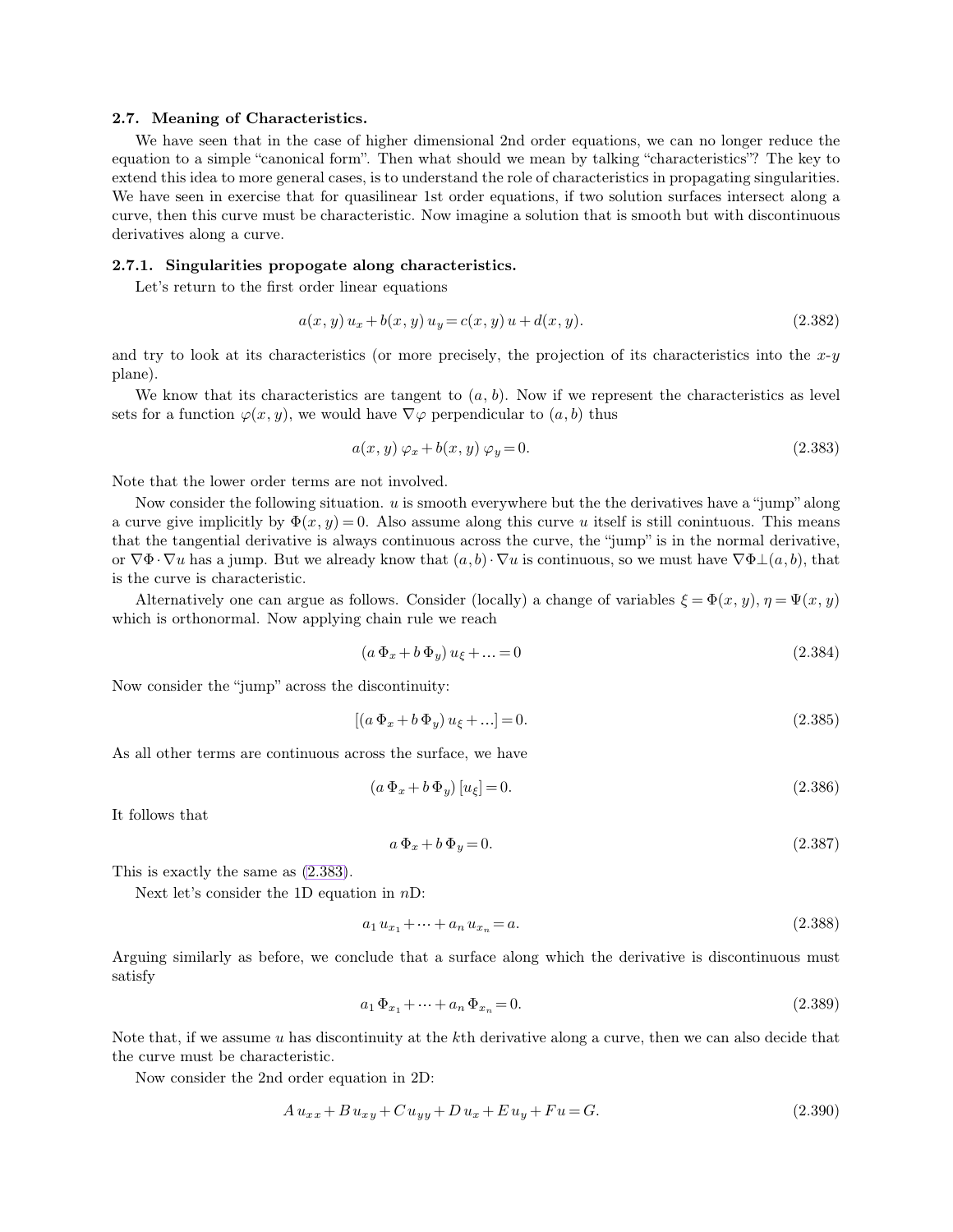### 2.7. Meaning of Characteristics.

We have seen that in the case of higher dimensional 2nd order equations, we can no longer reduce the equation to a simple "canonical form". Then what should we mean by talking "characteristics"? The key to extend this idea to more general cases, is to understand the role of characteristics in propagating singularities. We have seen in exercise that for quasilinear 1st order equations, if two solution surfaces intersect along a curve, then this curve must be characteristic. Now imagine a solution that is smooth but with discontinuous derivatives along a curve.

#### 2.7.1. Singularities propogate along characteristics.

Let's return to the first order linear equations

$$a(x, y)\, u_x + b(x, y)\, u_y = c(x, y)\, u + d(x, y). \tag{2.382}$$

and try to look at its characteristics (or more precisely, the projection of its characteristics into the $x$-$y$ plane).

We know that its characteristics are tangent to $(a, b)$. Now if we represent the characteristics as level sets for a function $\varphi(x, y)$, we would have $\nabla\varphi$ perpendicular to $(a, b)$ thus

$$a(x, y)\, \varphi_x + b(x, y)\, \varphi_y = 0. \tag{2.383}$$

Note that the lower order terms are not involved.

Now consider the following situation. $u$ is smooth everywhere but the the derivatives have a "jump" along a curve give implicitly by $\Phi(x, y) = 0$. Also assume along this curve $u$ itself is still conintuous. This means that the tangential derivative is always continuous across the curve, the "jump" is in the normal derivative, or $\nabla\Phi \cdot \nabla u$ has a jump. But we already know that $(a, b) \cdot \nabla u$ is continuous, so we must have $\nabla\Phi \perp (a, b)$, that is the curve is characteristic.

Alternatively one can argue as follows. Consider (locally) a change of variables $\xi = \Phi(x, y)$, $\eta = \Psi(x, y)$ which is orthonormal. Now applying chain rule we reach

$$(a\, \Phi_x + b\, \Phi_y)\, u_\xi + \ldots = 0 \tag{2.384}$$

Now consider the "jump" across the discontinuity:

$$[(a\, \Phi_x + b\, \Phi_y)\, u_\xi + \ldots] = 0. \tag{2.385}$$

As all other terms are continuous across the surface, we have

$$(a\, \Phi_x + b\, \Phi_y)\, [u_\xi] = 0. \tag{2.386}$$

It follows that

$$a\, \Phi_x + b\, \Phi_y = 0. \tag{2.387}$$

This is exactly the same as (2.383).

Next let's consider the 1D equation in $n$D:

$$a_1\, u_{x_1} + \cdots + a_n\, u_{x_n} = a. \tag{2.388}$$

Arguing similarly as before, we conclude that a surface along which the derivative is discontinuous must satisfy

$$a_1\, \Phi_{x_1} + \cdots + a_n\, \Phi_{x_n} = 0. \tag{2.389}$$

Note that, if we assume $u$ has discontinuity at the $k$th derivative along a curve, then we can also decide that the curve must be characteristic.

Now consider the 2nd order equation in 2D:

$$A\, u_{xx} + B\, u_{xy} + C\, u_{yy} + D\, u_x + E\, u_y + F u = G. \tag{2.390}$$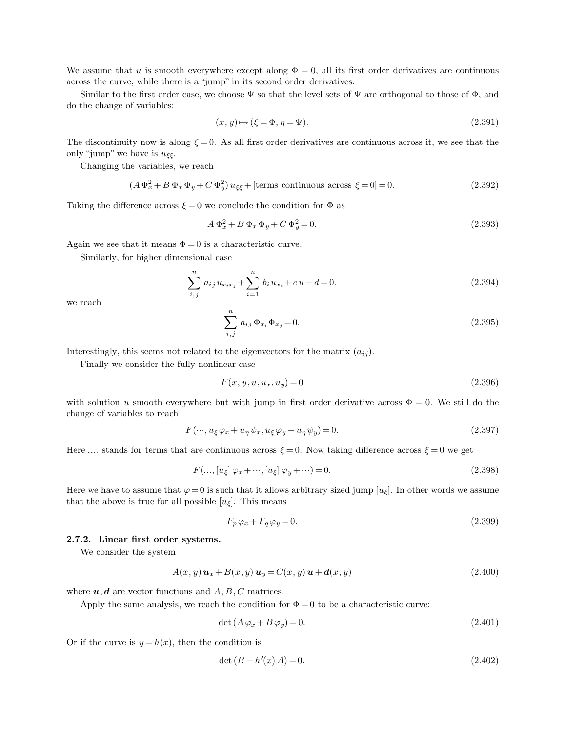We assume that $u$ is smooth everywhere except along $\Phi = 0$, all its first order derivatives are continuous across the curve, while there is a "jump" in its second order derivatives.

Similar to the first order case, we choose $\Psi$ so that the level sets of $\Psi$ are orthogonal to those of $\Phi$, and do the change of variables:

$$(x, y) \mapsto (\xi = \Phi, \eta = \Psi). \tag{2.391}$$

The discontinuity now is along $\xi = 0$. As all first order derivatives are continuous across it, we see that the only "jump" we have is $u_{\xi\xi}$.

Changing the variables, we reach

$$(A\,\Phi_x^2 + B\,\Phi_x\,\Phi_y + C\,\Phi_y^2)\,u_{\xi\xi} + [\text{terms continuous across } \xi = 0] = 0. \tag{2.392}$$

Taking the difference across $\xi = 0$ we conclude the condition for $\Phi$ as

$$A\,\Phi_x^2 + B\,\Phi_x\,\Phi_y + C\,\Phi_y^2 = 0. \tag{2.393}$$

Again we see that it means $\Phi = 0$ is a characteristic curve.

Similarly, for higher dimensional case

$$\sum_{i,j}^{n} a_{ij}\,u_{x_i x_j} + \sum_{i=1}^{n} b_i\,u_{x_i} + c\,u + d = 0. \tag{2.394}$$

we reach

$$\sum_{i,j}^{n} a_{ij}\,\Phi_{x_i}\,\Phi_{x_j} = 0. \tag{2.395}$$

Interestingly, this seems not related to the eigenvectors for the matrix $(a_{ij})$.

Finally we consider the fully nonlinear case

$$F(x, y, u, u_x, u_y) = 0 \tag{2.396}$$

with solution $u$ smooth everywhere but with jump in first order derivative across $\Phi = 0$. We still do the change of variables to reach

$$F(\cdots, u_\xi\,\varphi_x + u_\eta\,\psi_x, u_\xi\,\varphi_y + u_\eta\,\psi_y) = 0. \tag{2.397}$$

Here .... stands for terms that are continuous across $\xi = 0$. Now taking difference across $\xi = 0$ we get

$$F(\ldots, [u_\xi]\,\varphi_x + \cdots, [u_\xi]\,\varphi_y + \cdots) = 0. \tag{2.398}$$

Here we have to assume that $\varphi = 0$ is such that it allows arbitrary sized jump $[u_\xi]$. In other words we assume that the above is true for all possible $[u_\xi]$. This means

$$F_p\,\varphi_x + F_q\,\varphi_y = 0. \tag{2.399}$$

### 2.7.2. Linear first order systems.

We consider the system

$$A(x, y)\,\boldsymbol{u}_x + B(x, y)\,\boldsymbol{u}_y = C(x, y)\,\boldsymbol{u} + \boldsymbol{d}(x, y) \tag{2.400}$$

where $\boldsymbol{u}, \boldsymbol{d}$ are vector functions and $A, B, C$ matrices.

Apply the same analysis, we reach the condition for $\Phi = 0$ to be a characteristic curve:

$$\det\,(A\,\varphi_x + B\,\varphi_y) = 0. \tag{2.401}$$

Or if the curve is $y = h(x)$, then the condition is

$$\det\,(B - h'(x)\,A) = 0. \tag{2.402}$$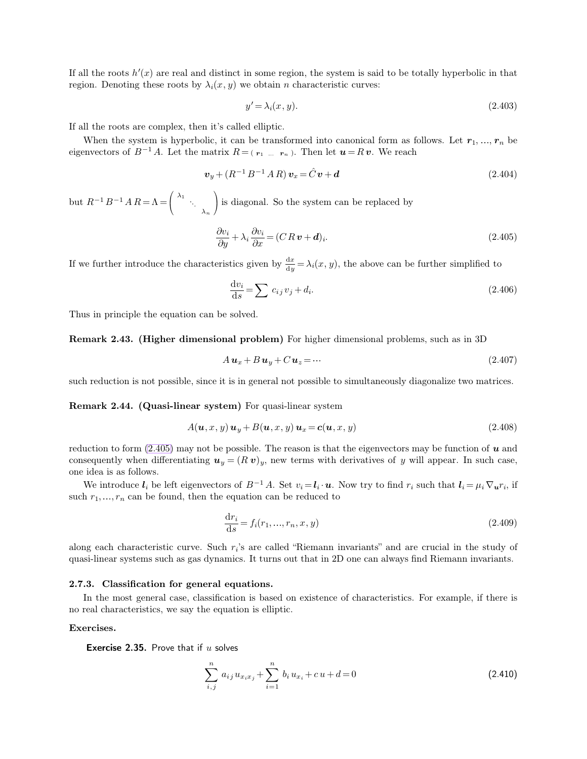If all the roots $h'(x)$ are real and distinct in some region, the system is said to be totally hyperbolic in that region. Denoting these roots by $\lambda_i(x, y)$ we obtain $n$ characteristic curves:

$$y' = \lambda_i(x, y). \tag{2.403}$$

If all the roots are complex, then it's called elliptic.

When the system is hyperbolic, it can be transformed into canonical form as follows. Let $\boldsymbol{r}_1, \ldots, \boldsymbol{r}_n$ be eigenvectors of $B^{-1} A$. Let the matrix $R = (\, \boldsymbol{r}_1 \;\ldots\; \boldsymbol{r}_n \,)$. Then let $\boldsymbol{u} = R\, \boldsymbol{v}$. We reach

$$\boldsymbol{v}_y + (R^{-1} B^{-1} A\, R)\, \boldsymbol{v}_x = \hat{C}\, \boldsymbol{v} + \boldsymbol{d} \tag{2.404}$$

but $R^{-1} B^{-1} A\, R = \Lambda = \begin{pmatrix} \lambda_1 & & \\ & \ddots & \\ & & \lambda_n \end{pmatrix}$ is diagonal. So the system can be replaced by

$$\frac{\partial v_i}{\partial y} + \lambda_i \frac{\partial v_i}{\partial x} = (C\, R\, \boldsymbol{v} + \boldsymbol{d})_i. \tag{2.405}$$

If we further introduce the characteristics given by $\frac{\mathrm{d}x}{\mathrm{d}y} = \lambda_i(x, y)$, the above can be further simplified to

$$\frac{\mathrm{d}v_i}{\mathrm{d}s} = \sum c_{ij}\, v_j + d_i. \tag{2.406}$$

Thus in principle the equation can be solved.

**Remark 2.43. (Higher dimensional problem)** For higher dimensional problems, such as in 3D

$$A\, \boldsymbol{u}_x + B\, \boldsymbol{u}_y + C\, \boldsymbol{u}_z = \cdots \tag{2.407}$$

such reduction is not possible, since it is in general not possible to simultaneously diagonalize two matrices.

**Remark 2.44. (Quasi-linear system)** For quasi-linear system

$$A(\boldsymbol{u}, x, y)\, \boldsymbol{u}_y + B(\boldsymbol{u}, x, y)\, \boldsymbol{u}_x = \boldsymbol{c}(\boldsymbol{u}, x, y) \tag{2.408}$$

reduction to form (2.405) may not be possible. The reason is that the eigenvectors may be function of $\boldsymbol{u}$ and consequently when differentiating $\boldsymbol{u}_y = (R\, \boldsymbol{v})_y$, new terms with derivatives of $y$ will appear. In such case, one idea is as follows.

We introduce $\boldsymbol{l}_i$ be left eigenvectors of $B^{-1} A$. Set $v_i = \boldsymbol{l}_i \cdot \boldsymbol{u}$. Now try to find $r_i$ such that $\boldsymbol{l}_i = \mu_i\, \nabla_{\boldsymbol{u}} r_i$, if such $r_1, \ldots, r_n$ can be found, then the equation can be reduced to

$$\frac{\mathrm{d}r_i}{\mathrm{d}s} = f_i(r_1, \ldots, r_n, x, y) \tag{2.409}$$

along each characteristic curve. Such $r_i$'s are called "Riemann invariants" and are crucial in the study of quasi-linear systems such as gas dynamics. It turns out that in 2D one can always find Riemann invariants.

### 2.7.3. Classification for general equations.

In the most general case, classification is based on existence of characteristics. For example, if there is no real characteristics, we say the equation is elliptic.

**Exercises.**

**Exercise 2.35.** Prove that if $u$ solves

$$\sum_{i,j}^{n} a_{ij}\, u_{x_i x_j} + \sum_{i=1}^{n} b_i\, u_{x_i} + c\, u + d = 0 \tag{2.410}$$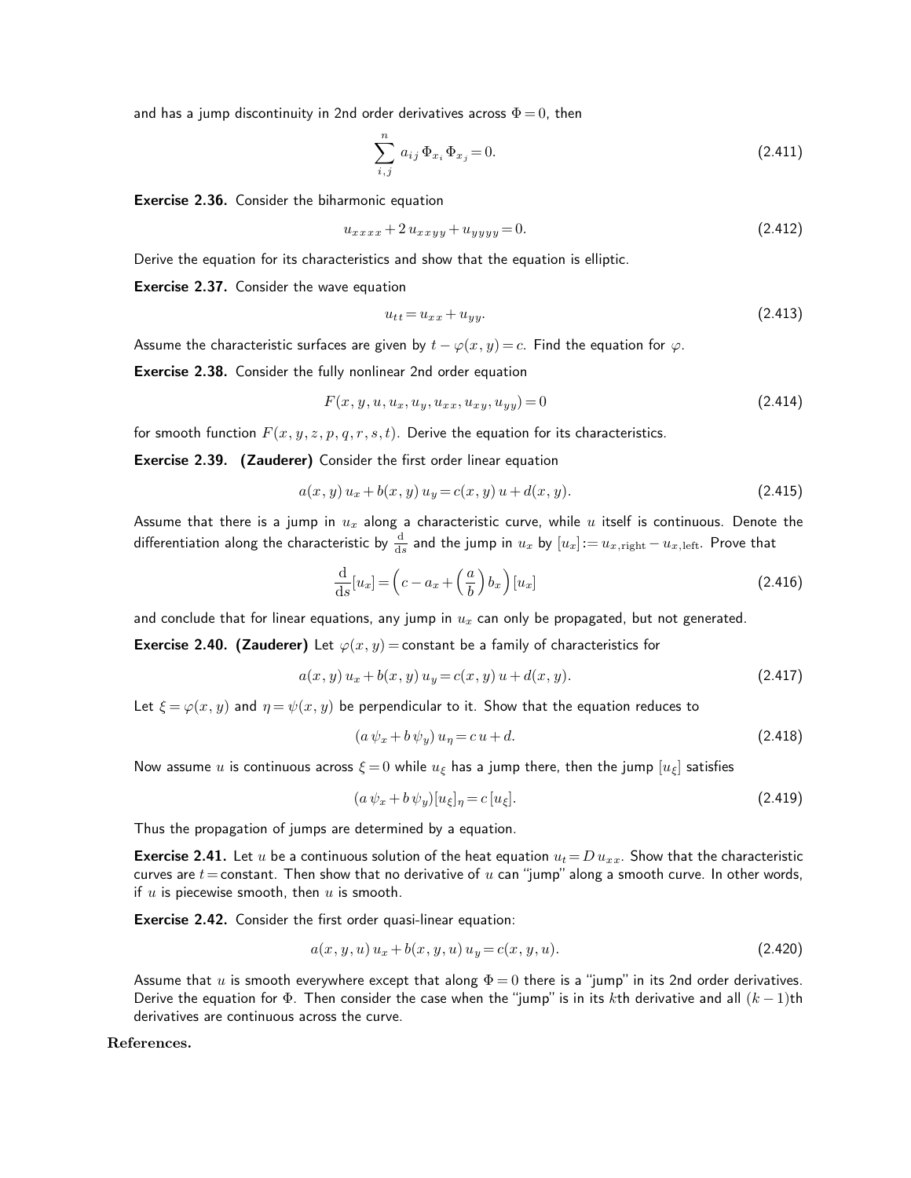and has a jump discontinuity in 2nd order derivatives across $\Phi = 0$, then

$$\sum_{i,j}^{n} a_{ij} \Phi_{x_i} \Phi_{x_j} = 0. \tag{2.411}$$

**Exercise 2.36.** Consider the biharmonic equation

$$u_{xxxx} + 2 u_{xxyy} + u_{yyyy} = 0. \tag{2.412}$$

Derive the equation for its characteristics and show that the equation is elliptic.

**Exercise 2.37.** Consider the wave equation

$$u_{tt} = u_{xx} + u_{yy}. \tag{2.413}$$

Assume the characteristic surfaces are given by $t - \varphi(x, y) = c$. Find the equation for $\varphi$.

**Exercise 2.38.** Consider the fully nonlinear 2nd order equation

$$F(x, y, u, u_x, u_y, u_{xx}, u_{xy}, u_{yy}) = 0 \tag{2.414}$$

for smooth function $F(x, y, z, p, q, r, s, t)$. Derive the equation for its characteristics.

**Exercise 2.39. (Zauderer)** Consider the first order linear equation

$$a(x, y) u_x + b(x, y) u_y = c(x, y) u + d(x, y). \tag{2.415}$$

Assume that there is a jump in $u_x$ along a characteristic curve, while $u$ itself is continuous. Denote the differentiation along the characteristic by $\frac{\mathrm{d}}{\mathrm{d}s}$ and the jump in $u_x$ by $[u_x] := u_{x,\mathrm{right}} - u_{x,\mathrm{left}}$. Prove that

$$\frac{\mathrm{d}}{\mathrm{d}s}[u_x] = \left(c - a_x + \left(\frac{a}{b}\right) b_x\right) [u_x] \tag{2.416}$$

and conclude that for linear equations, any jump in $u_x$ can only be propagated, but not generated.

**Exercise 2.40. (Zauderer)** Let $\varphi(x, y) = \text{constant}$ be a family of characteristics for

$$a(x, y) u_x + b(x, y) u_y = c(x, y) u + d(x, y). \tag{2.417}$$

Let $\xi = \varphi(x, y)$ and $\eta = \psi(x, y)$ be perpendicular to it. Show that the equation reduces to

$$(a \psi_x + b \psi_y) u_\eta = c u + d. \tag{2.418}$$

Now assume $u$ is continuous across $\xi = 0$ while $u_\xi$ has a jump there, then the jump $[u_\xi]$ satisfies

$$(a \psi_x + b \psi_y)[u_\xi]_\eta = c [u_\xi]. \tag{2.419}$$

Thus the propagation of jumps are determined by a equation.

**Exercise 2.41.** Let $u$ be a continuous solution of the heat equation $u_t = D u_{xx}$. Show that the characteristic curves are $t = \text{constant}$. Then show that no derivative of $u$ can "jump" along a smooth curve. In other words, if $u$ is piecewise smooth, then $u$ is smooth.

**Exercise 2.42.** Consider the first order quasi-linear equation:

$$a(x, y, u) u_x + b(x, y, u) u_y = c(x, y, u). \tag{2.420}$$

Assume that $u$ is smooth everywhere except that along $\Phi = 0$ there is a "jump" in its 2nd order derivatives. Derive the equation for $\Phi$. Then consider the case when the "jump" is in its $k$th derivative and all $(k-1)$th derivatives are continuous across the curve.

**References.**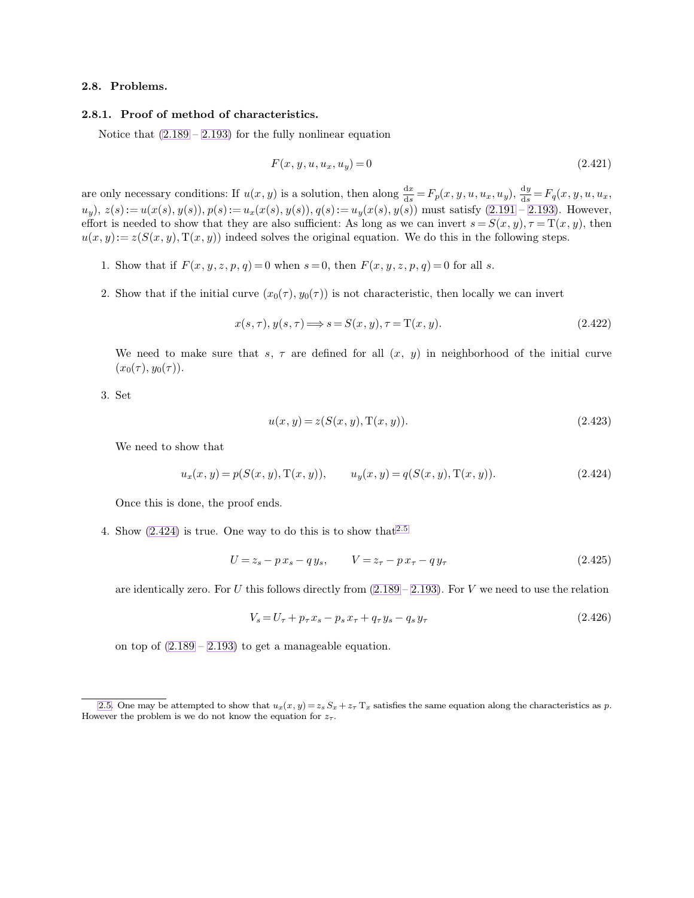### 2.8. Problems.

#### 2.8.1. Proof of method of characteristics.

Notice that (2.189 – 2.193) for the fully nonlinear equation

$$F(x, y, u, u_x, u_y) = 0 \tag{2.421}$$

are only necessary conditions: If $u(x, y)$ is a solution, then along $\frac{\mathrm{d}x}{\mathrm{d}s} = F_p(x, y, u, u_x, u_y)$, $\frac{\mathrm{d}y}{\mathrm{d}s} = F_q(x, y, u, u_x, u_y)$, $z(s) := u(x(s), y(s))$, $p(s) := u_x(x(s), y(s))$, $q(s) := u_y(x(s), y(s))$ must satisfy (2.191 – 2.193). However, effort is needed to show that they are also sufficient: As long as we can invert $s = S(x, y), \tau = \mathrm{T}(x, y)$, then $u(x, y) := z(S(x, y), \mathrm{T}(x, y))$ indeed solves the original equation. We do this in the following steps.

1. Show that if $F(x, y, z, p, q) = 0$ when $s = 0$, then $F(x, y, z, p, q) = 0$ for all $s$.

2. Show that if the initial curve $(x_0(\tau), y_0(\tau))$ is not characteristic, then locally we can invert

   $$x(s, \tau), y(s, \tau) \Longrightarrow s = S(x, y), \tau = \mathrm{T}(x, y). \tag{2.422}$$

   We need to make sure that $s$, $\tau$ are defined for all $(x, y)$ in neighborhood of the initial curve $(x_0(\tau), y_0(\tau))$.

3. Set

   $$u(x, y) = z(S(x, y), \mathrm{T}(x, y)). \tag{2.423}$$

   We need to show that

   $$u_x(x, y) = p(S(x, y), \mathrm{T}(x, y)), \qquad u_y(x, y) = q(S(x, y), \mathrm{T}(x, y)). \tag{2.424}$$

   Once this is done, the proof ends.

4. Show (2.424) is true. One way to do this is to show that[2.5]

   $$U = z_s - p\, x_s - q\, y_s, \qquad V = z_\tau - p\, x_\tau - q\, y_\tau \tag{2.425}$$

   are identically zero. For $U$ this follows directly from (2.189 – 2.193). For $V$ we need to use the relation

   $$V_s = U_\tau + p_\tau x_s - p_s\, x_\tau + q_\tau y_s - q_s\, y_\tau \tag{2.426}$$

   on top of (2.189 – 2.193) to get a manageable equation.

---

[2.5]. One may be attempted to show that $u_x(x, y) = z_s\, S_x + z_\tau\, \mathrm{T}_x$ satisfies the same equation along the characteristics as $p$. However the problem is we do not know the equation for $z_\tau$.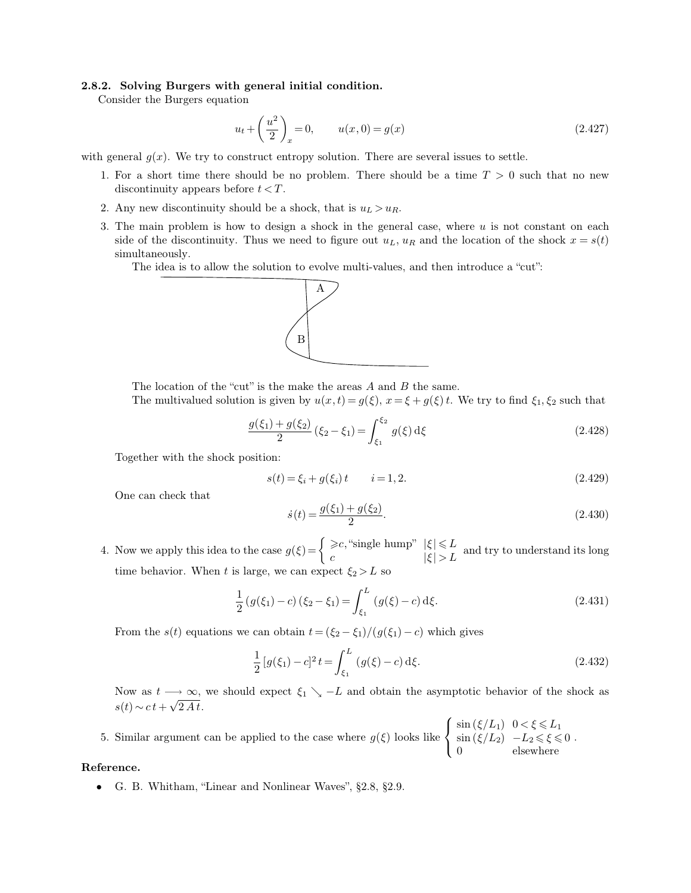### 2.8.2. Solving Burgers with general initial condition.

Consider the Burgers equation

$$u_t + \left(\frac{u^2}{2}\right)_x = 0, \qquad u(x,0) = g(x) \tag{2.427}$$

with general $g(x)$. We try to construct entropy solution. There are several issues to settle.

1. For a short time there should be no problem. There should be a time $T > 0$ such that no new discontinuity appears before $t < T$.
2. Any new discontinuity should be a shock, that is $u_L > u_R$.
3. The main problem is how to design a shock in the general case, where $u$ is not constant on each side of the discontinuity. Thus we need to figure out $u_L$, $u_R$ and the location of the shock $x = s(t)$ simultaneously.

   The idea is to allow the solution to evolve multi-values, and then introduce a "cut":

   The location of the "cut" is the make the areas $A$ and $B$ the same.

   The multivalued solution is given by $u(x,t) = g(\xi)$, $x = \xi + g(\xi)\,t$. We try to find $\xi_1, \xi_2$ such that

   $$\frac{g(\xi_1) + g(\xi_2)}{2}(\xi_2 - \xi_1) = \int_{\xi_1}^{\xi_2} g(\xi)\,\mathrm{d}\xi \tag{2.428}$$

   Together with the shock position:

   $$s(t) = \xi_i + g(\xi_i)\,t \qquad i = 1, 2. \tag{2.429}$$

   One can check that

   $$\dot{s}(t) = \frac{g(\xi_1) + g(\xi_2)}{2}. \tag{2.430}$$

4. Now we apply this idea to the case $g(\xi) = \begin{cases} \geqslant c, \text{"single hump"} & |\xi| \leqslant L \\ c & |\xi| > L \end{cases}$ and try to understand its long time behavior. When $t$ is large, we can expect $\xi_2 > L$ so

   $$\frac{1}{2}(g(\xi_1) - c)(\xi_2 - \xi_1) = \int_{\xi_1}^{L} (g(\xi) - c)\,\mathrm{d}\xi. \tag{2.431}$$

   From the $s(t)$ equations we can obtain $t = (\xi_2 - \xi_1)/(g(\xi_1) - c)$ which gives

   $$\frac{1}{2}[g(\xi_1) - c]^2\, t = \int_{\xi_1}^{L} (g(\xi) - c)\,\mathrm{d}\xi. \tag{2.432}$$

   Now as $t \longrightarrow \infty$, we should expect $\xi_1 \searrow -L$ and obtain the asymptotic behavior of the shock as $s(t) \sim c\,t + \sqrt{2\,A\,t}$.

5. Similar argument can be applied to the case where $g(\xi)$ looks like $\begin{cases} \sin(\xi/L_1) & 0 < \xi \leqslant L_1 \\ \sin(\xi/L_2) & -L_2 \leqslant \xi \leqslant 0 \\ 0 & \text{elsewhere} \end{cases}$.

**Reference.**

- G. B. Whitham, "Linear and Nonlinear Waves", §2.8, §2.9.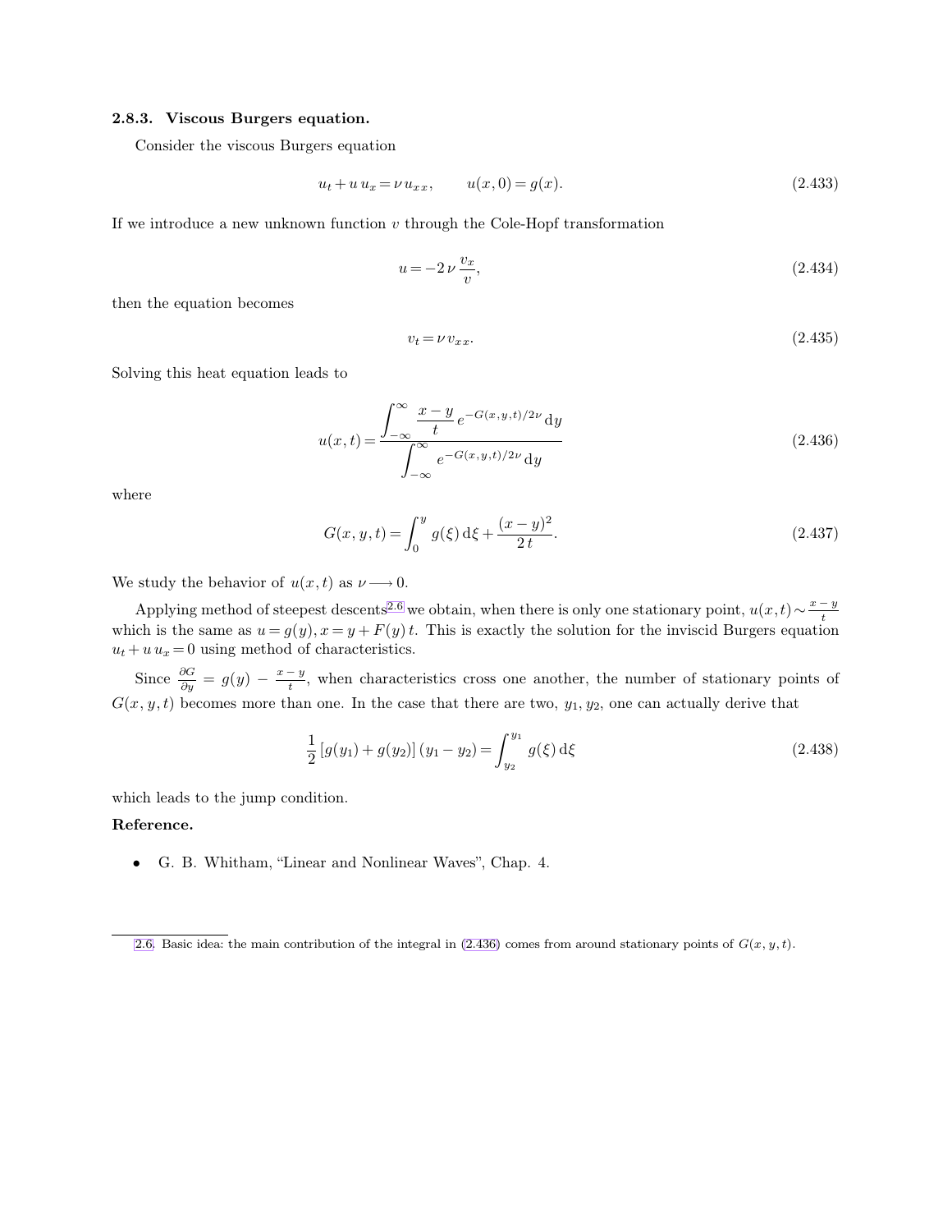### 2.8.3. Viscous Burgers equation.

Consider the viscous Burgers equation

$$u_t + u\,u_x = \nu\,u_{xx}, \qquad u(x,0) = g(x). \tag{2.433}$$

If we introduce a new unknown function $v$ through the Cole-Hopf transformation

$$u = -2\,\nu\,\frac{v_x}{v}, \tag{2.434}$$

then the equation becomes

$$v_t = \nu\,v_{xx}. \tag{2.435}$$

Solving this heat equation leads to

$$u(x,t) = \frac{\displaystyle\int_{-\infty}^{\infty} \frac{x-y}{t}\,e^{-G(x,y,t)/2\nu}\,\mathrm{d}y}{\displaystyle\int_{-\infty}^{\infty} e^{-G(x,y,t)/2\nu}\,\mathrm{d}y} \tag{2.436}$$

where

$$G(x,y,t) = \int_0^y g(\xi)\,\mathrm{d}\xi + \frac{(x-y)^2}{2\,t}. \tag{2.437}$$

We study the behavior of $u(x,t)$ as $\nu \longrightarrow 0$.

Applying method of steepest descents[2.6] we obtain, when there is only one stationary point, $u(x,t) \sim \frac{x-y}{t}$ which is the same as $u = g(y), x = y + F(y)\,t$. This is exactly the solution for the inviscid Burgers equation $u_t + u\,u_x = 0$ using method of characteristics.

Since $\frac{\partial G}{\partial y} = g(y) - \frac{x-y}{t}$, when characteristics cross one another, the number of stationary points of $G(x,y,t)$ becomes more than one. In the case that there are two, $y_1, y_2$, one can actually derive that

$$\frac{1}{2}\left[g(y_1) + g(y_2)\right](y_1 - y_2) = \int_{y_2}^{y_1} g(\xi)\,\mathrm{d}\xi \tag{2.438}$$

which leads to the jump condition.

**Reference.**

- G. B. Whitham, "Linear and Nonlinear Waves", Chap. 4.

---

2.6. Basic idea: the main contribution of the integral in (2.436) comes from around stationary points of $G(x,y,t)$.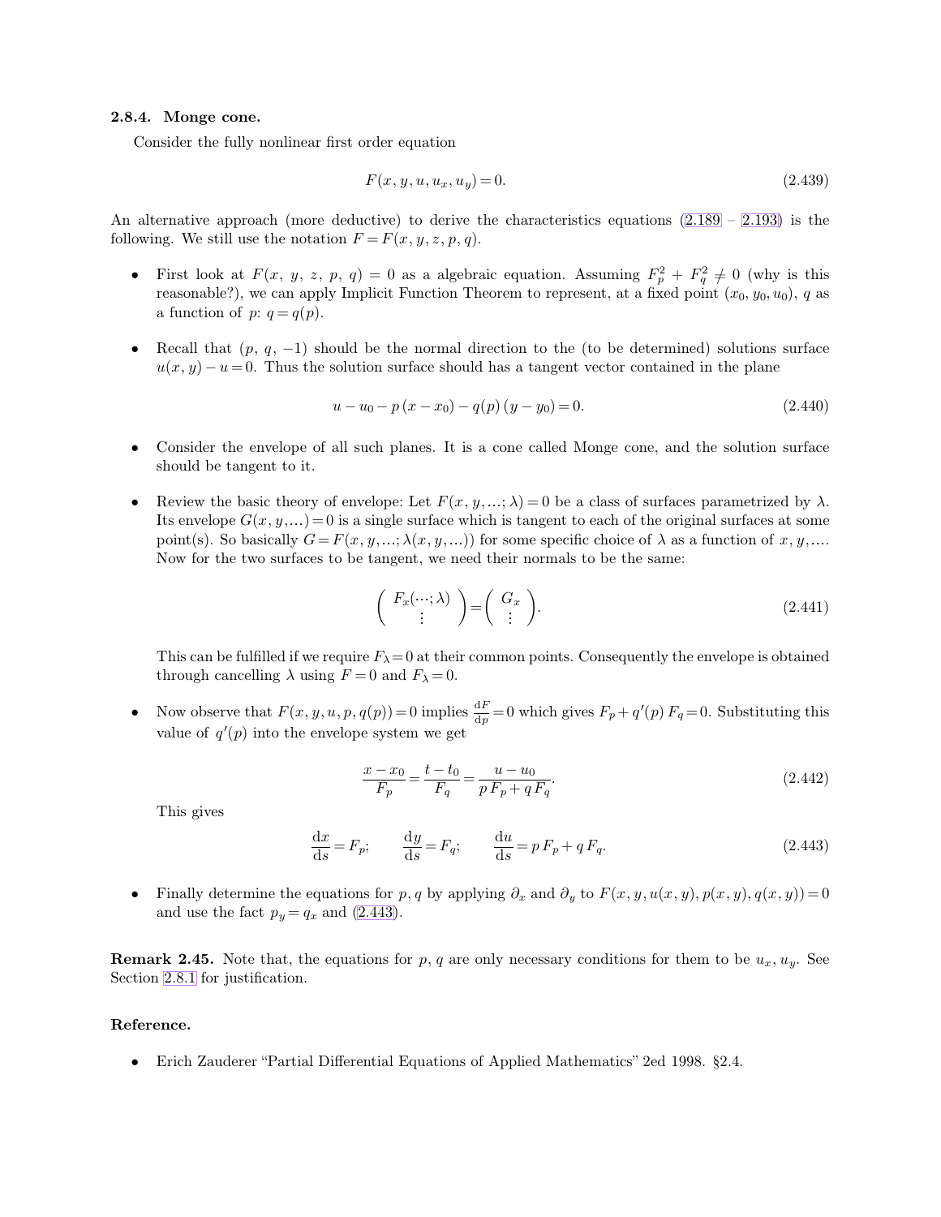### 2.8.4. Monge cone.

Consider the fully nonlinear first order equation

$$F(x, y, u, u_x, u_y) = 0. \tag{2.439}$$

An alternative approach (more deductive) to derive the characteristics equations (2.189 – 2.193) is the following. We still use the notation $F = F(x, y, z, p, q)$.

- First look at $F(x, y, z, p, q) = 0$ as a algebraic equation. Assuming $F_p^2 + F_q^2 \neq 0$ (why is this reasonable?), we can apply Implicit Function Theorem to represent, at a fixed point $(x_0, y_0, u_0)$, $q$ as a function of $p$: $q = q(p)$.

- Recall that $(p, q, -1)$ should be the normal direction to the (to be determined) solutions surface $u(x, y) - u = 0$. Thus the solution surface should has a tangent vector contained in the plane

$$u - u_0 - p\,(x - x_0) - q(p)\,(y - y_0) = 0. \tag{2.440}$$

- Consider the envelope of all such planes. It is a cone called Monge cone, and the solution surface should be tangent to it.

- Review the basic theory of envelope: Let $F(x, y, \ldots; \lambda) = 0$ be a class of surfaces parametrized by $\lambda$. Its envelope $G(x, y, \ldots) = 0$ is a single surface which is tangent to each of the original surfaces at some point(s). So basically $G = F(x, y, \ldots; \lambda(x, y, \ldots))$ for some specific choice of $\lambda$ as a function of $x, y, \ldots$. Now for the two surfaces to be tangent, we need their normals to be the same:

$$\begin{pmatrix} F_x(\cdots; \lambda) \\ \vdots \end{pmatrix} = \begin{pmatrix} G_x \\ \vdots \end{pmatrix}. \tag{2.441}$$

  This can be fulfilled if we require $F_\lambda = 0$ at their common points. Consequently the envelope is obtained through cancelling $\lambda$ using $F = 0$ and $F_\lambda = 0$.

- Now observe that $F(x, y, u, p, q(p)) = 0$ implies $\frac{\mathrm{d}F}{\mathrm{d}p} = 0$ which gives $F_p + q'(p)\,F_q = 0$. Substituting this value of $q'(p)$ into the envelope system we get

$$\frac{x - x_0}{F_p} = \frac{t - t_0}{F_q} = \frac{u - u_0}{p\,F_p + q\,F_q}. \tag{2.442}$$

  This gives

$$\frac{\mathrm{d}x}{\mathrm{d}s} = F_p; \qquad \frac{\mathrm{d}y}{\mathrm{d}s} = F_q; \qquad \frac{\mathrm{d}u}{\mathrm{d}s} = p\,F_p + q\,F_q. \tag{2.443}$$

- Finally determine the equations for $p, q$ by applying $\partial_x$ and $\partial_y$ to $F(x, y, u(x, y), p(x, y), q(x, y)) = 0$ and use the fact $p_y = q_x$ and (2.443).

**Remark 2.45.** Note that, the equations for $p, q$ are only necessary conditions for them to be $u_x, u_y$. See Section 2.8.1 for justification.

**Reference.**

- Erich Zauderer "Partial Differential Equations of Applied Mathematics" 2ed 1998. §2.4.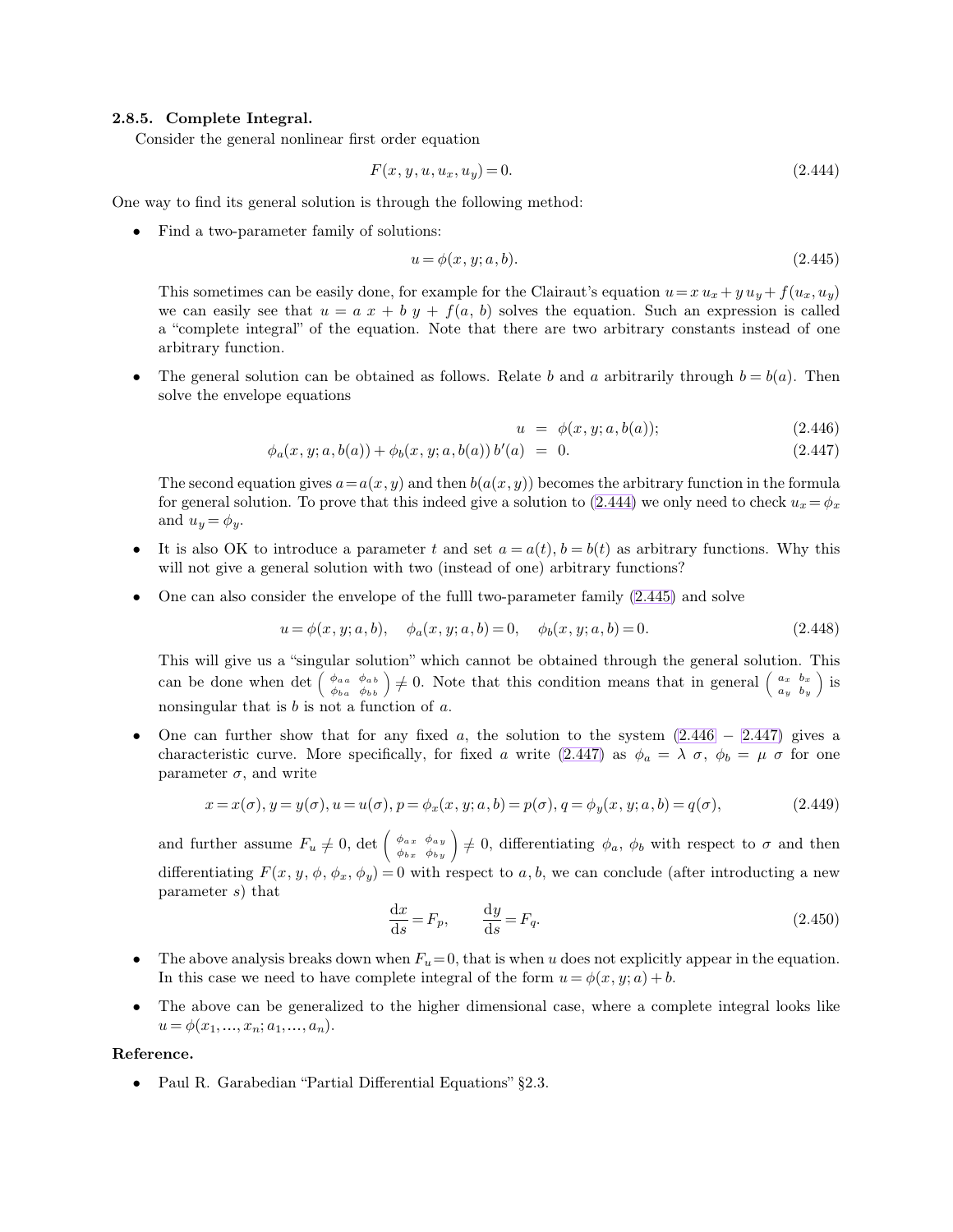### 2.8.5. Complete Integral.

Consider the general nonlinear first order equation

$$F(x, y, u, u_x, u_y) = 0. \tag{2.444}$$

One way to find its general solution is through the following method:

- Find a two-parameter family of solutions:

  $$u = \phi(x, y; a, b). \tag{2.445}$$

  This sometimes can be easily done, for example for the Clairaut's equation $u = x\, u_x + y\, u_y + f(u_x, u_y)$ we can easily see that $u = a\, x + b\, y + f(a, b)$ solves the equation. Such an expression is called a "complete integral" of the equation. Note that there are two arbitrary constants instead of one arbitrary function.

- The general solution can be obtained as follows. Relate $b$ and $a$ arbitrarily through $b = b(a)$. Then solve the envelope equations

  $$u = \phi(x, y; a, b(a)); \tag{2.446}$$

  $$\phi_a(x, y; a, b(a)) + \phi_b(x, y; a, b(a))\, b'(a) = 0. \tag{2.447}$$

  The second equation gives $a = a(x, y)$ and then $b(a(x, y))$ becomes the arbitrary function in the formula for general solution. To prove that this indeed give a solution to (2.444) we only need to check $u_x = \phi_x$ and $u_y = \phi_y$.

- It is also OK to introduce a parameter $t$ and set $a = a(t)$, $b = b(t)$ as arbitrary functions. Why this will not give a general solution with two (instead of one) arbitrary functions?

- One can also consider the envelope of the fulll two-parameter family (2.445) and solve

  $$u = \phi(x, y; a, b), \quad \phi_a(x, y; a, b) = 0, \quad \phi_b(x, y; a, b) = 0. \tag{2.448}$$

  This will give us a "singular solution" which cannot be obtained through the general solution. This can be done when $\det \begin{pmatrix} \phi_{aa} & \phi_{ab} \\ \phi_{ba} & \phi_{bb} \end{pmatrix} \neq 0$. Note that this condition means that in general $\begin{pmatrix} a_x & b_x \\ a_y & b_y \end{pmatrix}$ is nonsingular that is $b$ is not a function of $a$.

- One can further show that for any fixed $a$, the solution to the system (2.446 – 2.447) gives a characteristic curve. More specifically, for fixed $a$ write (2.447) as $\phi_a = \lambda\, \sigma$, $\phi_b = \mu\, \sigma$ for one parameter $\sigma$, and write

  $$x = x(\sigma), y = y(\sigma), u = u(\sigma), p = \phi_x(x, y; a, b) = p(\sigma), q = \phi_y(x, y; a, b) = q(\sigma), \tag{2.449}$$

  and further assume $F_u \neq 0$, $\det \begin{pmatrix} \phi_{ax} & \phi_{ay} \\ \phi_{bx} & \phi_{by} \end{pmatrix} \neq 0$, differentiating $\phi_a$, $\phi_b$ with respect to $\sigma$ and then differentiating $F(x, y, \phi, \phi_x, \phi_y) = 0$ with respect to $a, b$, we can conclude (after introducting a new parameter $s$) that

  $$\frac{\mathrm{d}x}{\mathrm{d}s} = F_p, \qquad \frac{\mathrm{d}y}{\mathrm{d}s} = F_q. \tag{2.450}$$

- The above analysis breaks down when $F_u = 0$, that is when $u$ does not explicitly appear in the equation. In this case we need to have complete integral of the form $u = \phi(x, y; a) + b$.

- The above can be generalized to the higher dimensional case, where a complete integral looks like $u = \phi(x_1, \ldots, x_n; a_1, \ldots, a_n)$.

**Reference.**

- Paul R. Garabedian "Partial Differential Equations" §2.3.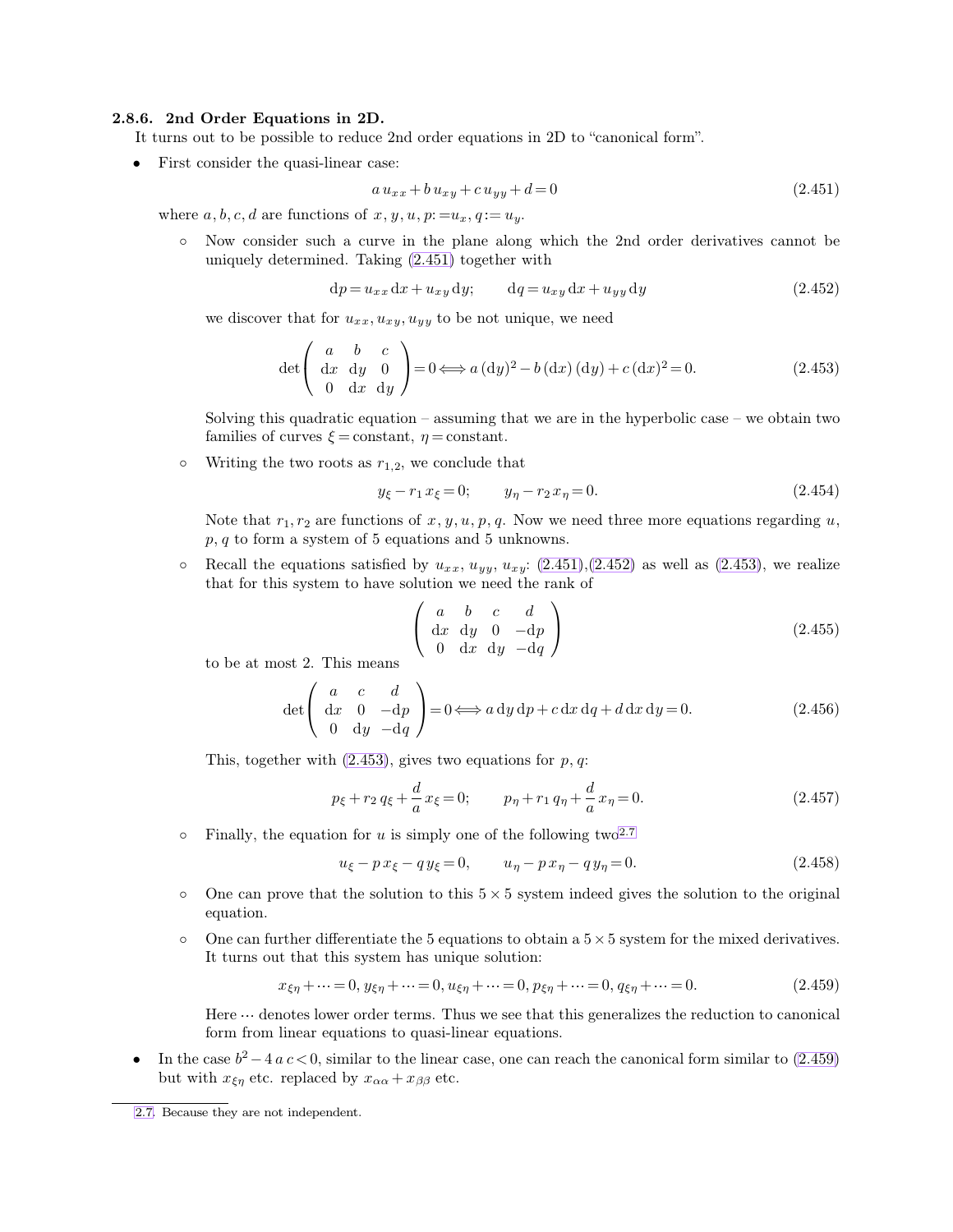### 2.8.6. 2nd Order Equations in 2D.

It turns out to be possible to reduce 2nd order equations in 2D to "canonical form".

- First consider the quasi-linear case:

$$a\, u_{xx} + b\, u_{xy} + c\, u_{yy} + d = 0 \tag{2.451}$$

where $a, b, c, d$ are functions of $x, y, u, p := u_x, q := u_y$.

  - Now consider such a curve in the plane along which the 2nd order derivatives cannot be uniquely determined. Taking (2.451) together with

$$\mathrm{d}p = u_{xx}\, \mathrm{d}x + u_{xy}\, \mathrm{d}y; \qquad \mathrm{d}q = u_{xy}\, \mathrm{d}x + u_{yy}\, \mathrm{d}y \tag{2.452}$$

we discover that for $u_{xx}, u_{xy}, u_{yy}$ to be not unique, we need

$$\det \begin{pmatrix} a & b & c \\ \mathrm{d}x & \mathrm{d}y & 0 \\ 0 & \mathrm{d}x & \mathrm{d}y \end{pmatrix} = 0 \Longleftrightarrow a\, (\mathrm{d}y)^2 - b\, (\mathrm{d}x)\, (\mathrm{d}y) + c\, (\mathrm{d}x)^2 = 0. \tag{2.453}$$

Solving this quadratic equation – assuming that we are in the hyperbolic case – we obtain two families of curves $\xi = \text{constant}$, $\eta = \text{constant}$.

  - Writing the two roots as $r_{1,2}$, we conclude that

$$y_\xi - r_1\, x_\xi = 0; \qquad y_\eta - r_2\, x_\eta = 0. \tag{2.454}$$

Note that $r_1, r_2$ are functions of $x, y, u, p, q$. Now we need three more equations regarding $u$, $p$, $q$ to form a system of 5 equations and 5 unknowns.

  - Recall the equations satisfied by $u_{xx}$, $u_{yy}$, $u_{xy}$: (2.451),(2.452) as well as (2.453), we realize that for this system to have solution we need the rank of

$$\begin{pmatrix} a & b & c & d \\ \mathrm{d}x & \mathrm{d}y & 0 & -\mathrm{d}p \\ 0 & \mathrm{d}x & \mathrm{d}y & -\mathrm{d}q \end{pmatrix} \tag{2.455}$$

to be at most 2. This means

$$\det \begin{pmatrix} a & c & d \\ \mathrm{d}x & 0 & -\mathrm{d}p \\ 0 & \mathrm{d}y & -\mathrm{d}q \end{pmatrix} = 0 \Longleftrightarrow a\, \mathrm{d}y\, \mathrm{d}p + c\, \mathrm{d}x\, \mathrm{d}q + d\, \mathrm{d}x\, \mathrm{d}y = 0. \tag{2.456}$$

This, together with (2.453), gives two equations for $p, q$:

$$p_\xi + r_2\, q_\xi + \frac{d}{a}\, x_\xi = 0; \qquad p_\eta + r_1\, q_\eta + \frac{d}{a}\, x_\eta = 0. \tag{2.457}$$

  - Finally, the equation for $u$ is simply one of the following two[2.7]

$$u_\xi - p\, x_\xi - q\, y_\xi = 0, \qquad u_\eta - p\, x_\eta - q\, y_\eta = 0. \tag{2.458}$$

  - One can prove that the solution to this $5 \times 5$ system indeed gives the solution to the original equation.
  - One can further differentiate the 5 equations to obtain a $5 \times 5$ system for the mixed derivatives. It turns out that this system has unique solution:

$$x_{\xi\eta} + \cdots = 0,\, y_{\xi\eta} + \cdots = 0,\, u_{\xi\eta} + \cdots = 0,\, p_{\xi\eta} + \cdots = 0,\, q_{\xi\eta} + \cdots = 0. \tag{2.459}$$

Here $\cdots$ denotes lower order terms. Thus we see that this generalizes the reduction to canonical form from linear equations to quasi-linear equations.

- In the case $b^2 - 4\, a\, c < 0$, similar to the linear case, one can reach the canonical form similar to (2.459) but with $x_{\xi\eta}$ etc. replaced by $x_{\alpha\alpha} + x_{\beta\beta}$ etc.

---

2.7. Because they are not independent.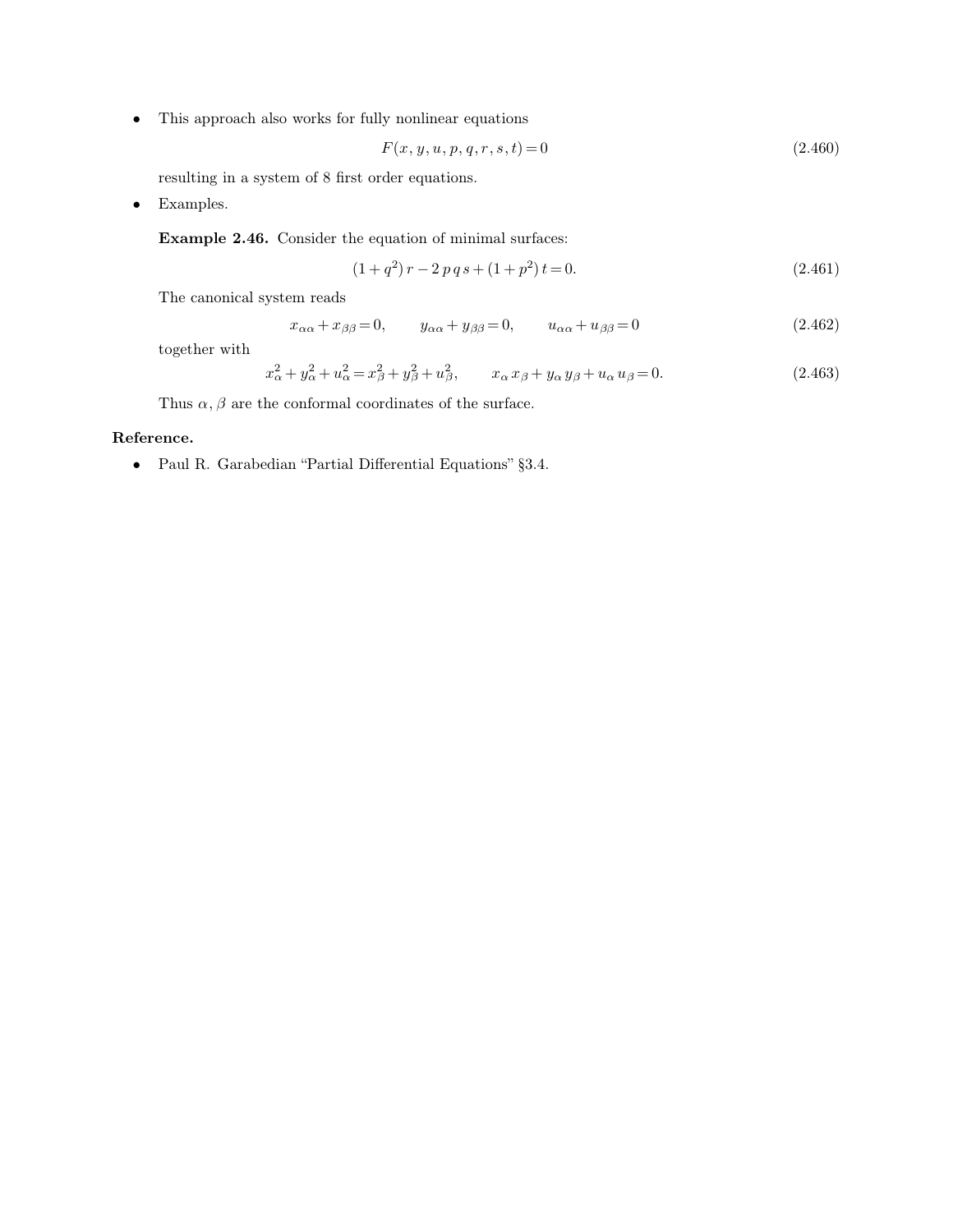- This approach also works for fully nonlinear equations

$$F(x, y, u, p, q, r, s, t) = 0 \tag{2.460}$$

resulting in a system of 8 first order equations.

- Examples.

**Example 2.46.** Consider the equation of minimal surfaces:

$$(1 + q^2)\, r - 2\, p\, q\, s + (1 + p^2)\, t = 0. \tag{2.461}$$

The canonical system reads

$$x_{\alpha\alpha} + x_{\beta\beta} = 0, \qquad y_{\alpha\alpha} + y_{\beta\beta} = 0, \qquad u_{\alpha\alpha} + u_{\beta\beta} = 0 \tag{2.462}$$

together with

$$x_\alpha^2 + y_\alpha^2 + u_\alpha^2 = x_\beta^2 + y_\beta^2 + u_\beta^2, \qquad x_\alpha\, x_\beta + y_\alpha\, y_\beta + u_\alpha\, u_\beta = 0. \tag{2.463}$$

Thus $\alpha, \beta$ are the conformal coordinates of the surface.

**Reference.**

- Paul R. Garabedian "Partial Differential Equations" §3.4.